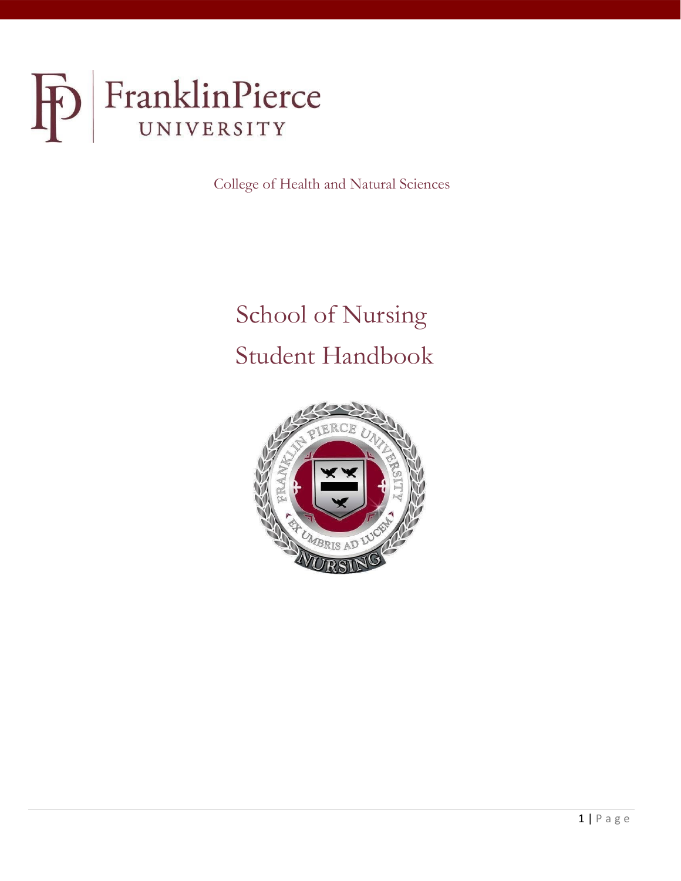FranklinPierce UNIVERSITY

College of Health and Natural Sciences

# School of Nursing
# Student Handbook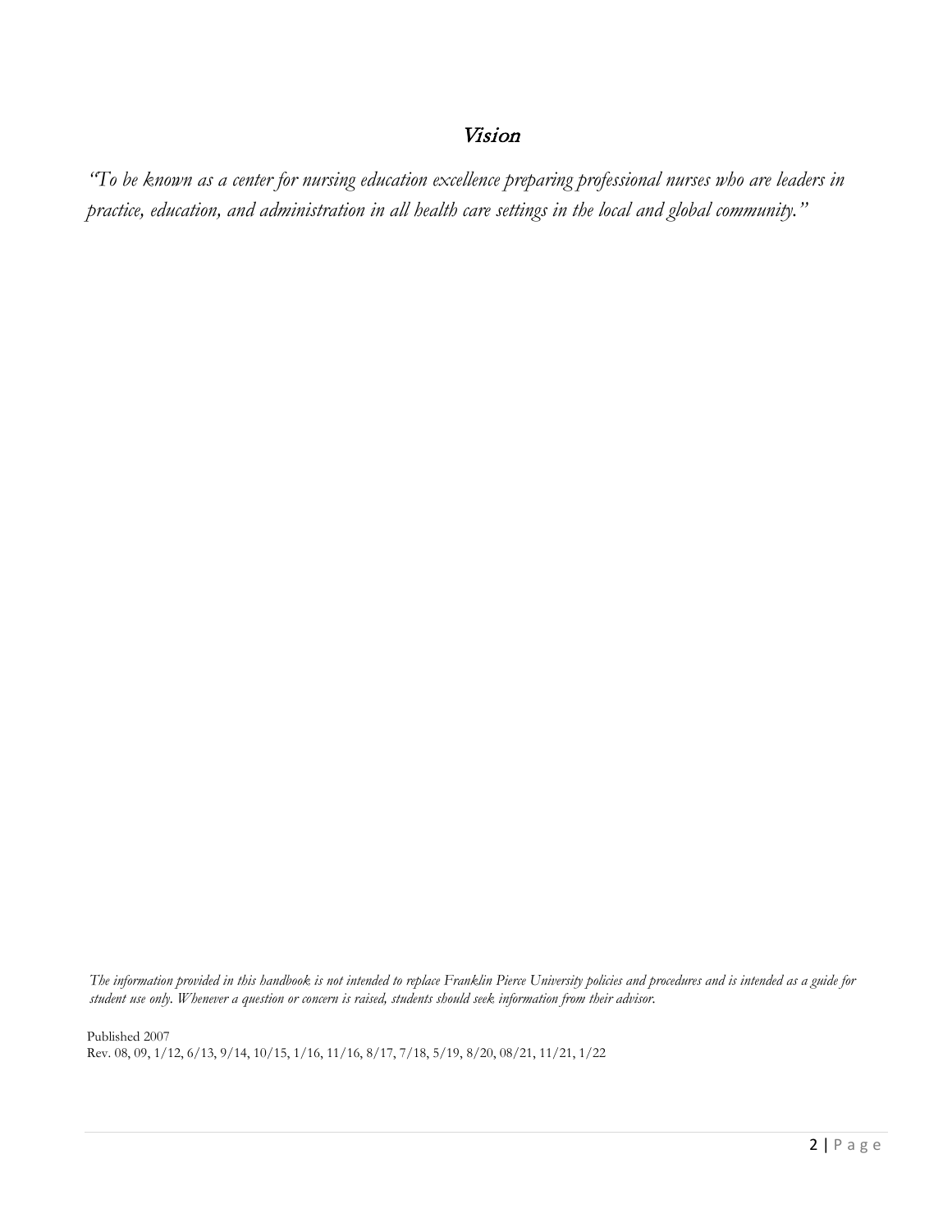## *Vision*

*"To be known as a center for nursing education excellence preparing professional nurses who are leaders in practice, education, and administration in all health care settings in the local and global community."*

*The information provided in this handbook is not intended to replace Franklin Pierce University policies and procedures and is intended as a guide for student use only. Whenever a question or concern is raised, students should seek information from their advisor.*

Published 2007
Rev. 08, 09, 1/12, 6/13, 9/14, 10/15, 1/16, 11/16, 8/17, 7/18, 5/19, 8/20, 08/21, 11/21, 1/22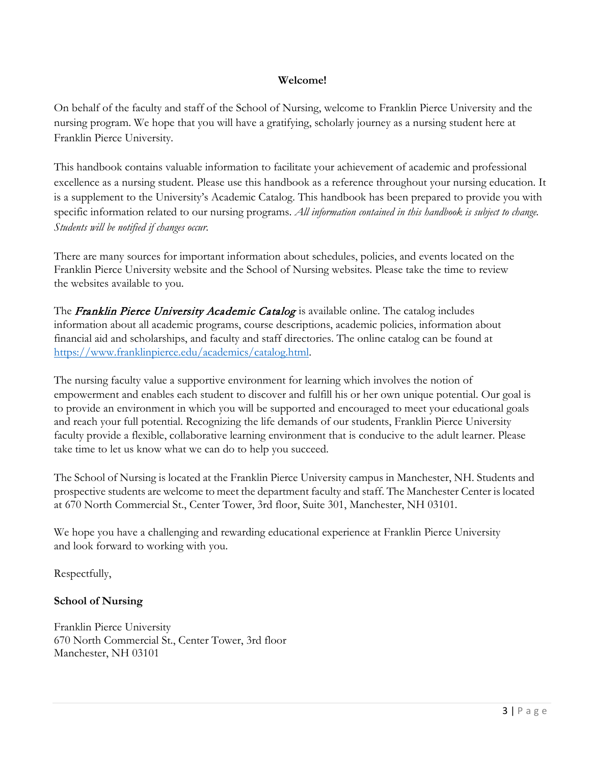**Welcome!**

On behalf of the faculty and staff of the School of Nursing, welcome to Franklin Pierce University and the nursing program. We hope that you will have a gratifying, scholarly journey as a nursing student here at Franklin Pierce University.

This handbook contains valuable information to facilitate your achievement of academic and professional excellence as a nursing student. Please use this handbook as a reference throughout your nursing education. It is a supplement to the University's Academic Catalog. This handbook has been prepared to provide you with specific information related to our nursing programs. *All information contained in this handbook is subject to change. Students will be notified if changes occur.*

There are many sources for important information about schedules, policies, and events located on the Franklin Pierce University website and the School of Nursing websites. Please take the time to review the websites available to you.

The ***Franklin Pierce University Academic Catalog*** is available online. The catalog includes information about all academic programs, course descriptions, academic policies, information about financial aid and scholarships, and faculty and staff directories. The online catalog can be found at [https://www.franklinpierce.edu/academics/catalog.html](https://www.franklinpierce.edu/academics/catalog.html).

The nursing faculty value a supportive environment for learning which involves the notion of empowerment and enables each student to discover and fulfill his or her own unique potential. Our goal is to provide an environment in which you will be supported and encouraged to meet your educational goals and reach your full potential. Recognizing the life demands of our students, Franklin Pierce University faculty provide a flexible, collaborative learning environment that is conducive to the adult learner. Please take time to let us know what we can do to help you succeed.

The School of Nursing is located at the Franklin Pierce University campus in Manchester, NH. Students and prospective students are welcome to meet the department faculty and staff. The Manchester Center is located at 670 North Commercial St., Center Tower, 3rd floor, Suite 301, Manchester, NH 03101.

We hope you have a challenging and rewarding educational experience at Franklin Pierce University and look forward to working with you.

Respectfully,

**School of Nursing**

Franklin Pierce University
670 North Commercial St., Center Tower, 3rd floor
Manchester, NH 03101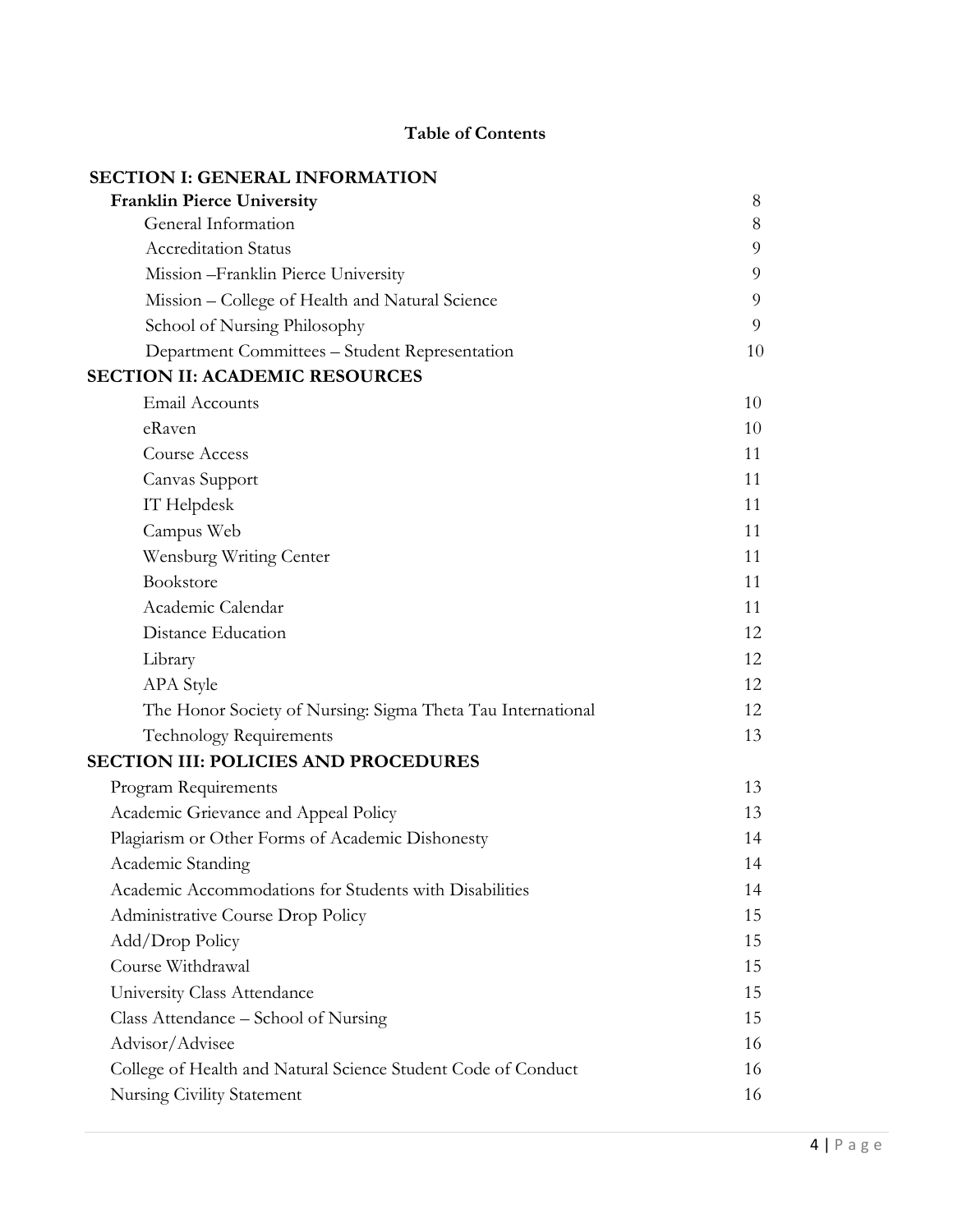## Table of Contents

| | |
|---|---|
| **SECTION I: GENERAL INFORMATION** | |
| **Franklin Pierce University** | 8 |
| General Information | 8 |
| Accreditation Status | 9 |
| Mission –Franklin Pierce University | 9 |
| Mission – College of Health and Natural Science | 9 |
| School of Nursing Philosophy | 9 |
| Department Committees – Student Representation | 10 |
| **SECTION II: ACADEMIC RESOURCES** | |
| Email Accounts | 10 |
| eRaven | 10 |
| Course Access | 11 |
| Canvas Support | 11 |
| IT Helpdesk | 11 |
| Campus Web | 11 |
| Wensburg Writing Center | 11 |
| Bookstore | 11 |
| Academic Calendar | 11 |
| Distance Education | 12 |
| Library | 12 |
| APA Style | 12 |
| The Honor Society of Nursing: Sigma Theta Tau International | 12 |
| Technology Requirements | 13 |
| **SECTION III: POLICIES AND PROCEDURES** | |
| Program Requirements | 13 |
| Academic Grievance and Appeal Policy | 13 |
| Plagiarism or Other Forms of Academic Dishonesty | 14 |
| Academic Standing | 14 |
| Academic Accommodations for Students with Disabilities | 14 |
| Administrative Course Drop Policy | 15 |
| Add/Drop Policy | 15 |
| Course Withdrawal | 15 |
| University Class Attendance | 15 |
| Class Attendance – School of Nursing | 15 |
| Advisor/Advisee | 16 |
| College of Health and Natural Science Student Code of Conduct | 16 |
| Nursing Civility Statement | 16 |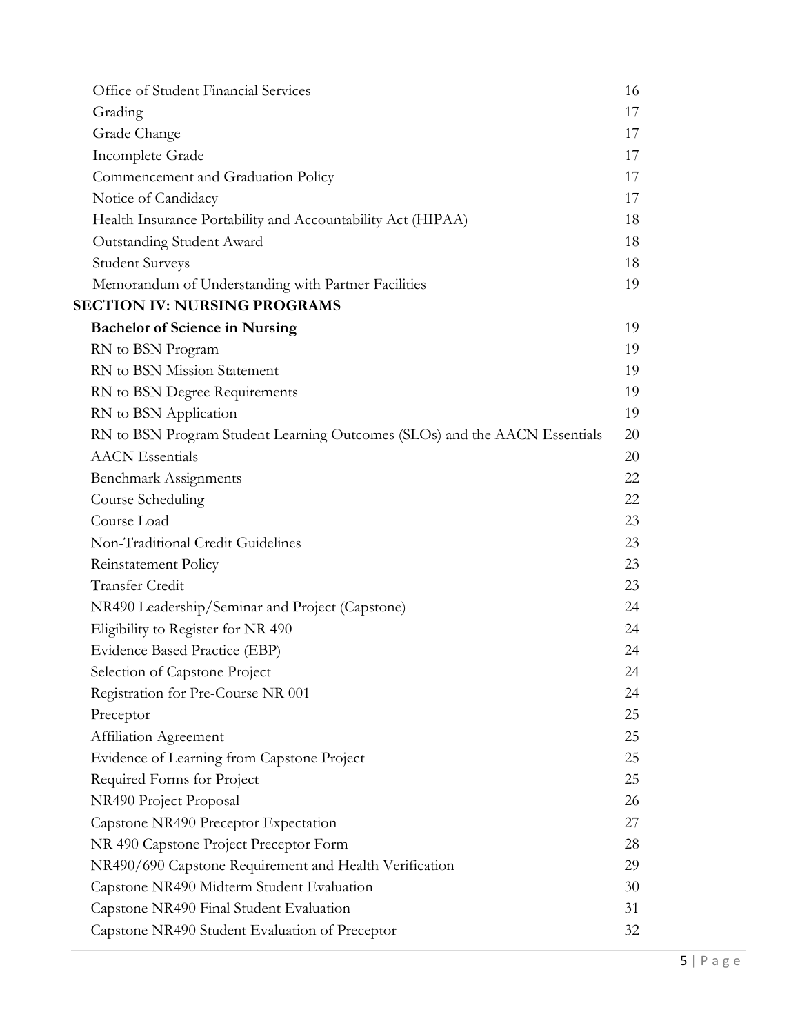| | |
|---|---|
| Office of Student Financial Services | 16 |
| Grading | 17 |
| Grade Change | 17 |
| Incomplete Grade | 17 |
| Commencement and Graduation Policy | 17 |
| Notice of Candidacy | 17 |
| Health Insurance Portability and Accountability Act (HIPAA) | 18 |
| Outstanding Student Award | 18 |
| Student Surveys | 18 |
| Memorandum of Understanding with Partner Facilities | 19 |
| **SECTION IV: NURSING PROGRAMS** | |
| **Bachelor of Science in Nursing** | 19 |
| RN to BSN Program | 19 |
| RN to BSN Mission Statement | 19 |
| RN to BSN Degree Requirements | 19 |
| RN to BSN Application | 19 |
| RN to BSN Program Student Learning Outcomes (SLOs) and the AACN Essentials | 20 |
| AACN Essentials | 20 |
| Benchmark Assignments | 22 |
| Course Scheduling | 22 |
| Course Load | 23 |
| Non-Traditional Credit Guidelines | 23 |
| Reinstatement Policy | 23 |
| Transfer Credit | 23 |
| NR490 Leadership/Seminar and Project (Capstone) | 24 |
| Eligibility to Register for NR 490 | 24 |
| Evidence Based Practice (EBP) | 24 |
| Selection of Capstone Project | 24 |
| Registration for Pre-Course NR 001 | 24 |
| Preceptor | 25 |
| Affiliation Agreement | 25 |
| Evidence of Learning from Capstone Project | 25 |
| Required Forms for Project | 25 |
| NR490 Project Proposal | 26 |
| Capstone NR490 Preceptor Expectation | 27 |
| NR 490 Capstone Project Preceptor Form | 28 |
| NR490/690 Capstone Requirement and Health Verification | 29 |
| Capstone NR490 Midterm Student Evaluation | 30 |
| Capstone NR490 Final Student Evaluation | 31 |
| Capstone NR490 Student Evaluation of Preceptor | 32 |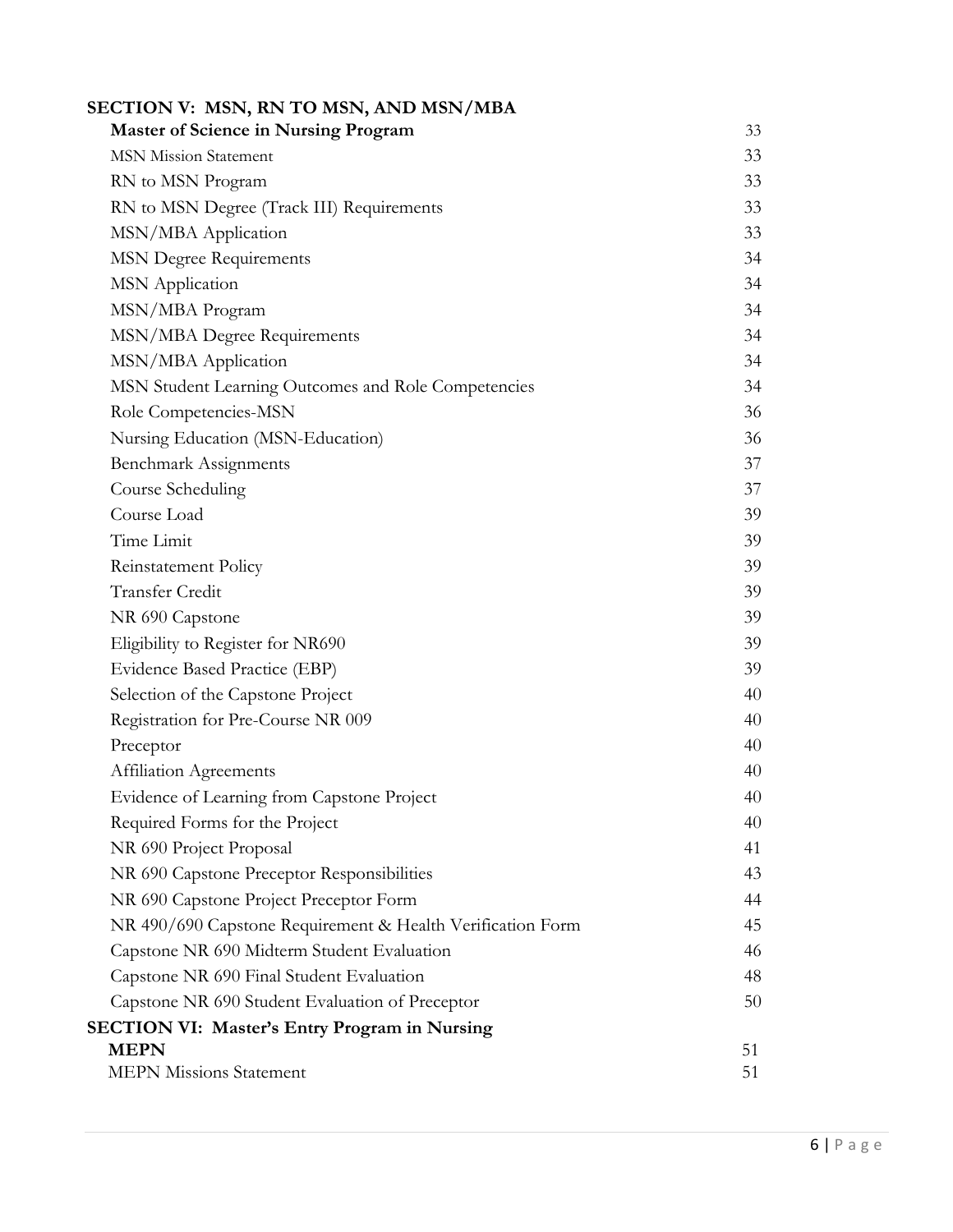**SECTION V: MSN, RN TO MSN, AND MSN/MBA**

| | |
|---|---|
| **Master of Science in Nursing Program** | 33 |
| MSN Mission Statement | 33 |
| RN to MSN Program | 33 |
| RN to MSN Degree (Track III) Requirements | 33 |
| MSN/MBA Application | 33 |
| MSN Degree Requirements | 34 |
| MSN Application | 34 |
| MSN/MBA Program | 34 |
| MSN/MBA Degree Requirements | 34 |
| MSN/MBA Application | 34 |
| MSN Student Learning Outcomes and Role Competencies | 34 |
| Role Competencies-MSN | 36 |
| Nursing Education (MSN-Education) | 36 |
| Benchmark Assignments | 37 |
| Course Scheduling | 37 |
| Course Load | 39 |
| Time Limit | 39 |
| Reinstatement Policy | 39 |
| Transfer Credit | 39 |
| NR 690 Capstone | 39 |
| Eligibility to Register for NR690 | 39 |
| Evidence Based Practice (EBP) | 39 |
| Selection of the Capstone Project | 40 |
| Registration for Pre-Course NR 009 | 40 |
| Preceptor | 40 |
| Affiliation Agreements | 40 |
| Evidence of Learning from Capstone Project | 40 |
| Required Forms for the Project | 40 |
| NR 690 Project Proposal | 41 |
| NR 690 Capstone Preceptor Responsibilities | 43 |
| NR 690 Capstone Project Preceptor Form | 44 |
| NR 490/690 Capstone Requirement & Health Verification Form | 45 |
| Capstone NR 690 Midterm Student Evaluation | 46 |
| Capstone NR 690 Final Student Evaluation | 48 |
| Capstone NR 690 Student Evaluation of Preceptor | 50 |

**SECTION VI: Master's Entry Program in Nursing**

| | |
|---|---|
| **MEPN** | 51 |
| MEPN Missions Statement | 51 |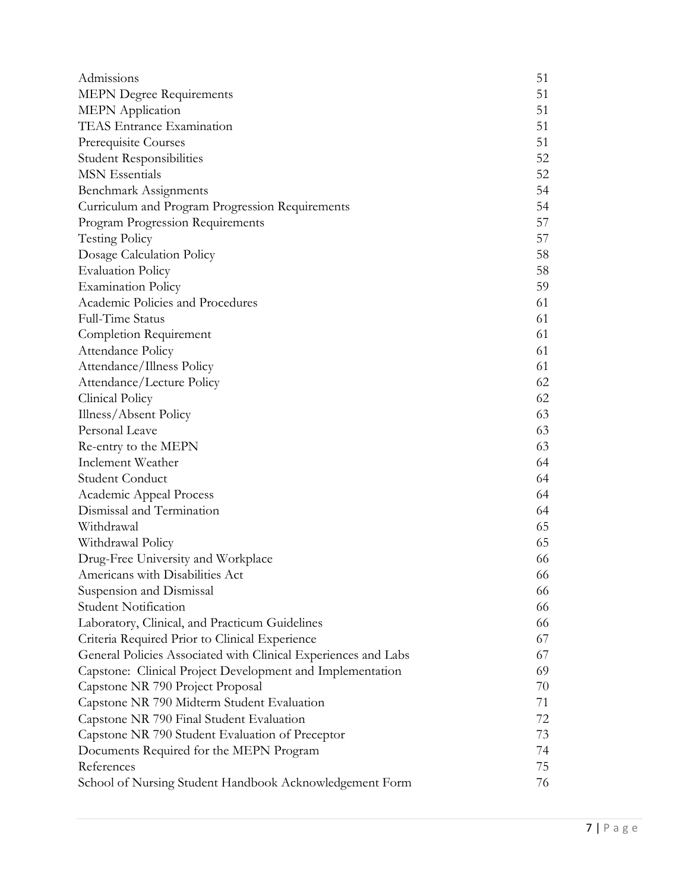| | |
|---|---|
| Admissions | 51 |
| MEPN Degree Requirements | 51 |
| MEPN Application | 51 |
| TEAS Entrance Examination | 51 |
| Prerequisite Courses | 51 |
| Student Responsibilities | 52 |
| MSN Essentials | 52 |
| Benchmark Assignments | 54 |
| Curriculum and Program Progression Requirements | 54 |
| Program Progression Requirements | 57 |
| Testing Policy | 57 |
| Dosage Calculation Policy | 58 |
| Evaluation Policy | 58 |
| Examination Policy | 59 |
| Academic Policies and Procedures | 61 |
| Full-Time Status | 61 |
| Completion Requirement | 61 |
| Attendance Policy | 61 |
| Attendance/Illness Policy | 61 |
| Attendance/Lecture Policy | 62 |
| Clinical Policy | 62 |
| Illness/Absent Policy | 63 |
| Personal Leave | 63 |
| Re-entry to the MEPN | 63 |
| Inclement Weather | 64 |
| Student Conduct | 64 |
| Academic Appeal Process | 64 |
| Dismissal and Termination | 64 |
| Withdrawal | 65 |
| Withdrawal Policy | 65 |
| Drug-Free University and Workplace | 66 |
| Americans with Disabilities Act | 66 |
| Suspension and Dismissal | 66 |
| Student Notification | 66 |
| Laboratory, Clinical, and Practicum Guidelines | 66 |
| Criteria Required Prior to Clinical Experience | 67 |
| General Policies Associated with Clinical Experiences and Labs | 67 |
| Capstone: Clinical Project Development and Implementation | 69 |
| Capstone NR 790 Project Proposal | 70 |
| Capstone NR 790 Midterm Student Evaluation | 71 |
| Capstone NR 790 Final Student Evaluation | 72 |
| Capstone NR 790 Student Evaluation of Preceptor | 73 |
| Documents Required for the MEPN Program | 74 |
| References | 75 |
| School of Nursing Student Handbook Acknowledgement Form | 76 |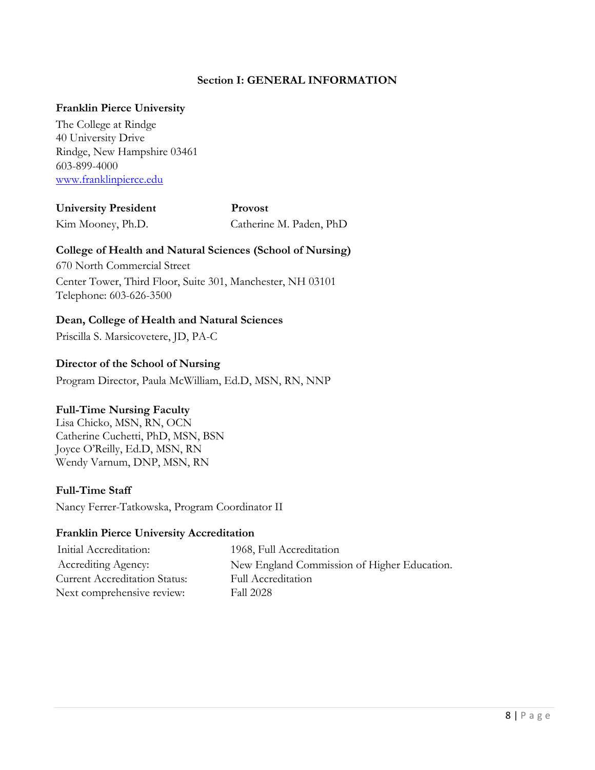## Section I: GENERAL INFORMATION

**Franklin Pierce University**

The College at Rindge
40 University Drive
Rindge, New Hampshire 03461
603-899-4000
[www.franklinpierce.edu](http://www.franklinpierce.edu)

| **University President** | **Provost** |
|---|---|
| Kim Mooney, Ph.D. | Catherine M. Paden, PhD |

**College of Health and Natural Sciences (School of Nursing)**

670 North Commercial Street
Center Tower, Third Floor, Suite 301, Manchester, NH 03101
Telephone: 603-626-3500

**Dean, College of Health and Natural Sciences**

Priscilla S. Marsicovetere, JD, PA-C

**Director of the School of Nursing**

Program Director, Paula McWilliam, Ed.D, MSN, RN, NNP

**Full-Time Nursing Faculty**

Lisa Chicko, MSN, RN, OCN
Catherine Cuchetti, PhD, MSN, BSN
Joyce O'Reilly, Ed.D, MSN, RN
Wendy Varnum, DNP, MSN, RN

**Full-Time Staff**

Nancy Ferrer-Tatkowska, Program Coordinator II

**Franklin Pierce University Accreditation**

| | |
|---|---|
| Initial Accreditation: | 1968, Full Accreditation |
| Accrediting Agency: | New England Commission of Higher Education. |
| Current Accreditation Status: | Full Accreditation |
| Next comprehensive review: | Fall 2028 |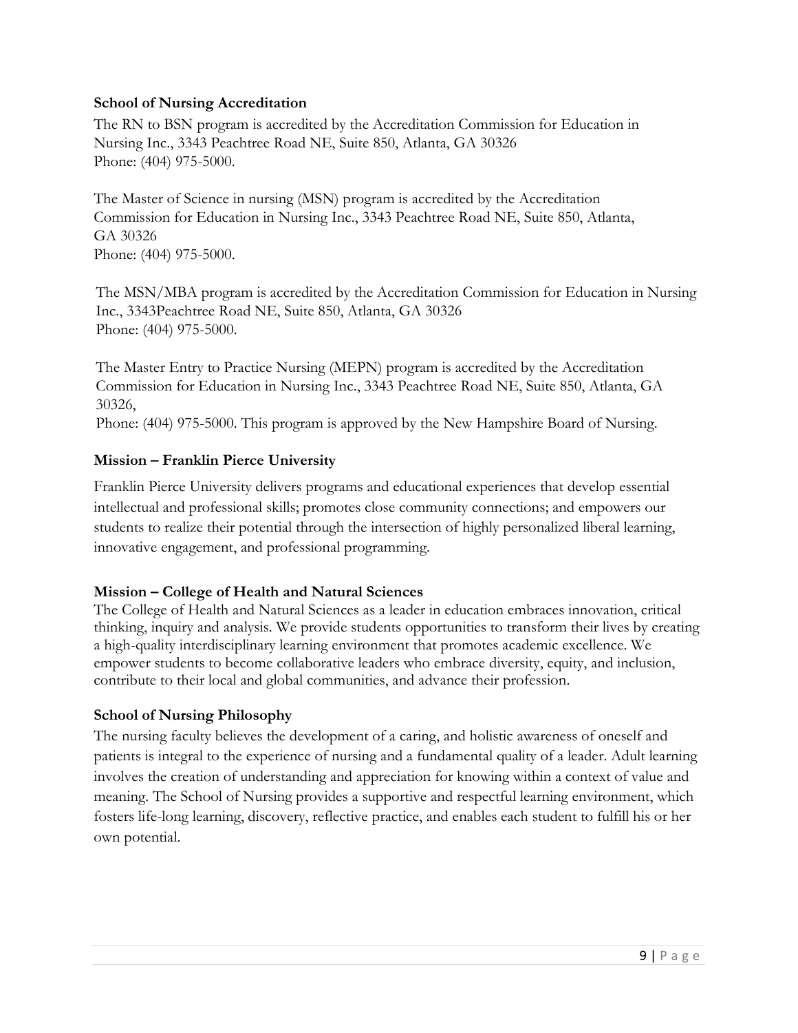### School of Nursing Accreditation

The RN to BSN program is accredited by the Accreditation Commission for Education in Nursing Inc., 3343 Peachtree Road NE, Suite 850, Atlanta, GA 30326
Phone: (404) 975-5000.

The Master of Science in nursing (MSN) program is accredited by the Accreditation Commission for Education in Nursing Inc., 3343 Peachtree Road NE, Suite 850, Atlanta, GA 30326
Phone: (404) 975-5000.

The MSN/MBA program is accredited by the Accreditation Commission for Education in Nursing Inc., 3343Peachtree Road NE, Suite 850, Atlanta, GA 30326
Phone: (404) 975-5000.

The Master Entry to Practice Nursing (MEPN) program is accredited by the Accreditation Commission for Education in Nursing Inc., 3343 Peachtree Road NE, Suite 850, Atlanta, GA 30326,
Phone: (404) 975-5000. This program is approved by the New Hampshire Board of Nursing.

### Mission – Franklin Pierce University

Franklin Pierce University delivers programs and educational experiences that develop essential intellectual and professional skills; promotes close community connections; and empowers our students to realize their potential through the intersection of highly personalized liberal learning, innovative engagement, and professional programming.

### Mission – College of Health and Natural Sciences

The College of Health and Natural Sciences as a leader in education embraces innovation, critical thinking, inquiry and analysis. We provide students opportunities to transform their lives by creating a high-quality interdisciplinary learning environment that promotes academic excellence. We empower students to become collaborative leaders who embrace diversity, equity, and inclusion, contribute to their local and global communities, and advance their profession.

### School of Nursing Philosophy

The nursing faculty believes the development of a caring, and holistic awareness of oneself and patients is integral to the experience of nursing and a fundamental quality of a leader. Adult learning involves the creation of understanding and appreciation for knowing within a context of value and meaning. The School of Nursing provides a supportive and respectful learning environment, which fosters life-long learning, discovery, reflective practice, and enables each student to fulfill his or her own potential.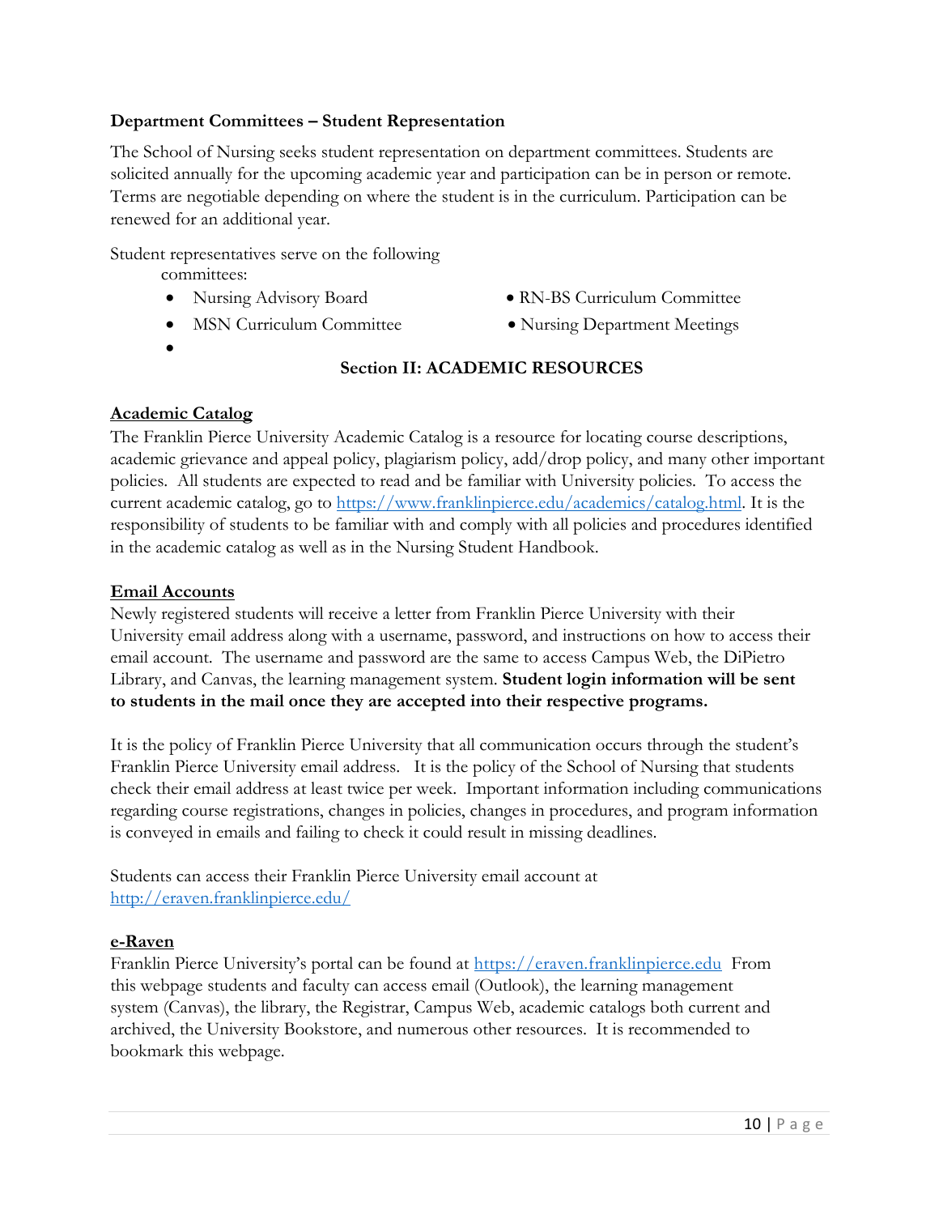**Department Committees – Student Representation**

The School of Nursing seeks student representation on department committees. Students are solicited annually for the upcoming academic year and participation can be in person or remote. Terms are negotiable depending on where the student is in the curriculum. Participation can be renewed for an additional year.

Student representatives serve on the following committees:

- Nursing Advisory Board
- RN-BS Curriculum Committee
- MSN Curriculum Committee
- Nursing Department Meetings

## Section II: ACADEMIC RESOURCES

**Academic Catalog**

The Franklin Pierce University Academic Catalog is a resource for locating course descriptions, academic grievance and appeal policy, plagiarism policy, add/drop policy, and many other important policies. All students are expected to read and be familiar with University policies. To access the current academic catalog, go to https://www.franklinpierce.edu/academics/catalog.html. It is the responsibility of students to be familiar with and comply with all policies and procedures identified in the academic catalog as well as in the Nursing Student Handbook.

**Email Accounts**

Newly registered students will receive a letter from Franklin Pierce University with their University email address along with a username, password, and instructions on how to access their email account. The username and password are the same to access Campus Web, the DiPietro Library, and Canvas, the learning management system. **Student login information will be sent to students in the mail once they are accepted into their respective programs.**

It is the policy of Franklin Pierce University that all communication occurs through the student's Franklin Pierce University email address. It is the policy of the School of Nursing that students check their email address at least twice per week. Important information including communications regarding course registrations, changes in policies, changes in procedures, and program information is conveyed in emails and failing to check it could result in missing deadlines.

Students can access their Franklin Pierce University email account at http://eraven.franklinpierce.edu/

**e-Raven**

Franklin Pierce University's portal can be found at https://eraven.franklinpierce.edu From this webpage students and faculty can access email (Outlook), the learning management system (Canvas), the library, the Registrar, Campus Web, academic catalogs both current and archived, the University Bookstore, and numerous other resources. It is recommended to bookmark this webpage.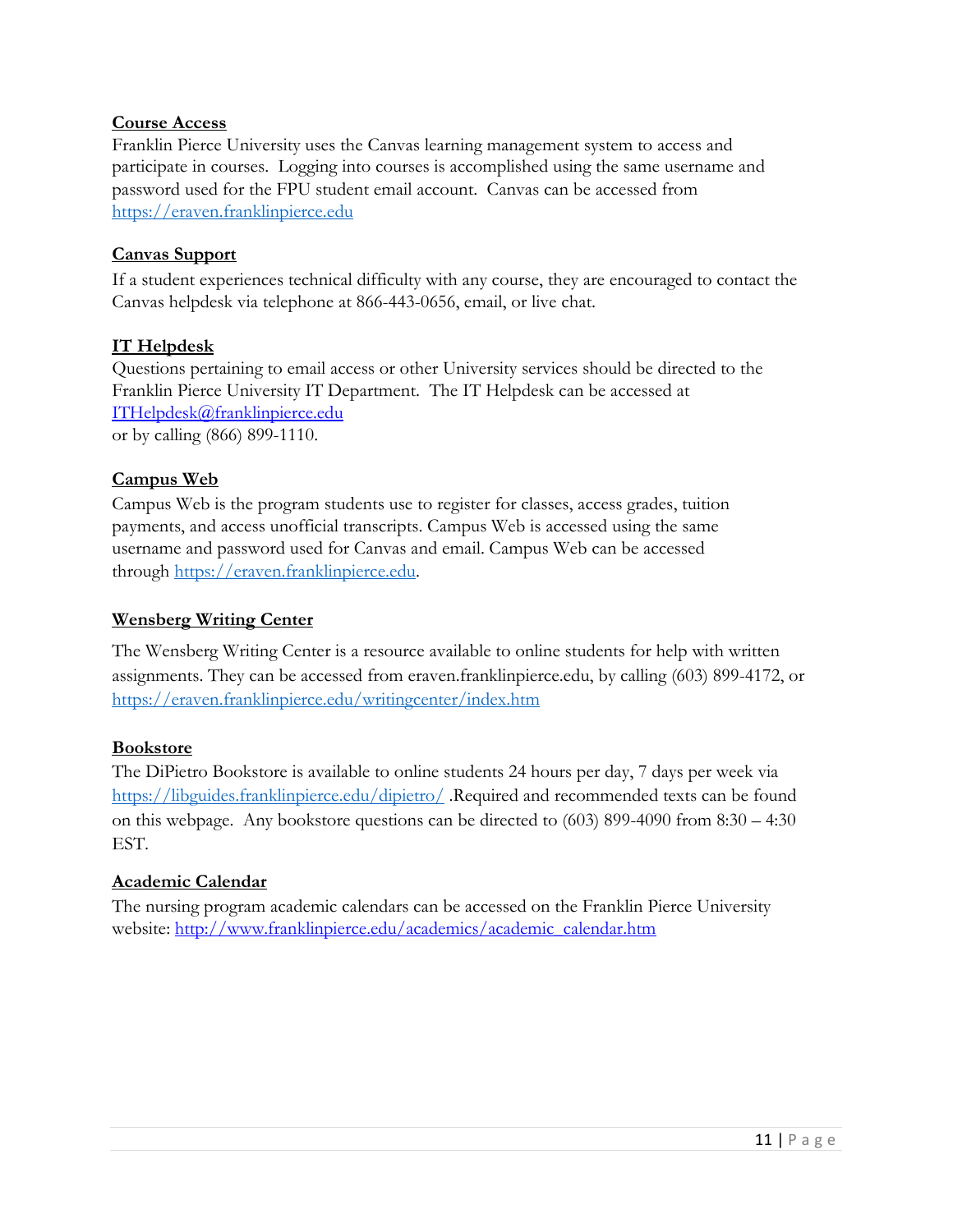**Course Access**

Franklin Pierce University uses the Canvas learning management system to access and participate in courses. Logging into courses is accomplished using the same username and password used for the FPU student email account. Canvas can be accessed from https://eraven.franklinpierce.edu

**Canvas Support**

If a student experiences technical difficulty with any course, they are encouraged to contact the Canvas helpdesk via telephone at 866-443-0656, email, or live chat.

**IT Helpdesk**

Questions pertaining to email access or other University services should be directed to the Franklin Pierce University IT Department. The IT Helpdesk can be accessed at ITHelpdesk@franklinpierce.edu
or by calling (866) 899-1110.

**Campus Web**

Campus Web is the program students use to register for classes, access grades, tuition payments, and access unofficial transcripts. Campus Web is accessed using the same username and password used for Canvas and email. Campus Web can be accessed through https://eraven.franklinpierce.edu.

**Wensberg Writing Center**

The Wensberg Writing Center is a resource available to online students for help with written assignments. They can be accessed from eraven.franklinpierce.edu, by calling (603) 899-4172, or https://eraven.franklinpierce.edu/writingcenter/index.htm

**Bookstore**

The DiPietro Bookstore is available to online students 24 hours per day, 7 days per week via https://libguides.franklinpierce.edu/dipietro/ .Required and recommended texts can be found on this webpage. Any bookstore questions can be directed to (603) 899-4090 from 8:30 – 4:30 EST.

**Academic Calendar**

The nursing program academic calendars can be accessed on the Franklin Pierce University website: http://www.franklinpierce.edu/academics/academic_calendar.htm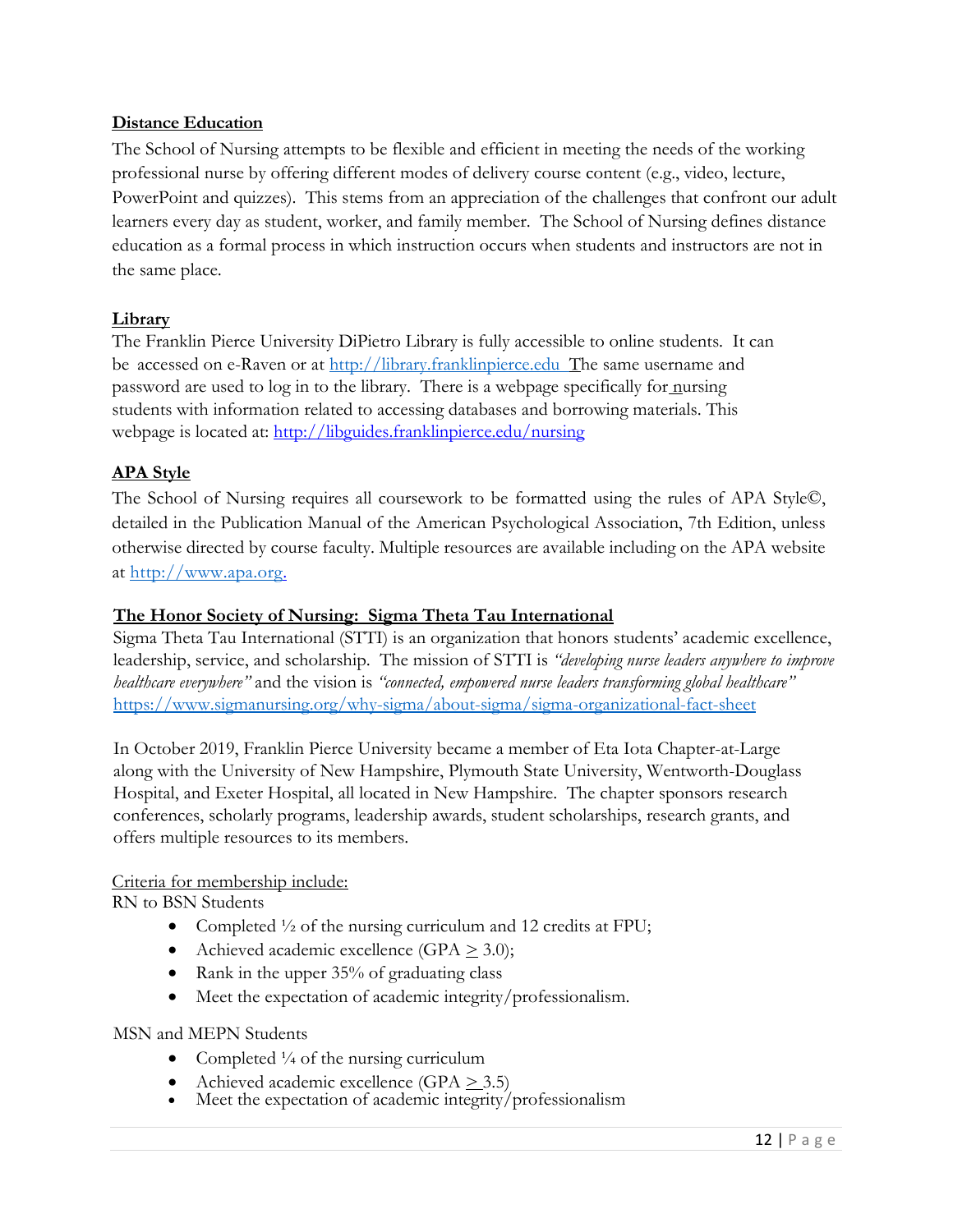**Distance Education**

The School of Nursing attempts to be flexible and efficient in meeting the needs of the working professional nurse by offering different modes of delivery course content (e.g., video, lecture, PowerPoint and quizzes). This stems from an appreciation of the challenges that confront our adult learners every day as student, worker, and family member. The School of Nursing defines distance education as a formal process in which instruction occurs when students and instructors are not in the same place.

**Library**

The Franklin Pierce University DiPietro Library is fully accessible to online students. It can be accessed on e-Raven or at http://library.franklinpierce.edu The same username and password are used to log in to the library. There is a webpage specifically for nursing students with information related to accessing databases and borrowing materials. This webpage is located at: http://libguides.franklinpierce.edu/nursing

**APA Style**

The School of Nursing requires all coursework to be formatted using the rules of APA Style©, detailed in the Publication Manual of the American Psychological Association, 7th Edition, unless otherwise directed by course faculty. Multiple resources are available including on the APA website at http://www.apa.org.

**The Honor Society of Nursing: Sigma Theta Tau International**

Sigma Theta Tau International (STTI) is an organization that honors students' academic excellence, leadership, service, and scholarship. The mission of STTI is *"developing nurse leaders anywhere to improve healthcare everywhere"* and the vision is *"connected, empowered nurse leaders transforming global healthcare"* https://www.sigmanursing.org/why-sigma/about-sigma/sigma-organizational-fact-sheet

In October 2019, Franklin Pierce University became a member of Eta Iota Chapter-at-Large along with the University of New Hampshire, Plymouth State University, Wentworth-Douglass Hospital, and Exeter Hospital, all located in New Hampshire. The chapter sponsors research conferences, scholarly programs, leadership awards, student scholarships, research grants, and offers multiple resources to its members.

Criteria for membership include:

RN to BSN Students

- Completed ½ of the nursing curriculum and 12 credits at FPU;
- Achieved academic excellence (GPA $\geq$ 3.0);
- Rank in the upper 35% of graduating class
- Meet the expectation of academic integrity/professionalism.

MSN and MEPN Students

- Completed ¼ of the nursing curriculum
- Achieved academic excellence (GPA $\geq$ 3.5)
- Meet the expectation of academic integrity/professionalism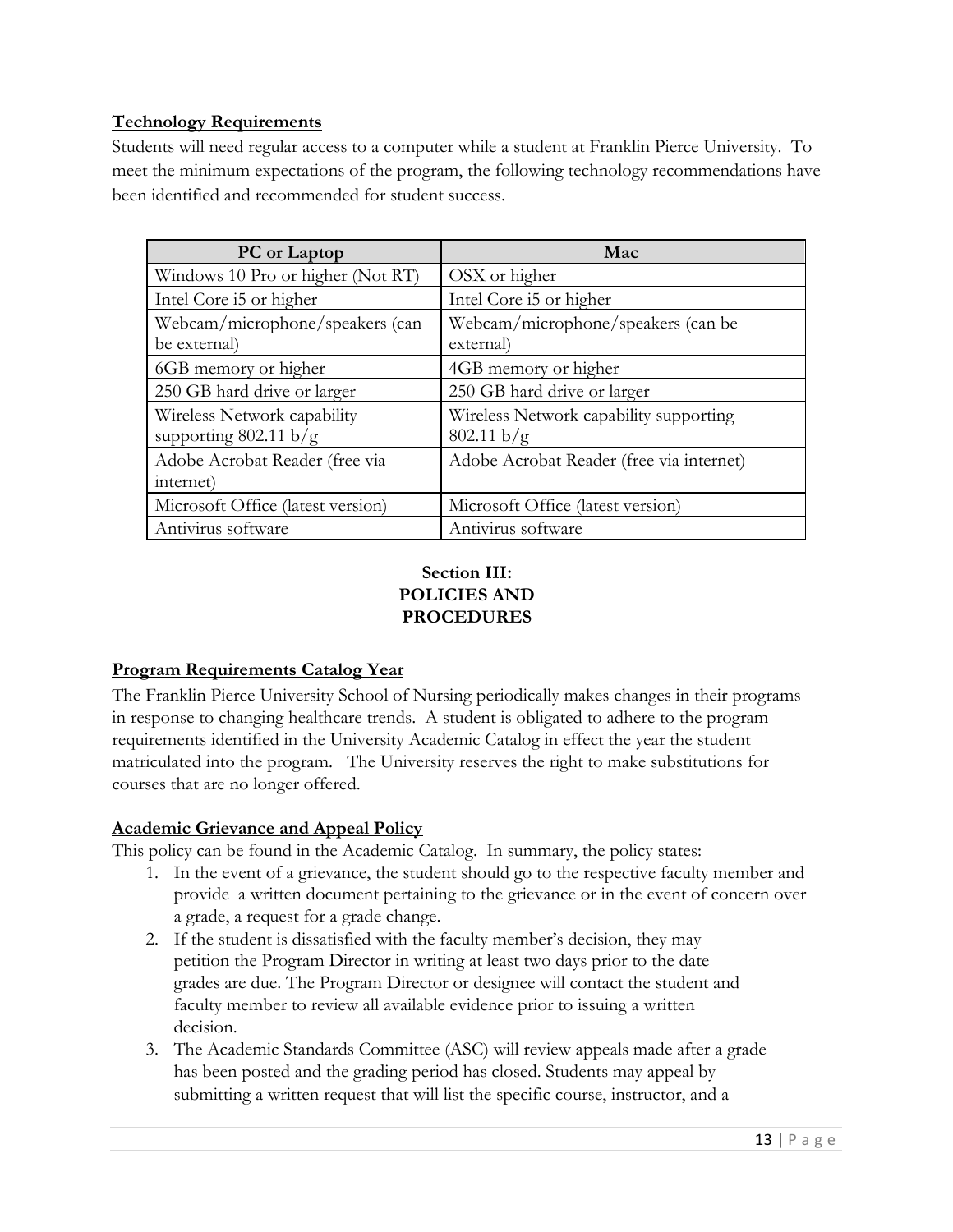**Technology Requirements**

Students will need regular access to a computer while a student at Franklin Pierce University. To meet the minimum expectations of the program, the following technology recommendations have been identified and recommended for student success.

| PC or Laptop | Mac |
|---|---|
| Windows 10 Pro or higher (Not RT) | OSX or higher |
| Intel Core i5 or higher | Intel Core i5 or higher |
| Webcam/microphone/speakers (can be external) | Webcam/microphone/speakers (can be external) |
| 6GB memory or higher | 4GB memory or higher |
| 250 GB hard drive or larger | 250 GB hard drive or larger |
| Wireless Network capability supporting 802.11 b/g | Wireless Network capability supporting 802.11 b/g |
| Adobe Acrobat Reader (free via internet) | Adobe Acrobat Reader (free via internet) |
| Microsoft Office (latest version) | Microsoft Office (latest version) |
| Antivirus software | Antivirus software |

## Section III: POLICIES AND PROCEDURES

**Program Requirements Catalog Year**

The Franklin Pierce University School of Nursing periodically makes changes in their programs in response to changing healthcare trends. A student is obligated to adhere to the program requirements identified in the University Academic Catalog in effect the year the student matriculated into the program. The University reserves the right to make substitutions for courses that are no longer offered.

**Academic Grievance and Appeal Policy**

This policy can be found in the Academic Catalog. In summary, the policy states:

1. In the event of a grievance, the student should go to the respective faculty member and provide a written document pertaining to the grievance or in the event of concern over a grade, a request for a grade change.
2. If the student is dissatisfied with the faculty member's decision, they may petition the Program Director in writing at least two days prior to the date grades are due. The Program Director or designee will contact the student and faculty member to review all available evidence prior to issuing a written decision.
3. The Academic Standards Committee (ASC) will review appeals made after a grade has been posted and the grading period has closed. Students may appeal by submitting a written request that will list the specific course, instructor, and a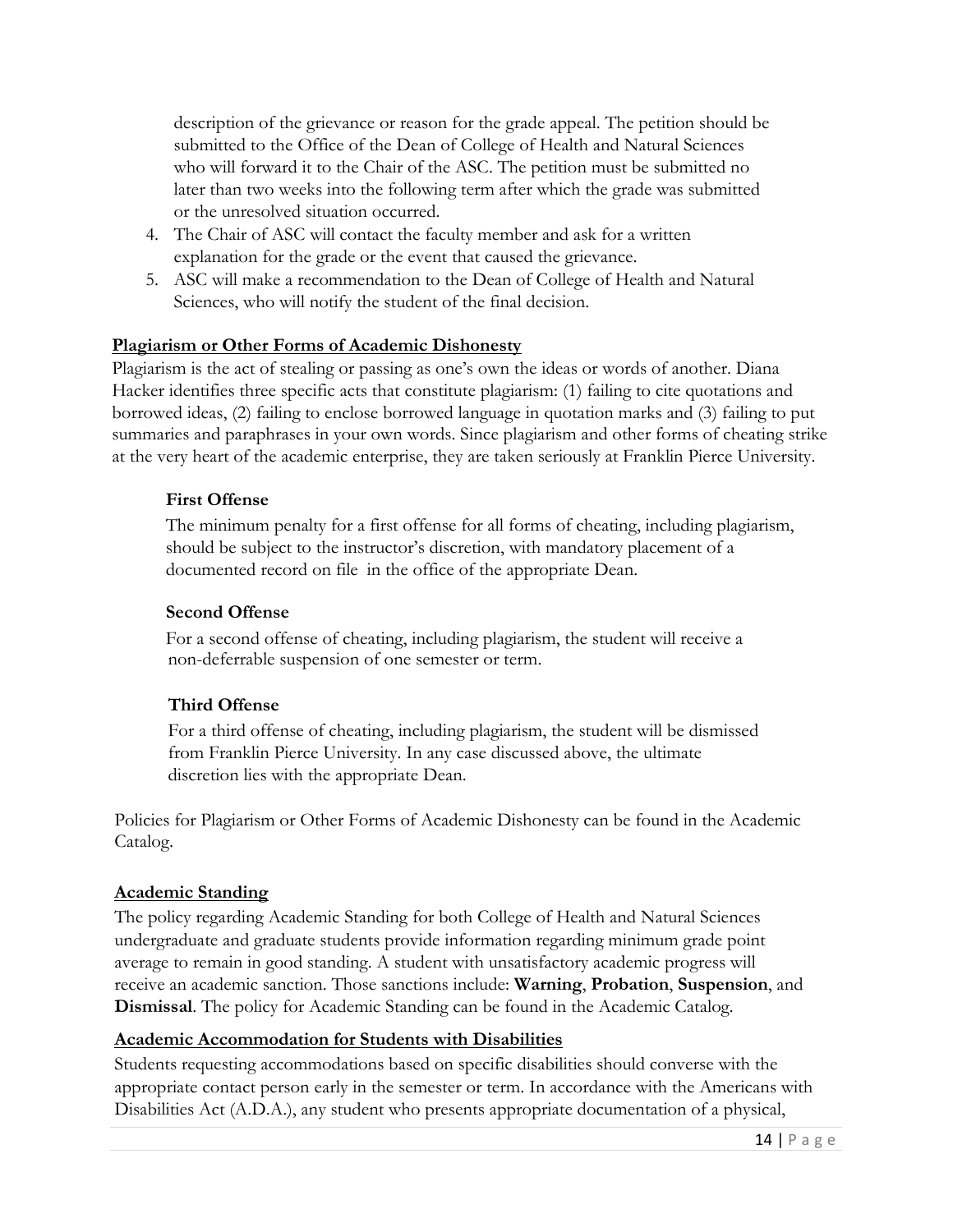description of the grievance or reason for the grade appeal. The petition should be submitted to the Office of the Dean of College of Health and Natural Sciences who will forward it to the Chair of the ASC. The petition must be submitted no later than two weeks into the following term after which the grade was submitted or the unresolved situation occurred.

4. The Chair of ASC will contact the faculty member and ask for a written explanation for the grade or the event that caused the grievance.
5. ASC will make a recommendation to the Dean of College of Health and Natural Sciences, who will notify the student of the final decision.

## Plagiarism or Other Forms of Academic Dishonesty

Plagiarism is the act of stealing or passing as one's own the ideas or words of another. Diana Hacker identifies three specific acts that constitute plagiarism: (1) failing to cite quotations and borrowed ideas, (2) failing to enclose borrowed language in quotation marks and (3) failing to put summaries and paraphrases in your own words. Since plagiarism and other forms of cheating strike at the very heart of the academic enterprise, they are taken seriously at Franklin Pierce University.

### First Offense

The minimum penalty for a first offense for all forms of cheating, including plagiarism, should be subject to the instructor's discretion, with mandatory placement of a documented record on file in the office of the appropriate Dean.

### Second Offense

For a second offense of cheating, including plagiarism, the student will receive a non-deferrable suspension of one semester or term.

### Third Offense

For a third offense of cheating, including plagiarism, the student will be dismissed from Franklin Pierce University. In any case discussed above, the ultimate discretion lies with the appropriate Dean.

Policies for Plagiarism or Other Forms of Academic Dishonesty can be found in the Academic Catalog.

## Academic Standing

The policy regarding Academic Standing for both College of Health and Natural Sciences undergraduate and graduate students provide information regarding minimum grade point average to remain in good standing. A student with unsatisfactory academic progress will receive an academic sanction. Those sanctions include: **Warning**, **Probation**, **Suspension**, and **Dismissal**. The policy for Academic Standing can be found in the Academic Catalog.

## Academic Accommodation for Students with Disabilities

Students requesting accommodations based on specific disabilities should converse with the appropriate contact person early in the semester or term. In accordance with the Americans with Disabilities Act (A.D.A.), any student who presents appropriate documentation of a physical,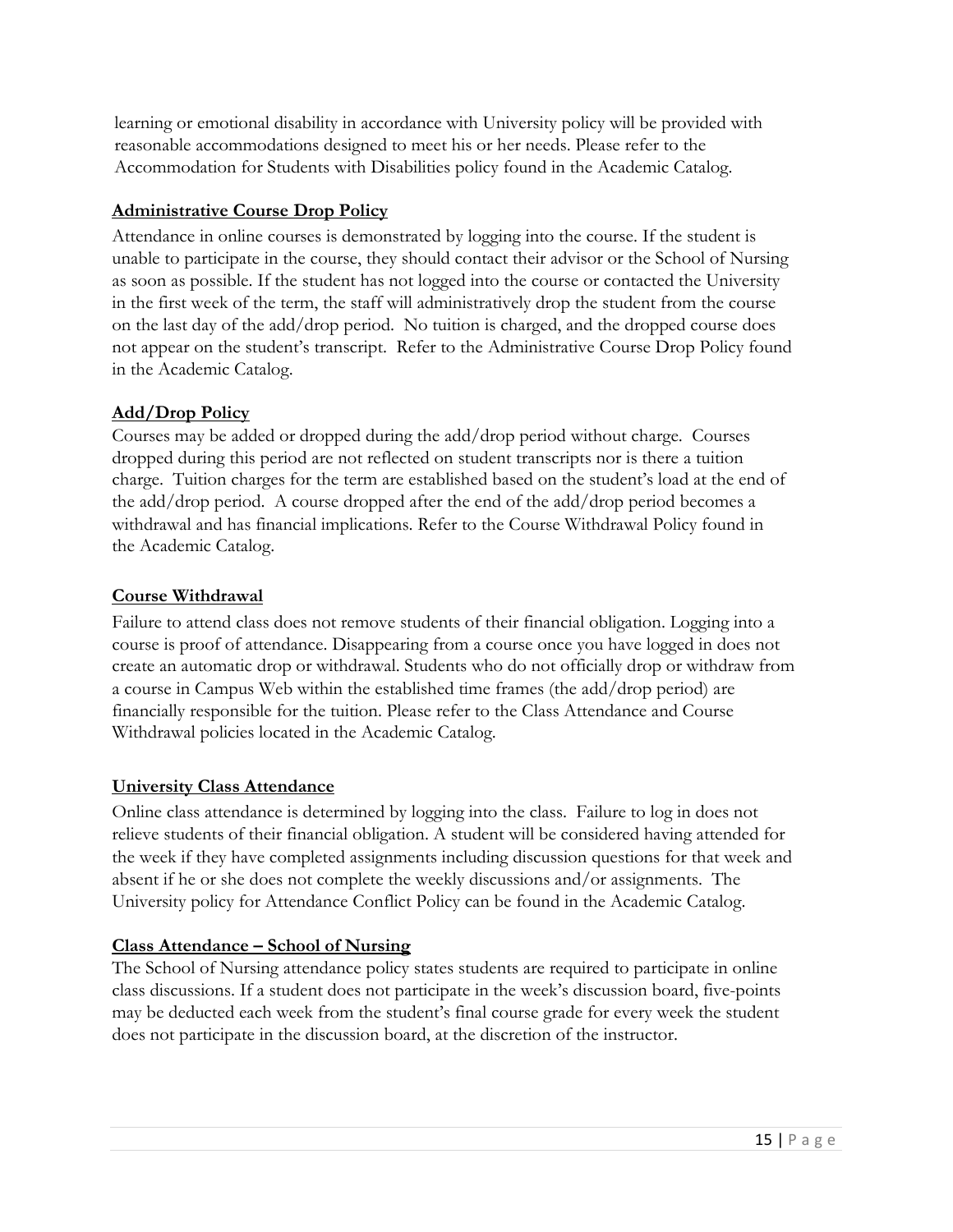learning or emotional disability in accordance with University policy will be provided with reasonable accommodations designed to meet his or her needs. Please refer to the Accommodation for Students with Disabilities policy found in the Academic Catalog.

## Administrative Course Drop Policy

Attendance in online courses is demonstrated by logging into the course. If the student is unable to participate in the course, they should contact their advisor or the School of Nursing as soon as possible. If the student has not logged into the course or contacted the University in the first week of the term, the staff will administratively drop the student from the course on the last day of the add/drop period. No tuition is charged, and the dropped course does not appear on the student's transcript. Refer to the Administrative Course Drop Policy found in the Academic Catalog.

## Add/Drop Policy

Courses may be added or dropped during the add/drop period without charge. Courses dropped during this period are not reflected on student transcripts nor is there a tuition charge. Tuition charges for the term are established based on the student's load at the end of the add/drop period. A course dropped after the end of the add/drop period becomes a withdrawal and has financial implications. Refer to the Course Withdrawal Policy found in the Academic Catalog.

## Course Withdrawal

Failure to attend class does not remove students of their financial obligation. Logging into a course is proof of attendance. Disappearing from a course once you have logged in does not create an automatic drop or withdrawal. Students who do not officially drop or withdraw from a course in Campus Web within the established time frames (the add/drop period) are financially responsible for the tuition. Please refer to the Class Attendance and Course Withdrawal policies located in the Academic Catalog.

## University Class Attendance

Online class attendance is determined by logging into the class. Failure to log in does not relieve students of their financial obligation. A student will be considered having attended for the week if they have completed assignments including discussion questions for that week and absent if he or she does not complete the weekly discussions and/or assignments. The University policy for Attendance Conflict Policy can be found in the Academic Catalog.

## Class Attendance – School of Nursing

The School of Nursing attendance policy states students are required to participate in online class discussions. If a student does not participate in the week's discussion board, five-points may be deducted each week from the student's final course grade for every week the student does not participate in the discussion board, at the discretion of the instructor.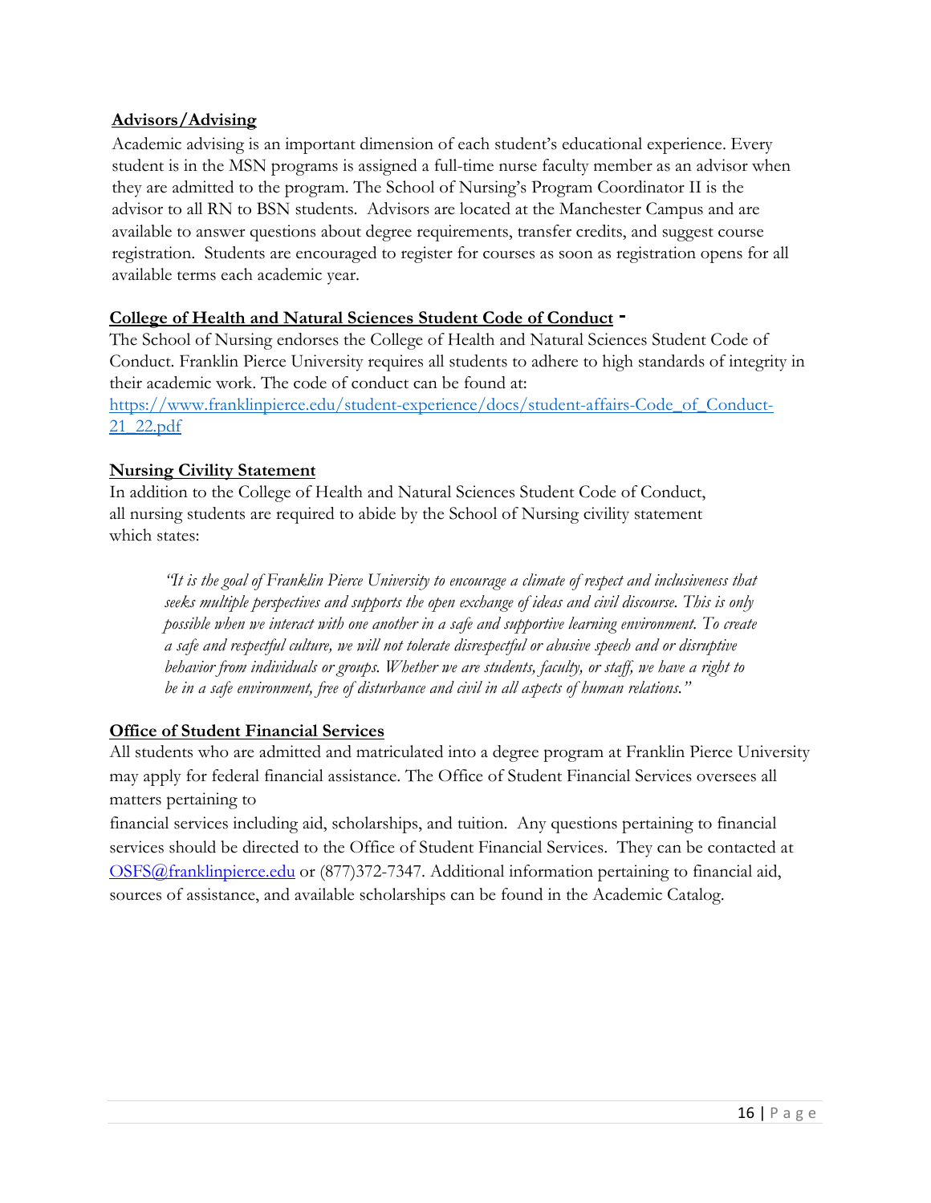**Advisors/Advising**

Academic advising is an important dimension of each student's educational experience. Every student is in the MSN programs is assigned a full-time nurse faculty member as an advisor when they are admitted to the program. The School of Nursing's Program Coordinator II is the advisor to all RN to BSN students. Advisors are located at the Manchester Campus and are available to answer questions about degree requirements, transfer credits, and suggest course registration. Students are encouraged to register for courses as soon as registration opens for all available terms each academic year.

**College of Health and Natural Sciences Student Code of Conduct -**

The School of Nursing endorses the College of Health and Natural Sciences Student Code of Conduct. Franklin Pierce University requires all students to adhere to high standards of integrity in their academic work. The code of conduct can be found at:
https://www.franklinpierce.edu/student-experience/docs/student-affairs-Code_of_Conduct-21_22.pdf

**Nursing Civility Statement**

In addition to the College of Health and Natural Sciences Student Code of Conduct, all nursing students are required to abide by the School of Nursing civility statement which states:

> *"It is the goal of Franklin Pierce University to encourage a climate of respect and inclusiveness that seeks multiple perspectives and supports the open exchange of ideas and civil discourse. This is only possible when we interact with one another in a safe and supportive learning environment. To create a safe and respectful culture, we will not tolerate disrespectful or abusive speech and or disruptive behavior from individuals or groups. Whether we are students, faculty, or staff, we have a right to be in a safe environment, free of disturbance and civil in all aspects of human relations."*

**Office of Student Financial Services**

All students who are admitted and matriculated into a degree program at Franklin Pierce University may apply for federal financial assistance. The Office of Student Financial Services oversees all matters pertaining to financial services including aid, scholarships, and tuition. Any questions pertaining to financial services should be directed to the Office of Student Financial Services. They can be contacted at OSFS@franklinpierce.edu or (877)372-7347. Additional information pertaining to financial aid, sources of assistance, and available scholarships can be found in the Academic Catalog.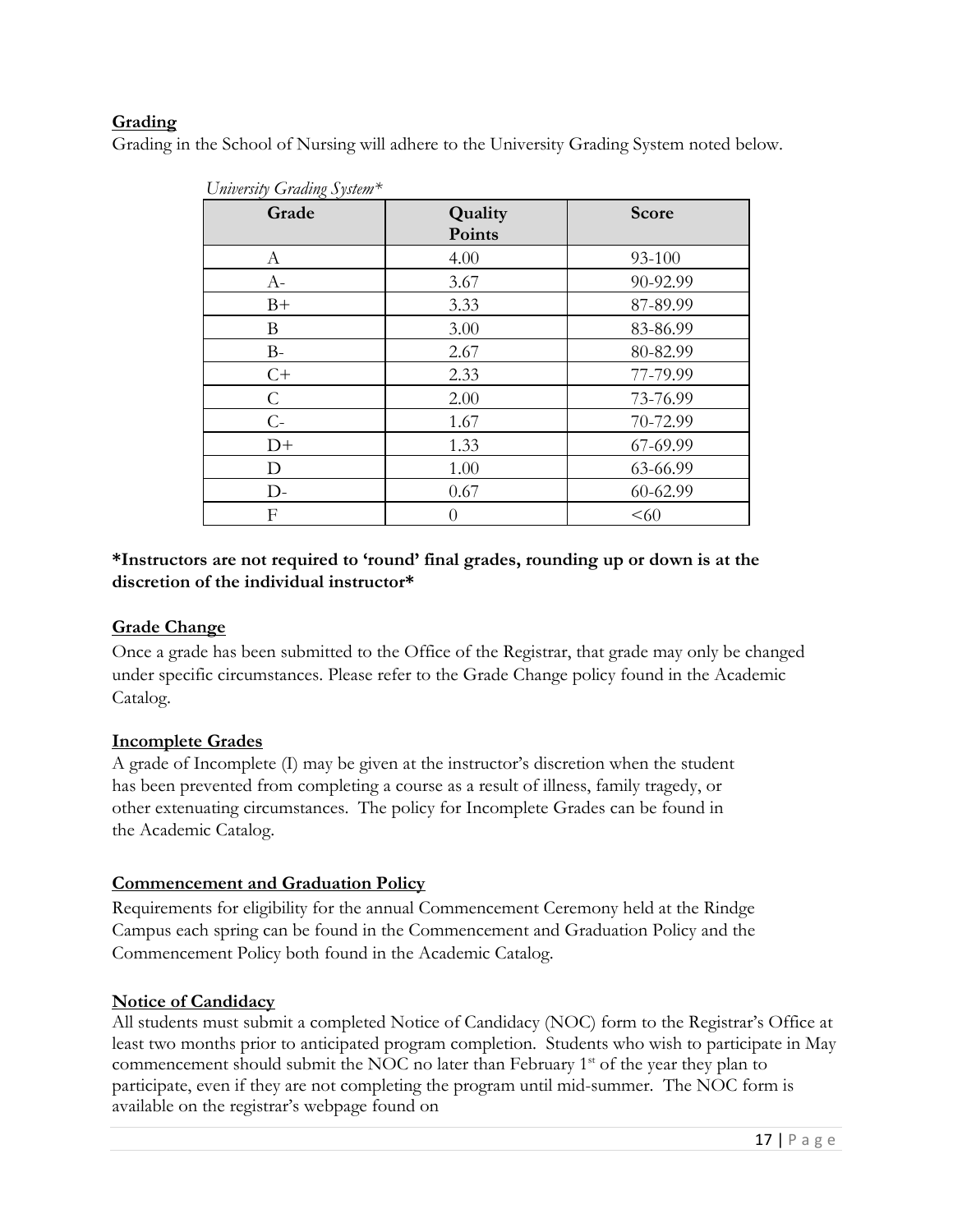## Grading

Grading in the School of Nursing will adhere to the University Grading System noted below.

*University Grading System**

| Grade | Quality Points | Score |
|---|---|---|
| A | 4.00 | 93-100 |
| A- | 3.67 | 90-92.99 |
| B+ | 3.33 | 87-89.99 |
| B | 3.00 | 83-86.99 |
| B- | 2.67 | 80-82.99 |
| C+ | 2.33 | 77-79.99 |
| C | 2.00 | 73-76.99 |
| C- | 1.67 | 70-72.99 |
| D+ | 1.33 | 67-69.99 |
| D | 1.00 | 63-66.99 |
| D- | 0.67 | 60-62.99 |
| F | 0 | <60 |

**\*Instructors are not required to 'round' final grades, rounding up or down is at the discretion of the individual instructor\***

## Grade Change

Once a grade has been submitted to the Office of the Registrar, that grade may only be changed under specific circumstances. Please refer to the Grade Change policy found in the Academic Catalog.

## Incomplete Grades

A grade of Incomplete (I) may be given at the instructor's discretion when the student has been prevented from completing a course as a result of illness, family tragedy, or other extenuating circumstances. The policy for Incomplete Grades can be found in the Academic Catalog.

## Commencement and Graduation Policy

Requirements for eligibility for the annual Commencement Ceremony held at the Rindge Campus each spring can be found in the Commencement and Graduation Policy and the Commencement Policy both found in the Academic Catalog.

## Notice of Candidacy

All students must submit a completed Notice of Candidacy (NOC) form to the Registrar's Office at least two months prior to anticipated program completion. Students who wish to participate in May commencement should submit the NOC no later than February 1st of the year they plan to participate, even if they are not completing the program until mid-summer. The NOC form is available on the registrar's webpage found on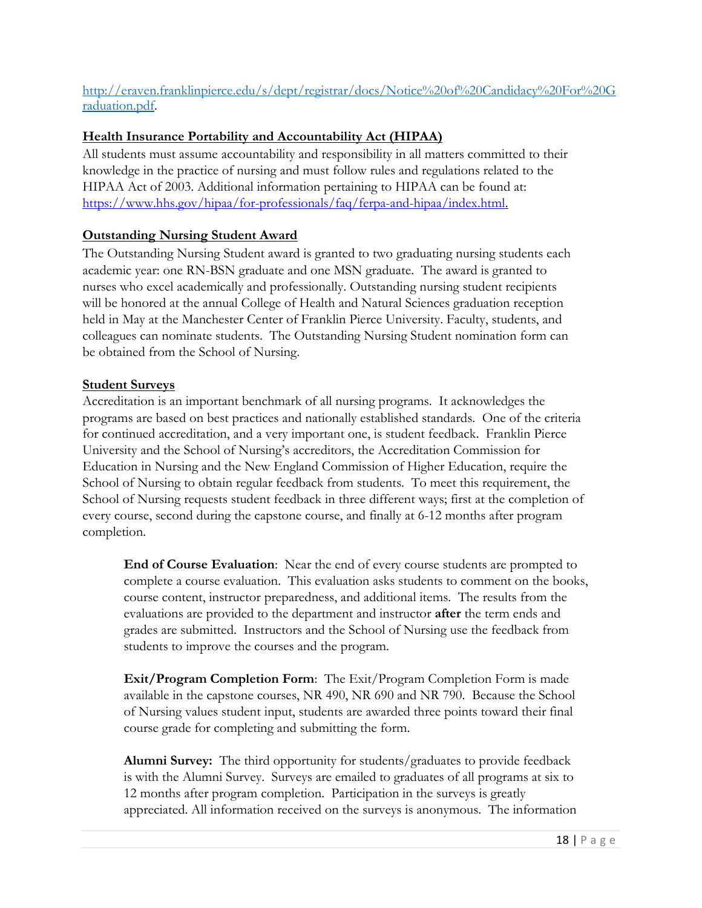http://eraven.franklinpierce.edu/s/dept/registrar/docs/Notice%20of%20Candidacy%20For%20Graduation.pdf.

## Health Insurance Portability and Accountability Act (HIPAA)

All students must assume accountability and responsibility in all matters committed to their knowledge in the practice of nursing and must follow rules and regulations related to the HIPAA Act of 2003. Additional information pertaining to HIPAA can be found at: https://www.hhs.gov/hipaa/for-professionals/faq/ferpa-and-hipaa/index.html.

## Outstanding Nursing Student Award

The Outstanding Nursing Student award is granted to two graduating nursing students each academic year: one RN-BSN graduate and one MSN graduate. The award is granted to nurses who excel academically and professionally. Outstanding nursing student recipients will be honored at the annual College of Health and Natural Sciences graduation reception held in May at the Manchester Center of Franklin Pierce University. Faculty, students, and colleagues can nominate students. The Outstanding Nursing Student nomination form can be obtained from the School of Nursing.

## Student Surveys

Accreditation is an important benchmark of all nursing programs. It acknowledges the programs are based on best practices and nationally established standards. One of the criteria for continued accreditation, and a very important one, is student feedback. Franklin Pierce University and the School of Nursing's accreditors, the Accreditation Commission for Education in Nursing and the New England Commission of Higher Education, require the School of Nursing to obtain regular feedback from students. To meet this requirement, the School of Nursing requests student feedback in three different ways; first at the completion of every course, second during the capstone course, and finally at 6-12 months after program completion.

**End of Course Evaluation**: Near the end of every course students are prompted to complete a course evaluation. This evaluation asks students to comment on the books, course content, instructor preparedness, and additional items. The results from the evaluations are provided to the department and instructor **after** the term ends and grades are submitted. Instructors and the School of Nursing use the feedback from students to improve the courses and the program.

**Exit/Program Completion Form**: The Exit/Program Completion Form is made available in the capstone courses, NR 490, NR 690 and NR 790. Because the School of Nursing values student input, students are awarded three points toward their final course grade for completing and submitting the form.

**Alumni Survey:** The third opportunity for students/graduates to provide feedback is with the Alumni Survey. Surveys are emailed to graduates of all programs at six to 12 months after program completion. Participation in the surveys is greatly appreciated. All information received on the surveys is anonymous. The information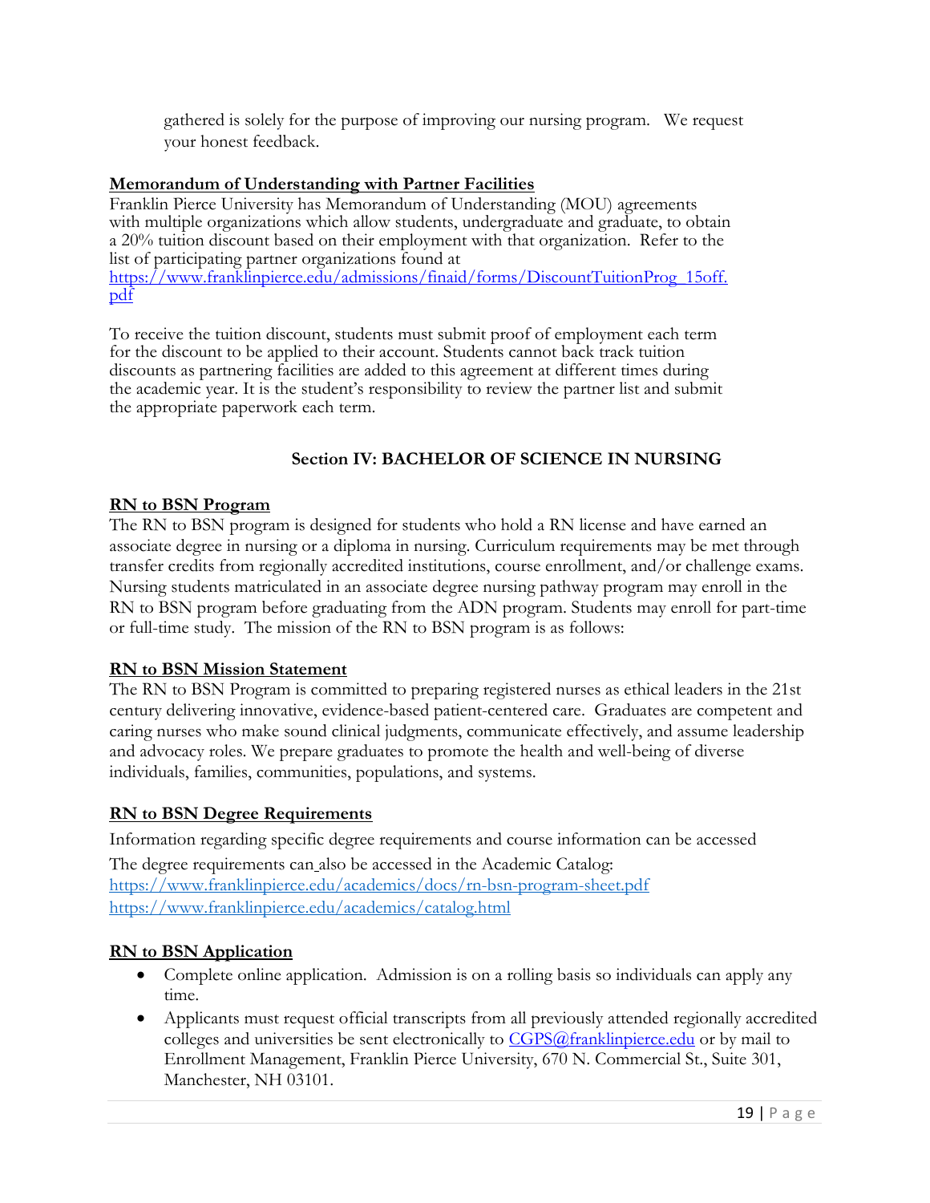gathered is solely for the purpose of improving our nursing program. We request your honest feedback.

## Memorandum of Understanding with Partner Facilities

Franklin Pierce University has Memorandum of Understanding (MOU) agreements with multiple organizations which allow students, undergraduate and graduate, to obtain a 20% tuition discount based on their employment with that organization. Refer to the list of participating partner organizations found at https://www.franklinpierce.edu/admissions/finaid/forms/DiscountTuitionProg_15off.pdf

To receive the tuition discount, students must submit proof of employment each term for the discount to be applied to their account. Students cannot back track tuition discounts as partnering facilities are added to this agreement at different times during the academic year. It is the student's responsibility to review the partner list and submit the appropriate paperwork each term.

# Section IV: BACHELOR OF SCIENCE IN NURSING

## RN to BSN Program

The RN to BSN program is designed for students who hold a RN license and have earned an associate degree in nursing or a diploma in nursing. Curriculum requirements may be met through transfer credits from regionally accredited institutions, course enrollment, and/or challenge exams. Nursing students matriculated in an associate degree nursing pathway program may enroll in the RN to BSN program before graduating from the ADN program. Students may enroll for part-time or full-time study. The mission of the RN to BSN program is as follows:

## RN to BSN Mission Statement

The RN to BSN Program is committed to preparing registered nurses as ethical leaders in the 21st century delivering innovative, evidence-based patient-centered care. Graduates are competent and caring nurses who make sound clinical judgments, communicate effectively, and assume leadership and advocacy roles. We prepare graduates to promote the health and well-being of diverse individuals, families, communities, populations, and systems.

## RN to BSN Degree Requirements

Information regarding specific degree requirements and course information can be accessed

The degree requirements can also be accessed in the Academic Catalog:
https://www.franklinpierce.edu/academics/docs/rn-bsn-program-sheet.pdf
https://www.franklinpierce.edu/academics/catalog.html

## RN to BSN Application

- Complete online application. Admission is on a rolling basis so individuals can apply any time.
- Applicants must request official transcripts from all previously attended regionally accredited colleges and universities be sent electronically to CGPS@franklinpierce.edu or by mail to Enrollment Management, Franklin Pierce University, 670 N. Commercial St., Suite 301, Manchester, NH 03101.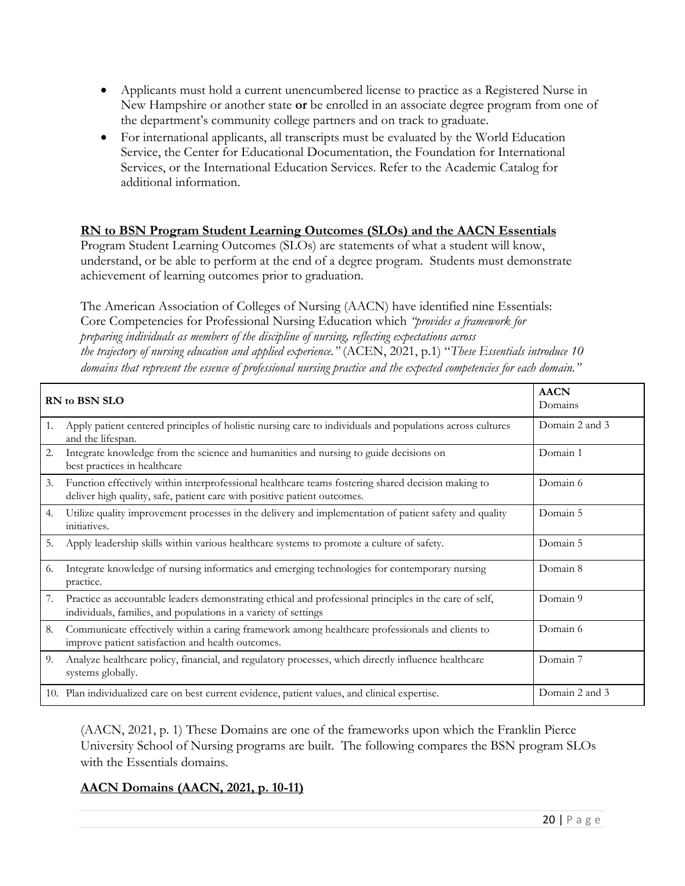- Applicants must hold a current unencumbered license to practice as a Registered Nurse in New Hampshire or another state **or** be enrolled in an associate degree program from one of the department's community college partners and on track to graduate.
- For international applicants, all transcripts must be evaluated by the World Education Service, the Center for Educational Documentation, the Foundation for International Services, or the International Education Services. Refer to the Academic Catalog for additional information.

**RN to BSN Program Student Learning Outcomes (SLOs) and the AACN Essentials**

Program Student Learning Outcomes (SLOs) are statements of what a student will know, understand, or be able to perform at the end of a degree program. Students must demonstrate achievement of learning outcomes prior to graduation.

The American Association of Colleges of Nursing (AACN) have identified nine Essentials: Core Competencies for Professional Nursing Education which *"provides a framework for preparing individuals as members of the discipline of nursing, reflecting expectations across the trajectory of nursing education and applied experience."* (ACEN, 2021, p.1) "*These Essentials introduce 10 domains that represent the essence of professional nursing practice and the expected competencies for each domain."*

| RN to BSN SLO | AACN Domains |
|---|---|
| 1. Apply patient centered principles of holistic nursing care to individuals and populations across cultures and the lifespan. | Domain 2 and 3 |
| 2. Integrate knowledge from the science and humanities and nursing to guide decisions on best practices in healthcare | Domain 1 |
| 3. Function effectively within interprofessional healthcare teams fostering shared decision making to deliver high quality, safe, patient care with positive patient outcomes. | Domain 6 |
| 4. Utilize quality improvement processes in the delivery and implementation of patient safety and quality initiatives. | Domain 5 |
| 5. Apply leadership skills within various healthcare systems to promote a culture of safety. | Domain 5 |
| 6. Integrate knowledge of nursing informatics and emerging technologies for contemporary nursing practice. | Domain 8 |
| 7. Practice as accountable leaders demonstrating ethical and professional principles in the care of self, individuals, families, and populations in a variety of settings | Domain 9 |
| 8. Communicate effectively within a caring framework among healthcare professionals and clients to improve patient satisfaction and health outcomes. | Domain 6 |
| 9. Analyze healthcare policy, financial, and regulatory processes, which directly influence healthcare systems globally. | Domain 7 |
| 10. Plan individualized care on best current evidence, patient values, and clinical expertise. | Domain 2 and 3 |

(AACN, 2021, p. 1) These Domains are one of the frameworks upon which the Franklin Pierce University School of Nursing programs are built. The following compares the BSN program SLOs with the Essentials domains.

**AACN Domains (AACN, 2021, p. 10-11)**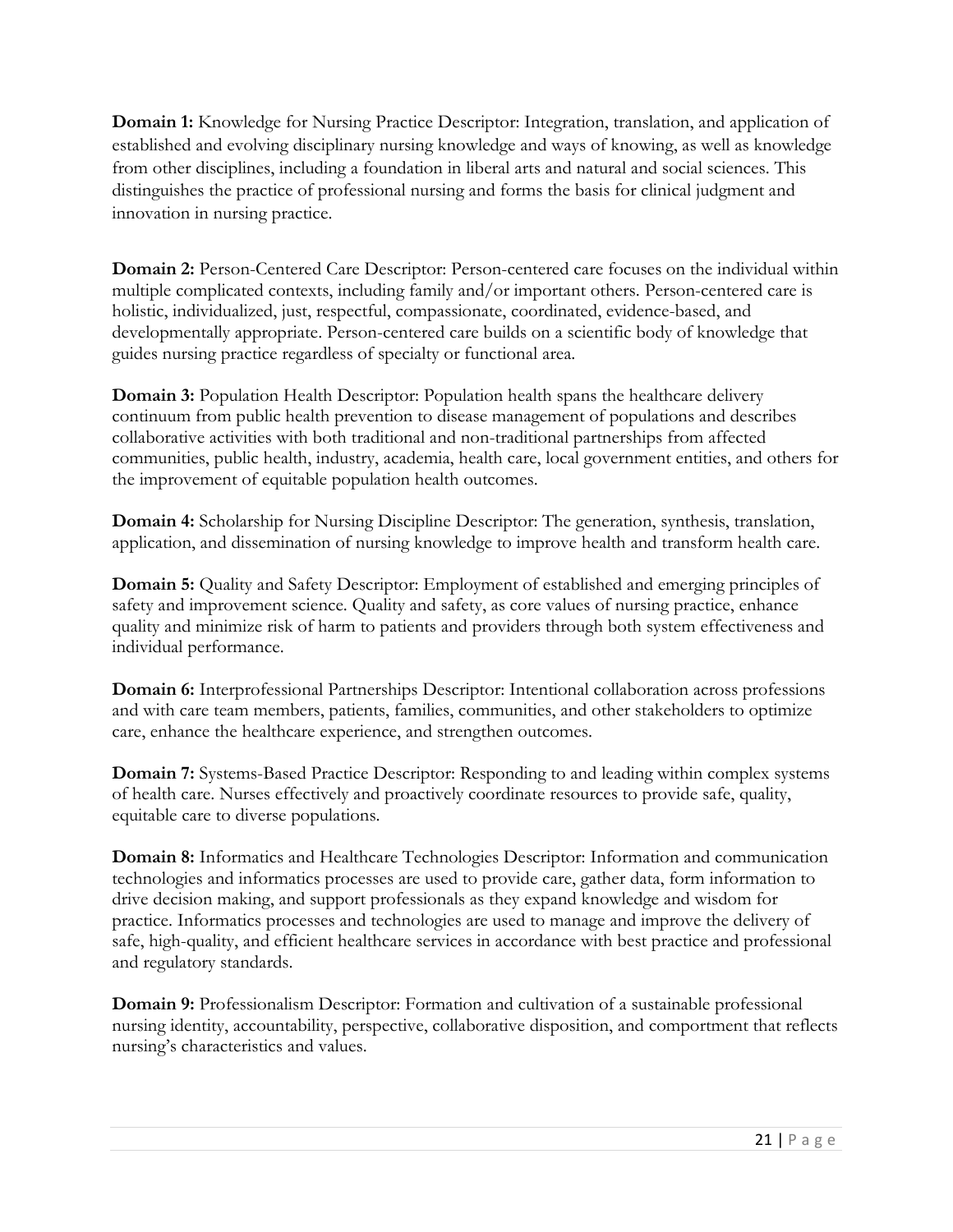**Domain 1:** Knowledge for Nursing Practice Descriptor: Integration, translation, and application of established and evolving disciplinary nursing knowledge and ways of knowing, as well as knowledge from other disciplines, including a foundation in liberal arts and natural and social sciences. This distinguishes the practice of professional nursing and forms the basis for clinical judgment and innovation in nursing practice.

**Domain 2:** Person-Centered Care Descriptor: Person-centered care focuses on the individual within multiple complicated contexts, including family and/or important others. Person-centered care is holistic, individualized, just, respectful, compassionate, coordinated, evidence-based, and developmentally appropriate. Person-centered care builds on a scientific body of knowledge that guides nursing practice regardless of specialty or functional area.

**Domain 3:** Population Health Descriptor: Population health spans the healthcare delivery continuum from public health prevention to disease management of populations and describes collaborative activities with both traditional and non-traditional partnerships from affected communities, public health, industry, academia, health care, local government entities, and others for the improvement of equitable population health outcomes.

**Domain 4:** Scholarship for Nursing Discipline Descriptor: The generation, synthesis, translation, application, and dissemination of nursing knowledge to improve health and transform health care.

**Domain 5:** Quality and Safety Descriptor: Employment of established and emerging principles of safety and improvement science. Quality and safety, as core values of nursing practice, enhance quality and minimize risk of harm to patients and providers through both system effectiveness and individual performance.

**Domain 6:** Interprofessional Partnerships Descriptor: Intentional collaboration across professions and with care team members, patients, families, communities, and other stakeholders to optimize care, enhance the healthcare experience, and strengthen outcomes.

**Domain 7:** Systems-Based Practice Descriptor: Responding to and leading within complex systems of health care. Nurses effectively and proactively coordinate resources to provide safe, quality, equitable care to diverse populations.

**Domain 8:** Informatics and Healthcare Technologies Descriptor: Information and communication technologies and informatics processes are used to provide care, gather data, form information to drive decision making, and support professionals as they expand knowledge and wisdom for practice. Informatics processes and technologies are used to manage and improve the delivery of safe, high-quality, and efficient healthcare services in accordance with best practice and professional and regulatory standards.

**Domain 9:** Professionalism Descriptor: Formation and cultivation of a sustainable professional nursing identity, accountability, perspective, collaborative disposition, and comportment that reflects nursing's characteristics and values.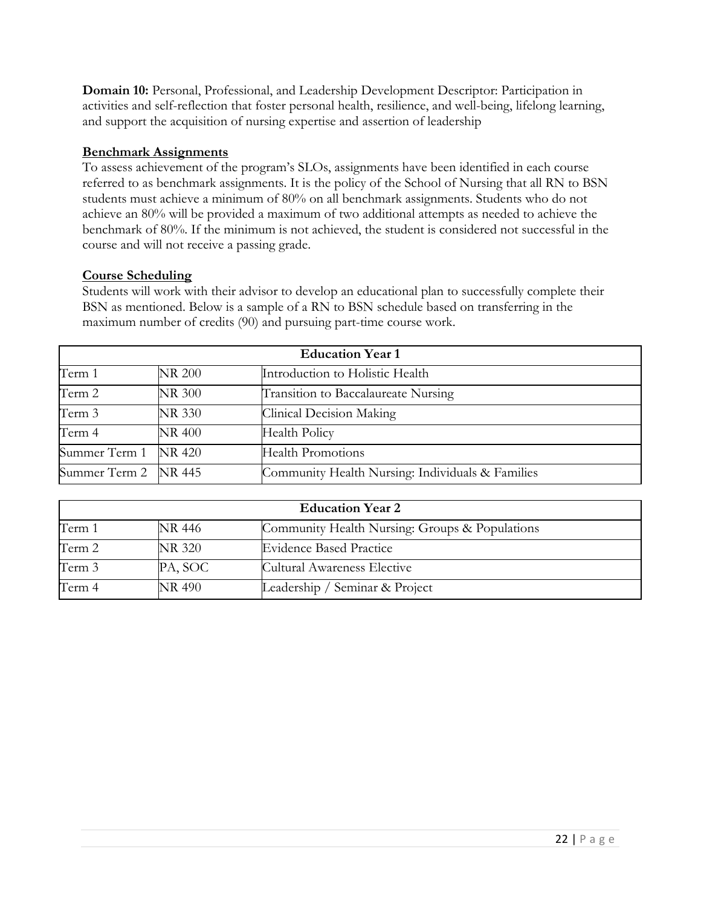**Domain 10:** Personal, Professional, and Leadership Development Descriptor: Participation in activities and self-reflection that foster personal health, resilience, and well-being, lifelong learning, and support the acquisition of nursing expertise and assertion of leadership

**Benchmark Assignments**

To assess achievement of the program's SLOs, assignments have been identified in each course referred to as benchmark assignments. It is the policy of the School of Nursing that all RN to BSN students must achieve a minimum of 80% on all benchmark assignments. Students who do not achieve an 80% will be provided a maximum of two additional attempts as needed to achieve the benchmark of 80%. If the minimum is not achieved, the student is considered not successful in the course and will not receive a passing grade.

**Course Scheduling**

Students will work with their advisor to develop an educational plan to successfully complete their BSN as mentioned. Below is a sample of a RN to BSN schedule based on transferring in the maximum number of credits (90) and pursuing part-time course work.

| **Education Year 1** | | |
|---|---|---|
| Term 1 | NR 200 | Introduction to Holistic Health |
| Term 2 | NR 300 | Transition to Baccalaureate Nursing |
| Term 3 | NR 330 | Clinical Decision Making |
| Term 4 | NR 400 | Health Policy |
| Summer Term 1 | NR 420 | Health Promotions |
| Summer Term 2 | NR 445 | Community Health Nursing: Individuals & Families |

| **Education Year 2** | | |
|---|---|---|
| Term 1 | NR 446 | Community Health Nursing: Groups & Populations |
| Term 2 | NR 320 | Evidence Based Practice |
| Term 3 | PA, SOC | Cultural Awareness Elective |
| Term 4 | NR 490 | Leadership / Seminar & Project |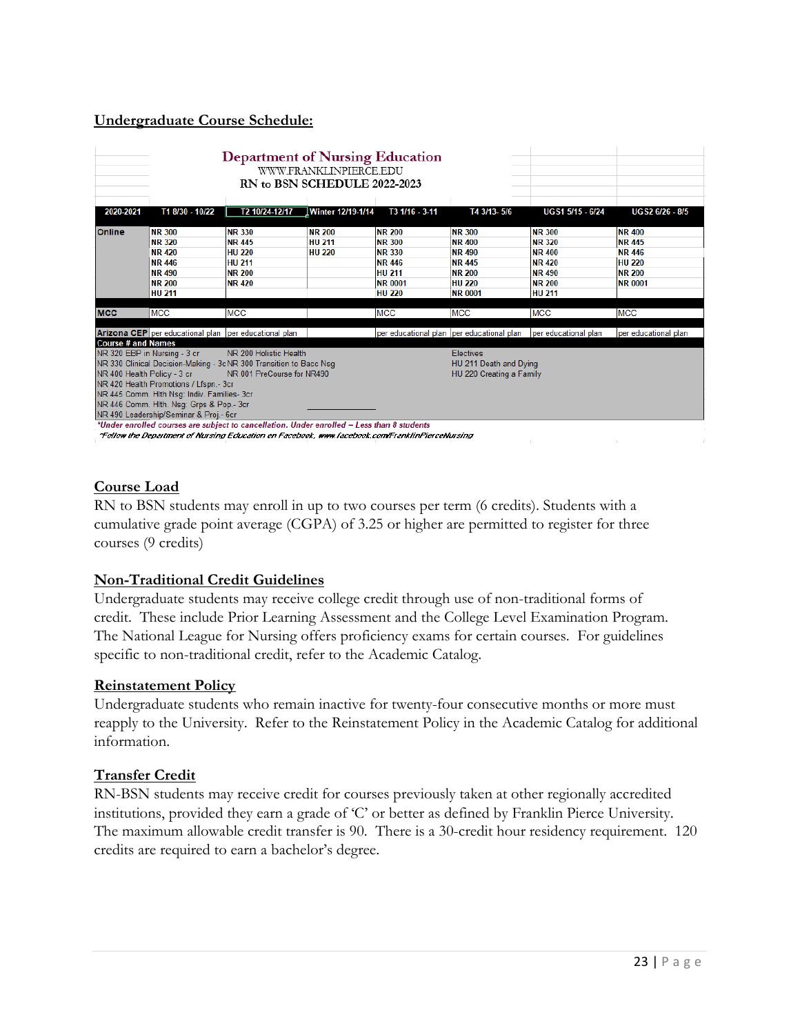## Undergraduate Course Schedule:

**Department of Nursing Education**
WWW.FRANKLINPIERCE.EDU
RN to BSN SCHEDULE 2022-2023

| 2020-2021 | T1 8/30 - 10/22 | T2 10/24-12/17 | Winter 12/19-1/14 | T3 1/16 - 3-11 | T4 3/13- 5/6 | UGS1 5/15 - 6/24 | UGS2 6/26 - 8/5 |
|---|---|---|---|---|---|---|---|
| Online | NR 300 | NR 330 | NR 200 | NR 200 | NR 300 | NR 300 | NR 400 |
| | NR 320 | NR 445 | HU 211 | NR 300 | NR 400 | NR 320 | NR 445 |
| | NR 420 | HU 220 | HU 220 | NR 330 | NR 490 | NR 400 | NR 446 |
| | NR 446 | HU 211 | | NR 446 | NR 445 | NR 420 | HU 220 |
| | NR 490 | NR 200 | | HU 211 | NR 200 | NR 490 | NR 200 |
| | NR 200 | NR 420 | | NR 0001 | HU 220 | NR 200 | NR 0001 |
| | HU 211 | | | HU 220 | NR 0001 | HU 211 | |
| MCC | MCC | MCC | | MCC | MCC | MCC | MCC |
| Arizona CEP | per educational plan | per educational plan | | per educational plan | per educational plan | per educational plan | per educational plan |

**Course # and Names**

| | | |
|---|---|---|
| NR 320 EBP in Nursing - 3 cr | NR 200 Holistic Health | Electives |
| NR 330 Clinical Decision-Making - 3c | NR 300 Transition to Bacc Nsg | HU 211 Death and Dying |
| NR 400 Health Policy - 3 cr | NR 001 PreCourse for NR490 | HU 220 Creating a Family |
| NR 420 Health Promotions / Lfspn.- 3cr | | |
| NR 445 Comm. Hlth Nsg: Indiv. Families- 3cr | | |
| NR 446 Comm. Hlth. Nsg: Grps & Pop.- 3cr | | |
| NR 490 Leadership/Seminar & Proj.- 6cr | | |

*\*Under enrolled courses are subject to cancellation. Under enrolled – Less than 8 students*

*\*Follow the Department of Nursing Education on Facebook. www.facebook.com/FranklinPierceNursing*

## Course Load

RN to BSN students may enroll in up to two courses per term (6 credits). Students with a cumulative grade point average (CGPA) of 3.25 or higher are permitted to register for three courses (9 credits)

## Non-Traditional Credit Guidelines

Undergraduate students may receive college credit through use of non-traditional forms of credit. These include Prior Learning Assessment and the College Level Examination Program. The National League for Nursing offers proficiency exams for certain courses. For guidelines specific to non-traditional credit, refer to the Academic Catalog.

## Reinstatement Policy

Undergraduate students who remain inactive for twenty-four consecutive months or more must reapply to the University. Refer to the Reinstatement Policy in the Academic Catalog for additional information.

## Transfer Credit

RN-BSN students may receive credit for courses previously taken at other regionally accredited institutions, provided they earn a grade of 'C' or better as defined by Franklin Pierce University. The maximum allowable credit transfer is 90. There is a 30-credit hour residency requirement. 120 credits are required to earn a bachelor's degree.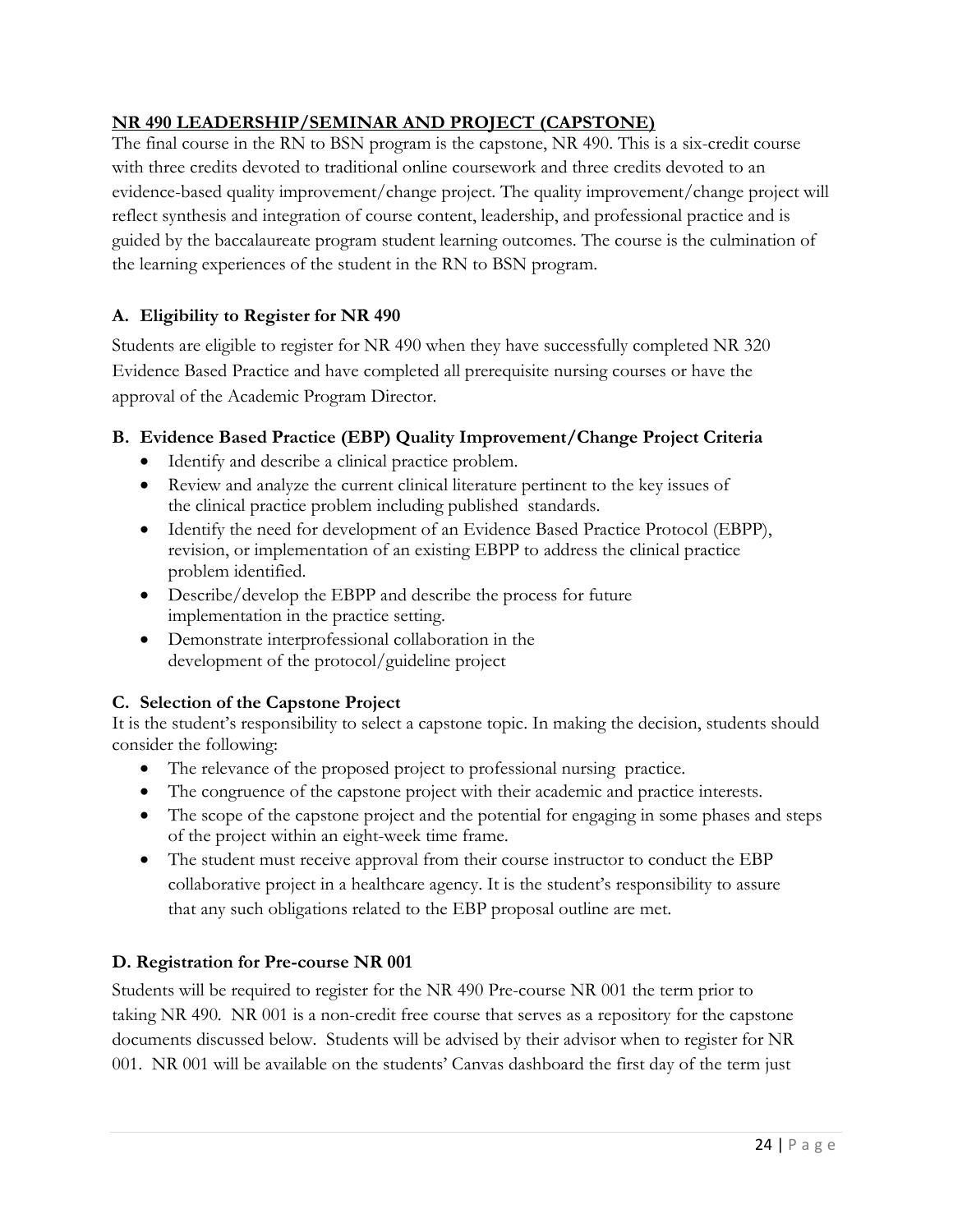## NR 490 LEADERSHIP/SEMINAR AND PROJECT (CAPSTONE)

The final course in the RN to BSN program is the capstone, NR 490. This is a six-credit course with three credits devoted to traditional online coursework and three credits devoted to an evidence-based quality improvement/change project. The quality improvement/change project will reflect synthesis and integration of course content, leadership, and professional practice and is guided by the baccalaureate program student learning outcomes. The course is the culmination of the learning experiences of the student in the RN to BSN program.

### A. Eligibility to Register for NR 490

Students are eligible to register for NR 490 when they have successfully completed NR 320 Evidence Based Practice and have completed all prerequisite nursing courses or have the approval of the Academic Program Director.

### B. Evidence Based Practice (EBP) Quality Improvement/Change Project Criteria

- Identify and describe a clinical practice problem.
- Review and analyze the current clinical literature pertinent to the key issues of the clinical practice problem including published standards.
- Identify the need for development of an Evidence Based Practice Protocol (EBPP), revision, or implementation of an existing EBPP to address the clinical practice problem identified.
- Describe/develop the EBPP and describe the process for future implementation in the practice setting.
- Demonstrate interprofessional collaboration in the development of the protocol/guideline project

### C. Selection of the Capstone Project

It is the student's responsibility to select a capstone topic. In making the decision, students should consider the following:

- The relevance of the proposed project to professional nursing practice.
- The congruence of the capstone project with their academic and practice interests.
- The scope of the capstone project and the potential for engaging in some phases and steps of the project within an eight-week time frame.
- The student must receive approval from their course instructor to conduct the EBP collaborative project in a healthcare agency. It is the student's responsibility to assure that any such obligations related to the EBP proposal outline are met.

### D. Registration for Pre-course NR 001

Students will be required to register for the NR 490 Pre-course NR 001 the term prior to taking NR 490. NR 001 is a non-credit free course that serves as a repository for the capstone documents discussed below. Students will be advised by their advisor when to register for NR 001. NR 001 will be available on the students' Canvas dashboard the first day of the term just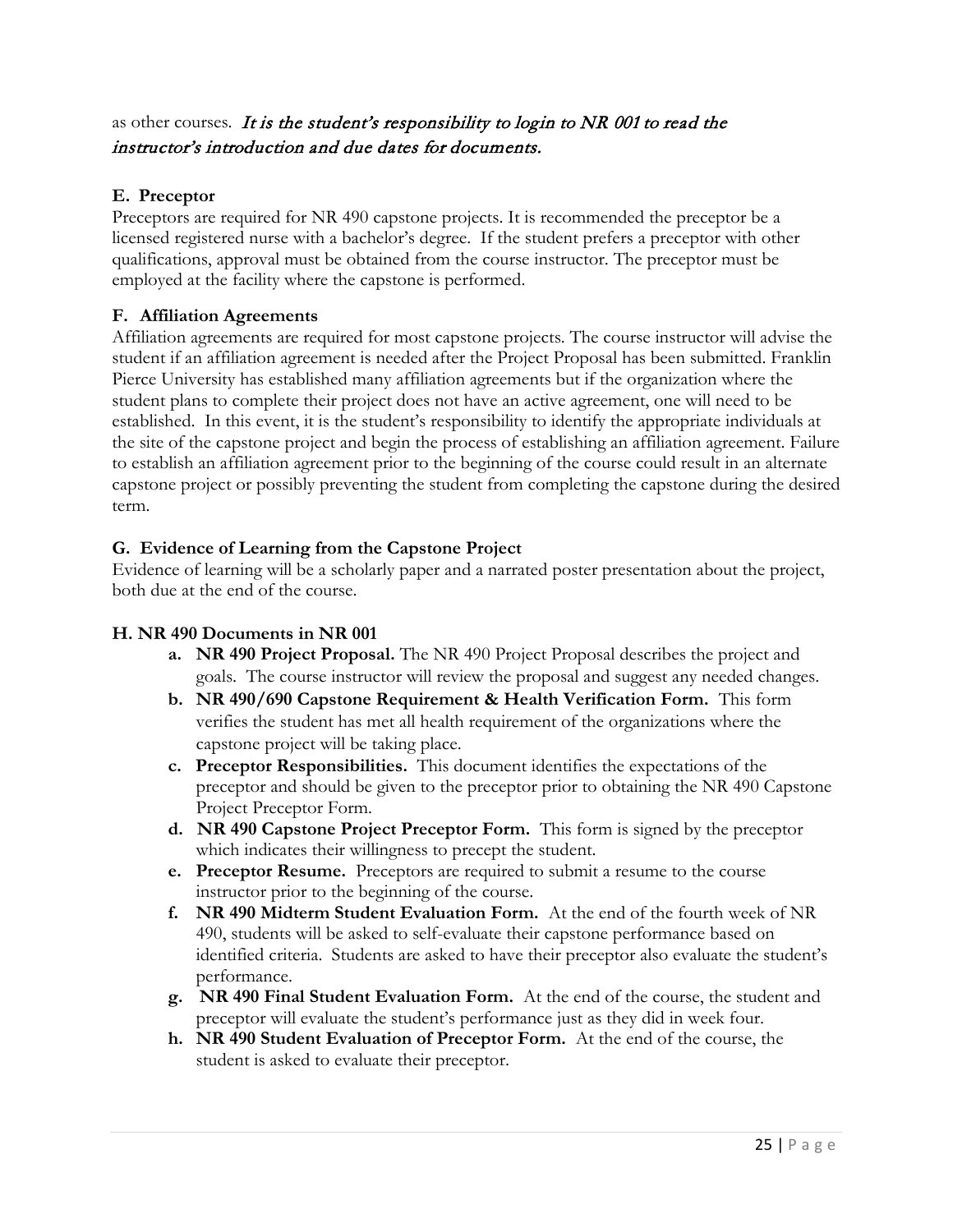as other courses. *It is the student's responsibility to login to NR 001 to read the instructor's introduction and due dates for documents.*

### E. Preceptor

Preceptors are required for NR 490 capstone projects. It is recommended the preceptor be a licensed registered nurse with a bachelor's degree. If the student prefers a preceptor with other qualifications, approval must be obtained from the course instructor. The preceptor must be employed at the facility where the capstone is performed.

### F. Affiliation Agreements

Affiliation agreements are required for most capstone projects. The course instructor will advise the student if an affiliation agreement is needed after the Project Proposal has been submitted. Franklin Pierce University has established many affiliation agreements but if the organization where the student plans to complete their project does not have an active agreement, one will need to be established. In this event, it is the student's responsibility to identify the appropriate individuals at the site of the capstone project and begin the process of establishing an affiliation agreement. Failure to establish an affiliation agreement prior to the beginning of the course could result in an alternate capstone project or possibly preventing the student from completing the capstone during the desired term.

### G. Evidence of Learning from the Capstone Project

Evidence of learning will be a scholarly paper and a narrated poster presentation about the project, both due at the end of the course.

### H. NR 490 Documents in NR 001

a. **NR 490 Project Proposal.** The NR 490 Project Proposal describes the project and goals. The course instructor will review the proposal and suggest any needed changes.
b. **NR 490/690 Capstone Requirement & Health Verification Form.** This form verifies the student has met all health requirement of the organizations where the capstone project will be taking place.
c. **Preceptor Responsibilities.** This document identifies the expectations of the preceptor and should be given to the preceptor prior to obtaining the NR 490 Capstone Project Preceptor Form.
d. **NR 490 Capstone Project Preceptor Form.** This form is signed by the preceptor which indicates their willingness to precept the student.
e. **Preceptor Resume.** Preceptors are required to submit a resume to the course instructor prior to the beginning of the course.
f. **NR 490 Midterm Student Evaluation Form.** At the end of the fourth week of NR 490, students will be asked to self-evaluate their capstone performance based on identified criteria. Students are asked to have their preceptor also evaluate the student's performance.
g. **NR 490 Final Student Evaluation Form.** At the end of the course, the student and preceptor will evaluate the student's performance just as they did in week four.
h. **NR 490 Student Evaluation of Preceptor Form.** At the end of the course, the student is asked to evaluate their preceptor.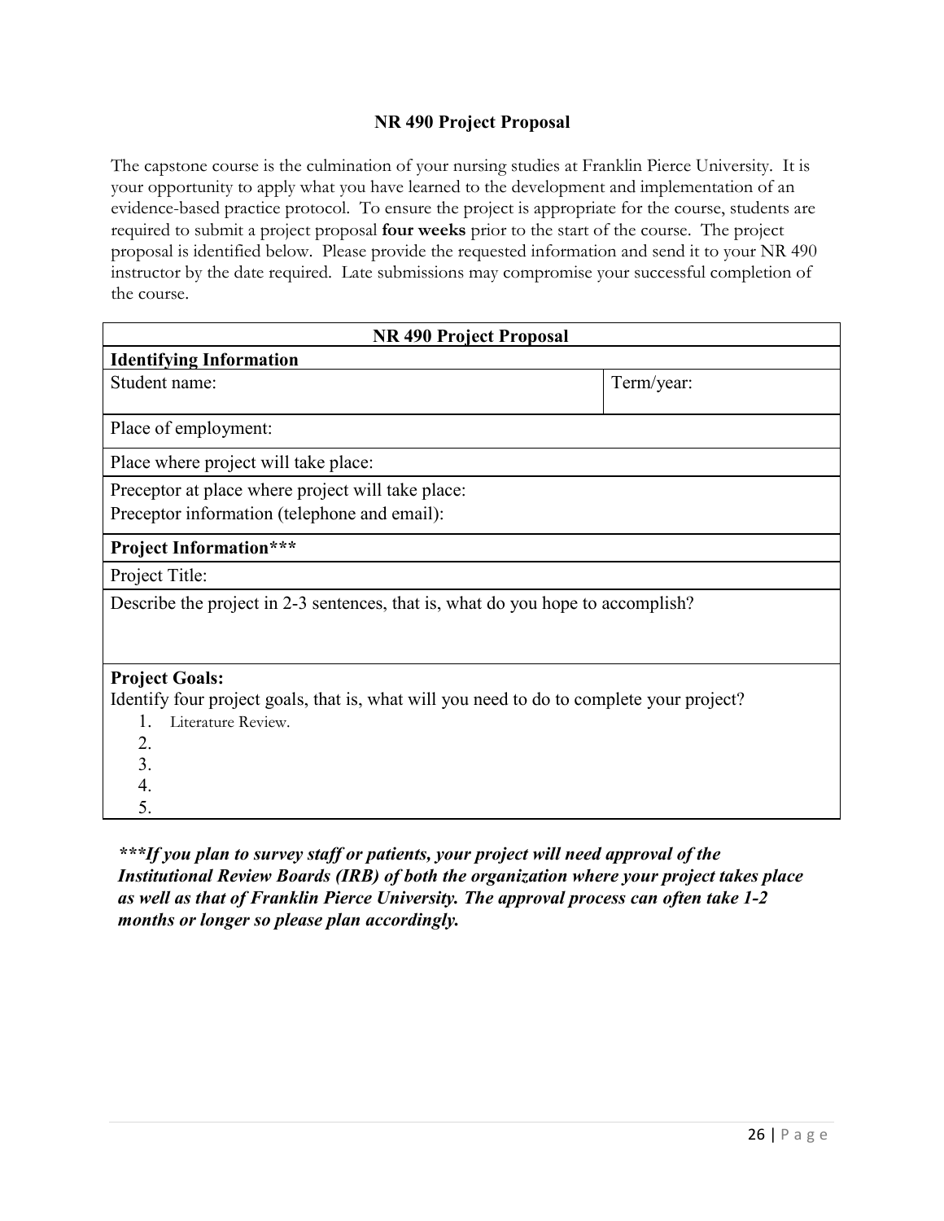## NR 490 Project Proposal

The capstone course is the culmination of your nursing studies at Franklin Pierce University. It is your opportunity to apply what you have learned to the development and implementation of an evidence-based practice protocol. To ensure the project is appropriate for the course, students are required to submit a project proposal **four weeks** prior to the start of the course. The project proposal is identified below. Please provide the requested information and send it to your NR 490 instructor by the date required. Late submissions may compromise your successful completion of the course.

| **NR 490 Project Proposal** | |
|---|---|
| **Identifying Information** | |
| Student name: | Term/year: |
| Place of employment: | |
| Place where project will take place: | |
| Preceptor at place where project will take place:<br>Preceptor information (telephone and email): | |
| **Project Information\*\*\*** | |
| Project Title: | |
| Describe the project in 2-3 sentences, that is, what do you hope to accomplish? | |
| **Project Goals:**<br>Identify four project goals, that is, what will you need to do to complete your project?<br>1. Literature Review.<br>2.<br>3.<br>4.<br>5. | |

***\*\*\*If you plan to survey staff or patients, your project will need approval of the Institutional Review Boards (IRB) of both the organization where your project takes place as well as that of Franklin Pierce University. The approval process can often take 1-2 months or longer so please plan accordingly.***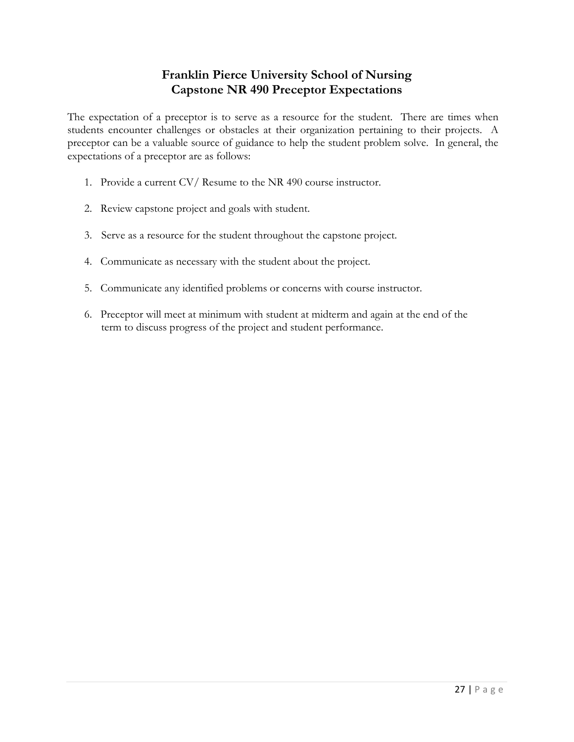# Franklin Pierce University School of Nursing
# Capstone NR 490 Preceptor Expectations

The expectation of a preceptor is to serve as a resource for the student. There are times when students encounter challenges or obstacles at their organization pertaining to their projects. A preceptor can be a valuable source of guidance to help the student problem solve. In general, the expectations of a preceptor are as follows:

1. Provide a current CV/ Resume to the NR 490 course instructor.
2. Review capstone project and goals with student.
3. Serve as a resource for the student throughout the capstone project.
4. Communicate as necessary with the student about the project.
5. Communicate any identified problems or concerns with course instructor.
6. Preceptor will meet at minimum with student at midterm and again at the end of the term to discuss progress of the project and student performance.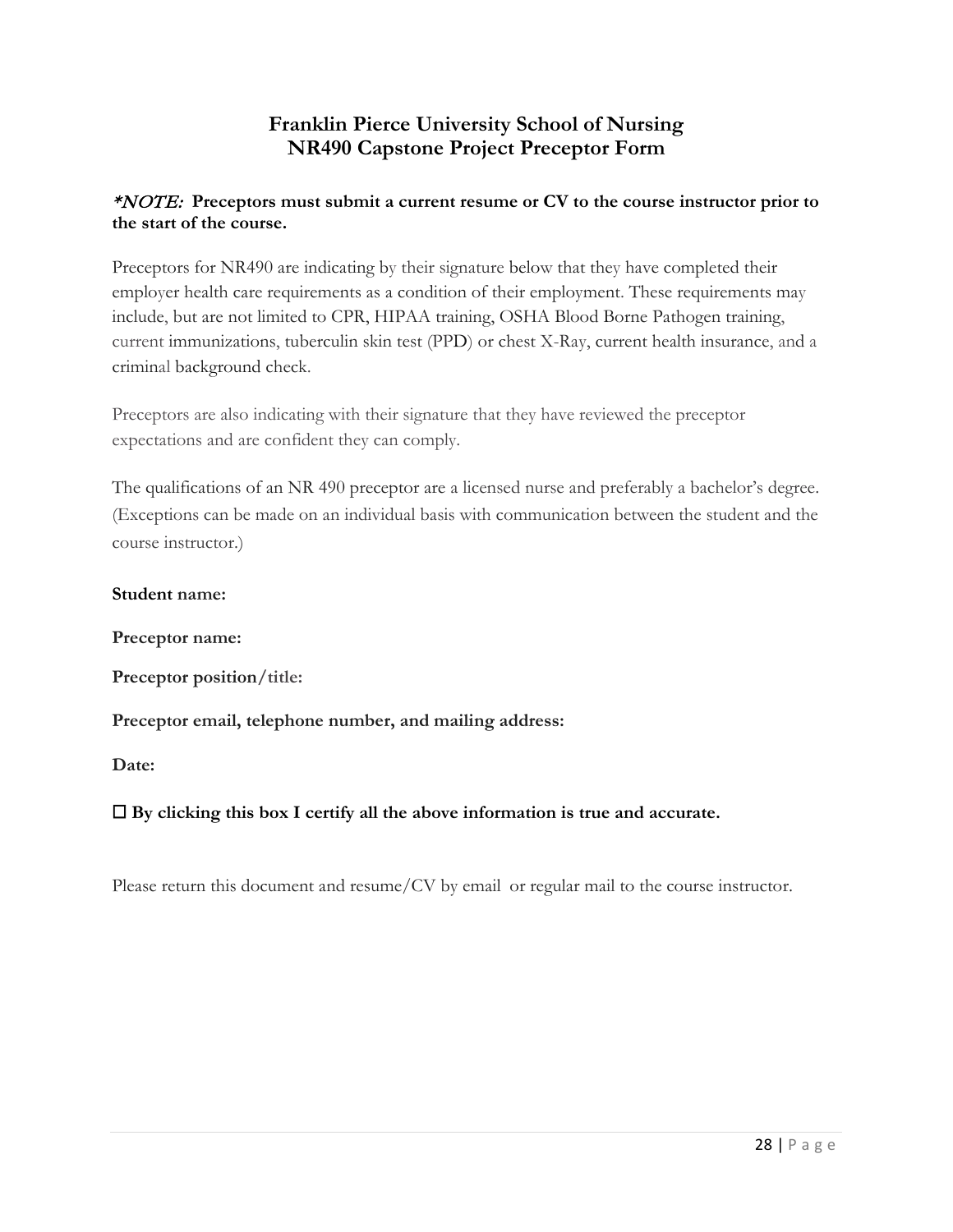# Franklin Pierce University School of Nursing
## NR490 Capstone Project Preceptor Form

***NOTE:*** **Preceptors must submit a current resume or CV to the course instructor prior to the start of the course.**

Preceptors for NR490 are indicating by their signature below that they have completed their employer health care requirements as a condition of their employment. These requirements may include, but are not limited to CPR, HIPAA training, OSHA Blood Borne Pathogen training, current immunizations, tuberculin skin test (PPD) or chest X-Ray, current health insurance, and a criminal background check.

Preceptors are also indicating with their signature that they have reviewed the preceptor expectations and are confident they can comply.

The qualifications of an NR 490 preceptor are a licensed nurse and preferably a bachelor's degree. (Exceptions can be made on an individual basis with communication between the student and the course instructor.)

**Student name:**

**Preceptor name:**

**Preceptor position/title:**

**Preceptor email, telephone number, and mailing address:**

**Date:**

☐ **By clicking this box I certify all the above information is true and accurate.**

Please return this document and resume/CV by email or regular mail to the course instructor.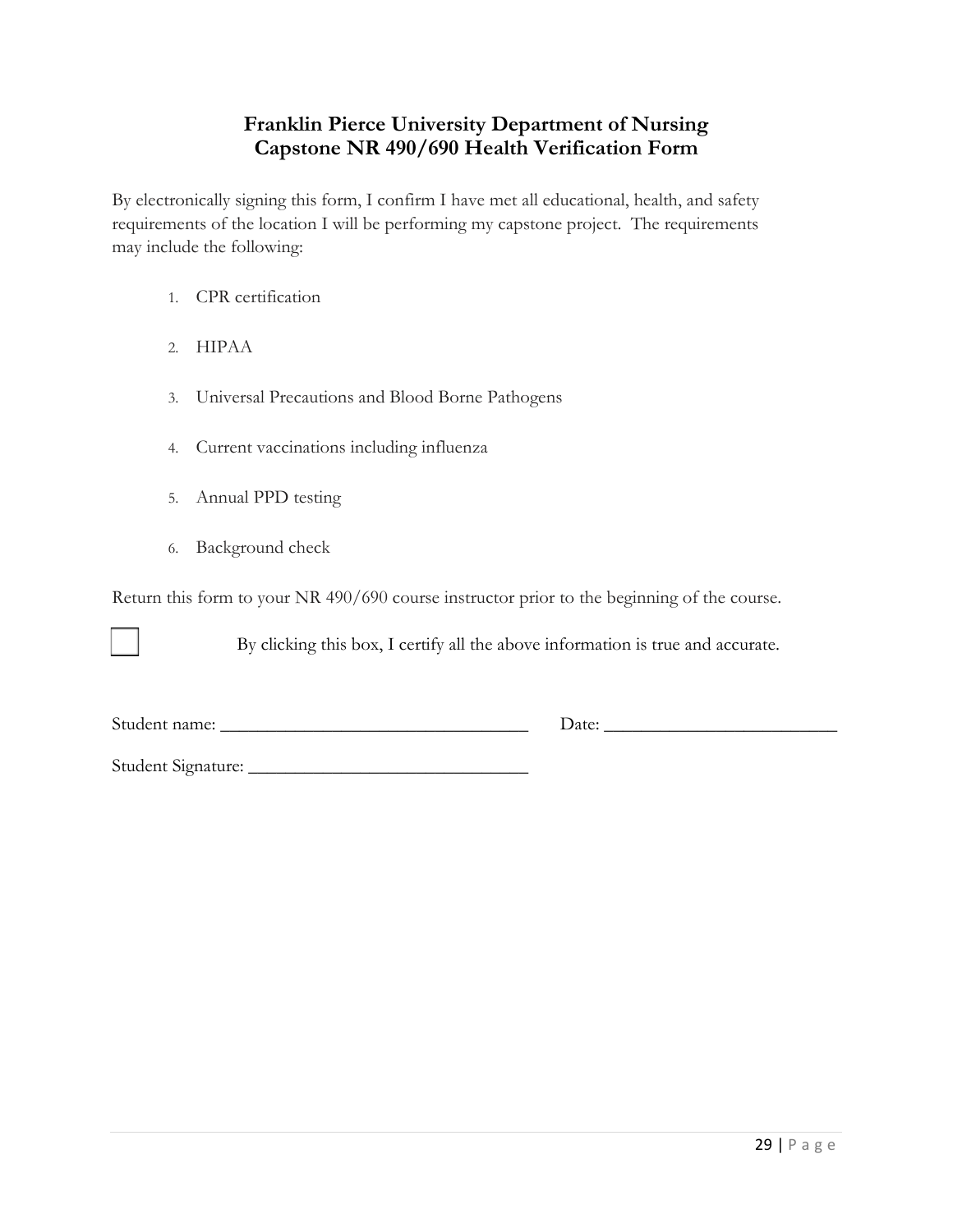## Franklin Pierce University Department of Nursing
## Capstone NR 490/690 Health Verification Form

By electronically signing this form, I confirm I have met all educational, health, and safety requirements of the location I will be performing my capstone project. The requirements may include the following:

1. CPR certification
2. HIPAA
3. Universal Precautions and Blood Borne Pathogens
4. Current vaccinations including influenza
5. Annual PPD testing
6. Background check

Return this form to your NR 490/690 course instructor prior to the beginning of the course.

☐ By clicking this box, I certify all the above information is true and accurate.

Student name: ________________________________ Date: ________________________

Student Signature: ______________________________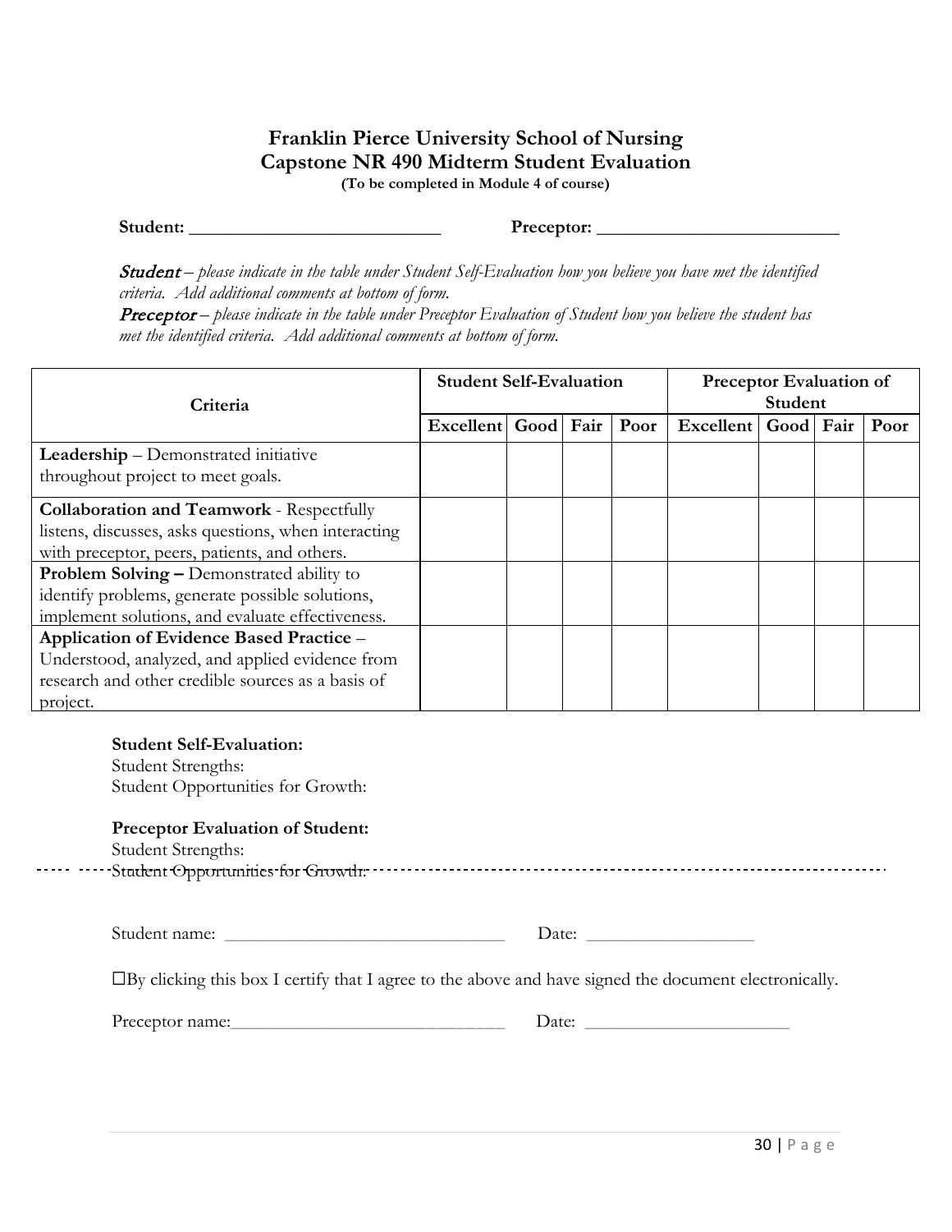# Franklin Pierce University School of Nursing
## Capstone NR 490 Midterm Student Evaluation

**(To be completed in Module 4 of course)**

**Student: ___________________________** **Preceptor: __________________________**

***Student*** *– please indicate in the table under Student Self-Evaluation how you believe you have met the identified criteria. Add additional comments at bottom of form.*

***Preceptor*** *– please indicate in the table under Preceptor Evaluation of Student how you believe the student has met the identified criteria. Add additional comments at bottom of form.*

| Criteria | Student Self-Evaluation | | | | Preceptor Evaluation of Student | | | |
|---|---|---|---|---|---|---|---|---|
| | **Excellent** | **Good** | **Fair** | **Poor** | **Excellent** | **Good** | **Fair** | **Poor** |
| **Leadership** – Demonstrated initiative throughout project to meet goals. | | | | | | | | |
| **Collaboration and Teamwork** - Respectfully listens, discusses, asks questions, when interacting with preceptor, peers, patients, and others. | | | | | | | | |
| **Problem Solving –** Demonstrated ability to identify problems, generate possible solutions, implement solutions, and evaluate effectiveness. | | | | | | | | |
| **Application of Evidence Based Practice** – Understood, analyzed, and applied evidence from research and other credible sources as a basis of project. | | | | | | | | |

**Student Self-Evaluation:**
Student Strengths:
Student Opportunities for Growth:

**Preceptor Evaluation of Student:**
Student Strengths:
Student Opportunities for Growth:

Student name: ______________________________ Date: __________________

☐By clicking this box I certify that I agree to the above and have signed the document electronically.

Preceptor name:_____________________________ Date: ______________________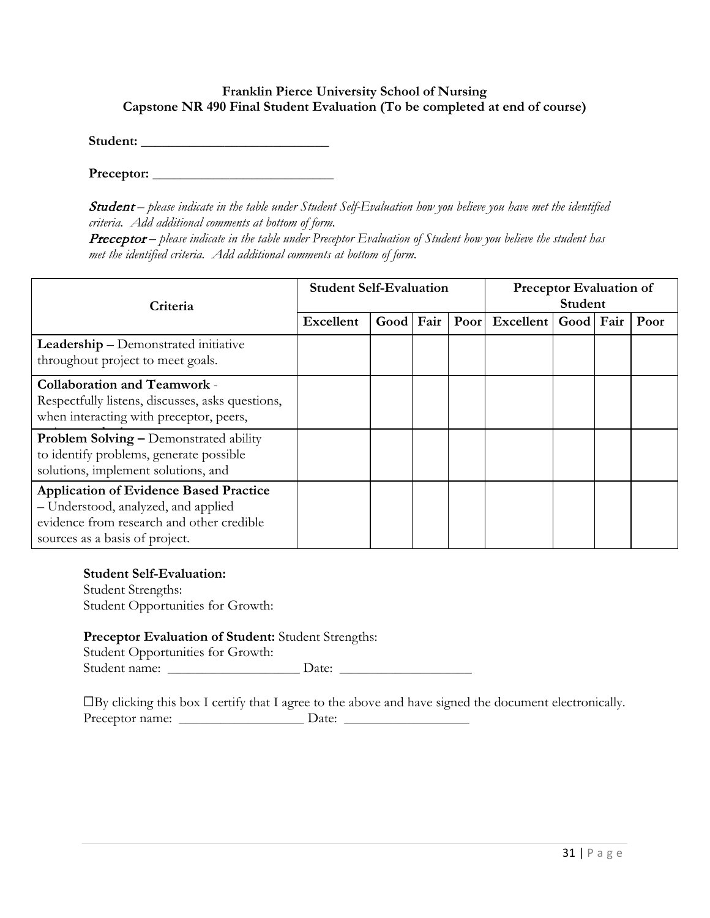**Franklin Pierce University School of Nursing**
**Capstone NR 490 Final Student Evaluation (To be completed at end of course)**

**Student:** ___________________________

**Preceptor:** __________________________

***Student*** – *please indicate in the table under Student Self-Evaluation how you believe you have met the identified criteria. Add additional comments at bottom of form.*
***Preceptor*** – *please indicate in the table under Preceptor Evaluation of Student how you believe the student has met the identified criteria. Add additional comments at bottom of form.*

| Criteria | Student Self-Evaluation | | | | Preceptor Evaluation of Student | | | |
|---|---|---|---|---|---|---|---|---|
| | Excellent | Good | Fair | Poor | Excellent | Good | Fair | Poor |
| **Leadership** – Demonstrated initiative throughout project to meet goals. | | | | | | | | |
| **Collaboration and Teamwork** - Respectfully listens, discusses, asks questions, when interacting with preceptor, peers, | | | | | | | | |
| **Problem Solving –** Demonstrated ability to identify problems, generate possible solutions, implement solutions, and | | | | | | | | |
| **Application of Evidence Based Practice** – Understood, analyzed, and applied evidence from research and other credible sources as a basis of project. | | | | | | | | |

**Student Self-Evaluation:**
Student Strengths:
Student Opportunities for Growth:

**Preceptor Evaluation of Student:** Student Strengths:
Student Opportunities for Growth:
Student name: ___________________ Date: ___________________

☐By clicking this box I certify that I agree to the above and have signed the document electronically.
Preceptor name: __________________ Date: __________________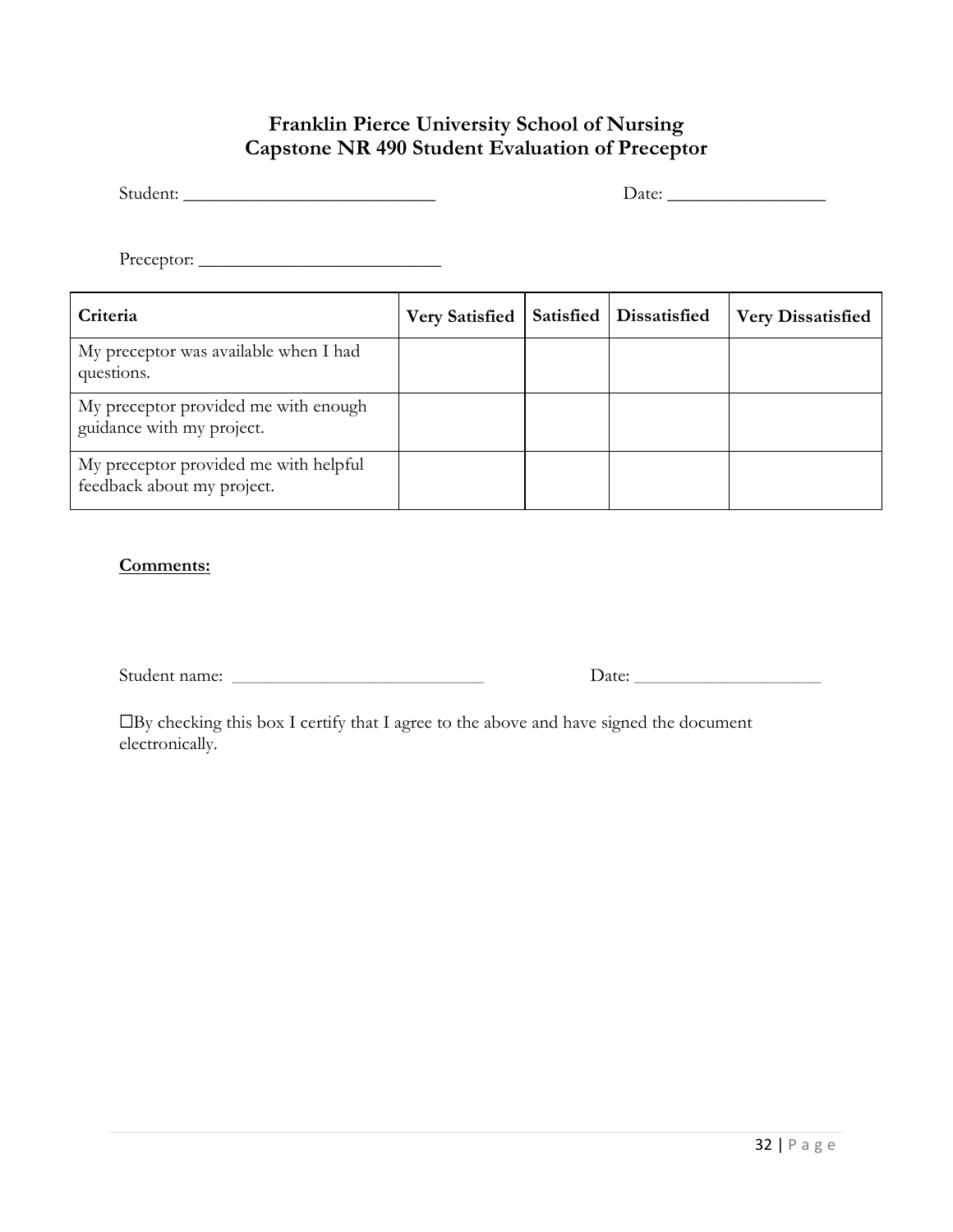# Franklin Pierce University School of Nursing
# Capstone NR 490 Student Evaluation of Preceptor

Student: ___________________________ Date: _________________

Preceptor: __________________________

| Criteria | Very Satisfied | Satisfied | Dissatisfied | Very Dissatisfied |
|---|---|---|---|---|
| My preceptor was available when I had questions. | | | | |
| My preceptor provided me with enough guidance with my project. | | | | |
| My preceptor provided me with helpful feedback about my project. | | | | |

**Comments:**

Student name: ____________________________ Date: ____________________

☐By checking this box I certify that I agree to the above and have signed the document electronically.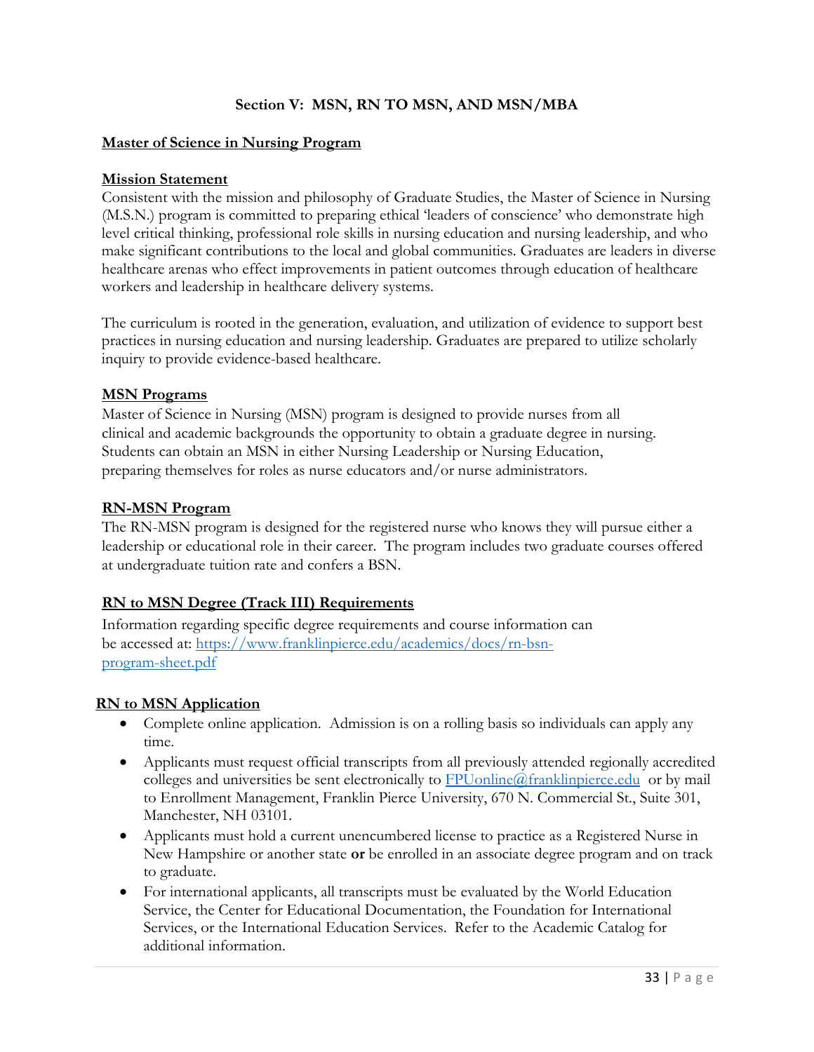## Section V: MSN, RN TO MSN, AND MSN/MBA

### Master of Science in Nursing Program

#### Mission Statement

Consistent with the mission and philosophy of Graduate Studies, the Master of Science in Nursing (M.S.N.) program is committed to preparing ethical 'leaders of conscience' who demonstrate high level critical thinking, professional role skills in nursing education and nursing leadership, and who make significant contributions to the local and global communities. Graduates are leaders in diverse healthcare arenas who effect improvements in patient outcomes through education of healthcare workers and leadership in healthcare delivery systems.

The curriculum is rooted in the generation, evaluation, and utilization of evidence to support best practices in nursing education and nursing leadership. Graduates are prepared to utilize scholarly inquiry to provide evidence-based healthcare.

#### MSN Programs

Master of Science in Nursing (MSN) program is designed to provide nurses from all clinical and academic backgrounds the opportunity to obtain a graduate degree in nursing. Students can obtain an MSN in either Nursing Leadership or Nursing Education, preparing themselves for roles as nurse educators and/or nurse administrators.

#### RN-MSN Program

The RN-MSN program is designed for the registered nurse who knows they will pursue either a leadership or educational role in their career. The program includes two graduate courses offered at undergraduate tuition rate and confers a BSN.

#### RN to MSN Degree (Track III) Requirements

Information regarding specific degree requirements and course information can be accessed at: [https://www.franklinpierce.edu/academics/docs/rn-bsn-program-sheet.pdf](https://www.franklinpierce.edu/academics/docs/rn-bsn-program-sheet.pdf)

#### RN to MSN Application

- Complete online application. Admission is on a rolling basis so individuals can apply any time.
- Applicants must request official transcripts from all previously attended regionally accredited colleges and universities be sent electronically to [FPUonline@franklinpierce.edu](mailto:FPUonline@franklinpierce.edu) or by mail to Enrollment Management, Franklin Pierce University, 670 N. Commercial St., Suite 301, Manchester, NH 03101.
- Applicants must hold a current unencumbered license to practice as a Registered Nurse in New Hampshire or another state **or** be enrolled in an associate degree program and on track to graduate.
- For international applicants, all transcripts must be evaluated by the World Education Service, the Center for Educational Documentation, the Foundation for International Services, or the International Education Services. Refer to the Academic Catalog for additional information.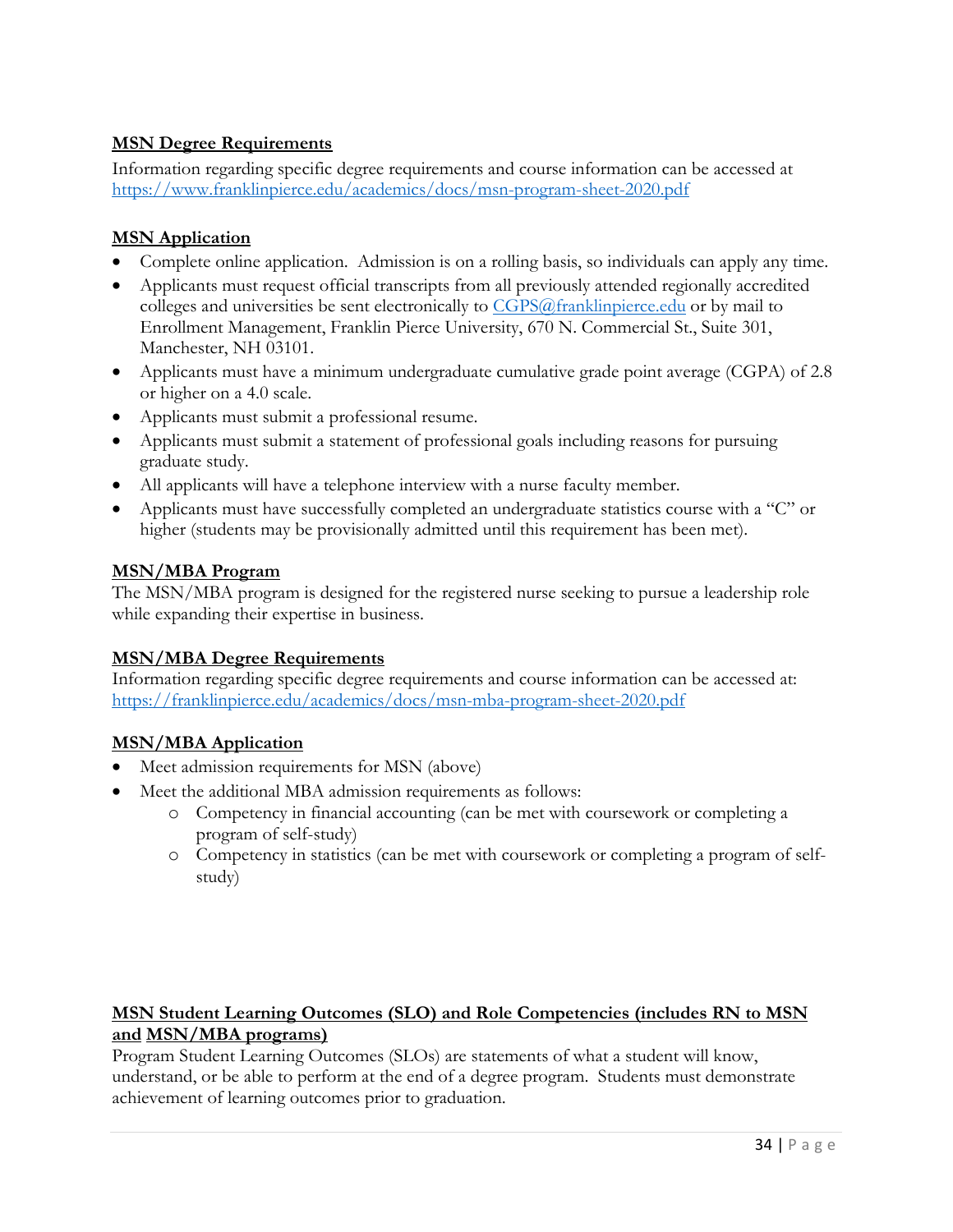## MSN Degree Requirements

Information regarding specific degree requirements and course information can be accessed at https://www.franklinpierce.edu/academics/docs/msn-program-sheet-2020.pdf

## MSN Application

- Complete online application. Admission is on a rolling basis, so individuals can apply any time.
- Applicants must request official transcripts from all previously attended regionally accredited colleges and universities be sent electronically to CGPS@franklinpierce.edu or by mail to Enrollment Management, Franklin Pierce University, 670 N. Commercial St., Suite 301, Manchester, NH 03101.
- Applicants must have a minimum undergraduate cumulative grade point average (CGPA) of 2.8 or higher on a 4.0 scale.
- Applicants must submit a professional resume.
- Applicants must submit a statement of professional goals including reasons for pursuing graduate study.
- All applicants will have a telephone interview with a nurse faculty member.
- Applicants must have successfully completed an undergraduate statistics course with a "C" or higher (students may be provisionally admitted until this requirement has been met).

## MSN/MBA Program

The MSN/MBA program is designed for the registered nurse seeking to pursue a leadership role while expanding their expertise in business.

## MSN/MBA Degree Requirements

Information regarding specific degree requirements and course information can be accessed at: https://franklinpierce.edu/academics/docs/msn-mba-program-sheet-2020.pdf

## MSN/MBA Application

- Meet admission requirements for MSN (above)
- Meet the additional MBA admission requirements as follows:
  - Competency in financial accounting (can be met with coursework or completing a program of self-study)
  - Competency in statistics (can be met with coursework or completing a program of self-study)

## MSN Student Learning Outcomes (SLO) and Role Competencies (includes RN to MSN and MSN/MBA programs)

Program Student Learning Outcomes (SLOs) are statements of what a student will know, understand, or be able to perform at the end of a degree program. Students must demonstrate achievement of learning outcomes prior to graduation.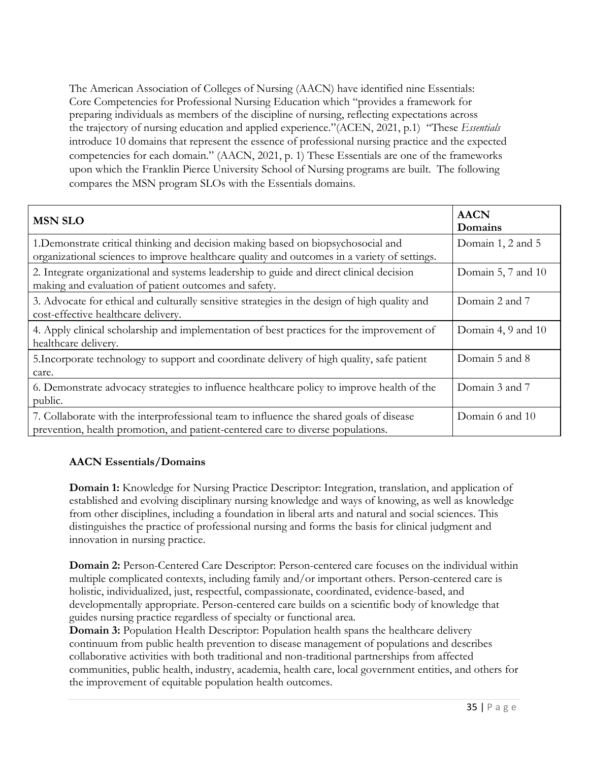The American Association of Colleges of Nursing (AACN) have identified nine Essentials: Core Competencies for Professional Nursing Education which "provides a framework for preparing individuals as members of the discipline of nursing, reflecting expectations across the trajectory of nursing education and applied experience."(ACEN, 2021, p.1) "These *Essentials* introduce 10 domains that represent the essence of professional nursing practice and the expected competencies for each domain." (AACN, 2021, p. 1) These Essentials are one of the frameworks upon which the Franklin Pierce University School of Nursing programs are built. The following compares the MSN program SLOs with the Essentials domains.

| **MSN SLO** | **AACN Domains** |
|---|---|
| 1.Demonstrate critical thinking and decision making based on biopsychosocial and organizational sciences to improve healthcare quality and outcomes in a variety of settings. | Domain 1, 2 and 5 |
| 2. Integrate organizational and systems leadership to guide and direct clinical decision making and evaluation of patient outcomes and safety. | Domain 5, 7 and 10 |
| 3. Advocate for ethical and culturally sensitive strategies in the design of high quality and cost-effective healthcare delivery. | Domain 2 and 7 |
| 4. Apply clinical scholarship and implementation of best practices for the improvement of healthcare delivery. | Domain 4, 9 and 10 |
| 5.Incorporate technology to support and coordinate delivery of high quality, safe patient care. | Domain 5 and 8 |
| 6. Demonstrate advocacy strategies to influence healthcare policy to improve health of the public. | Domain 3 and 7 |
| 7. Collaborate with the interprofessional team to influence the shared goals of disease prevention, health promotion, and patient-centered care to diverse populations. | Domain 6 and 10 |

**AACN Essentials/Domains**

**Domain 1:** Knowledge for Nursing Practice Descriptor: Integration, translation, and application of established and evolving disciplinary nursing knowledge and ways of knowing, as well as knowledge from other disciplines, including a foundation in liberal arts and natural and social sciences. This distinguishes the practice of professional nursing and forms the basis for clinical judgment and innovation in nursing practice.

**Domain 2:** Person-Centered Care Descriptor: Person-centered care focuses on the individual within multiple complicated contexts, including family and/or important others. Person-centered care is holistic, individualized, just, respectful, compassionate, coordinated, evidence-based, and developmentally appropriate. Person-centered care builds on a scientific body of knowledge that guides nursing practice regardless of specialty or functional area.

**Domain 3:** Population Health Descriptor: Population health spans the healthcare delivery continuum from public health prevention to disease management of populations and describes collaborative activities with both traditional and non-traditional partnerships from affected communities, public health, industry, academia, health care, local government entities, and others for the improvement of equitable population health outcomes.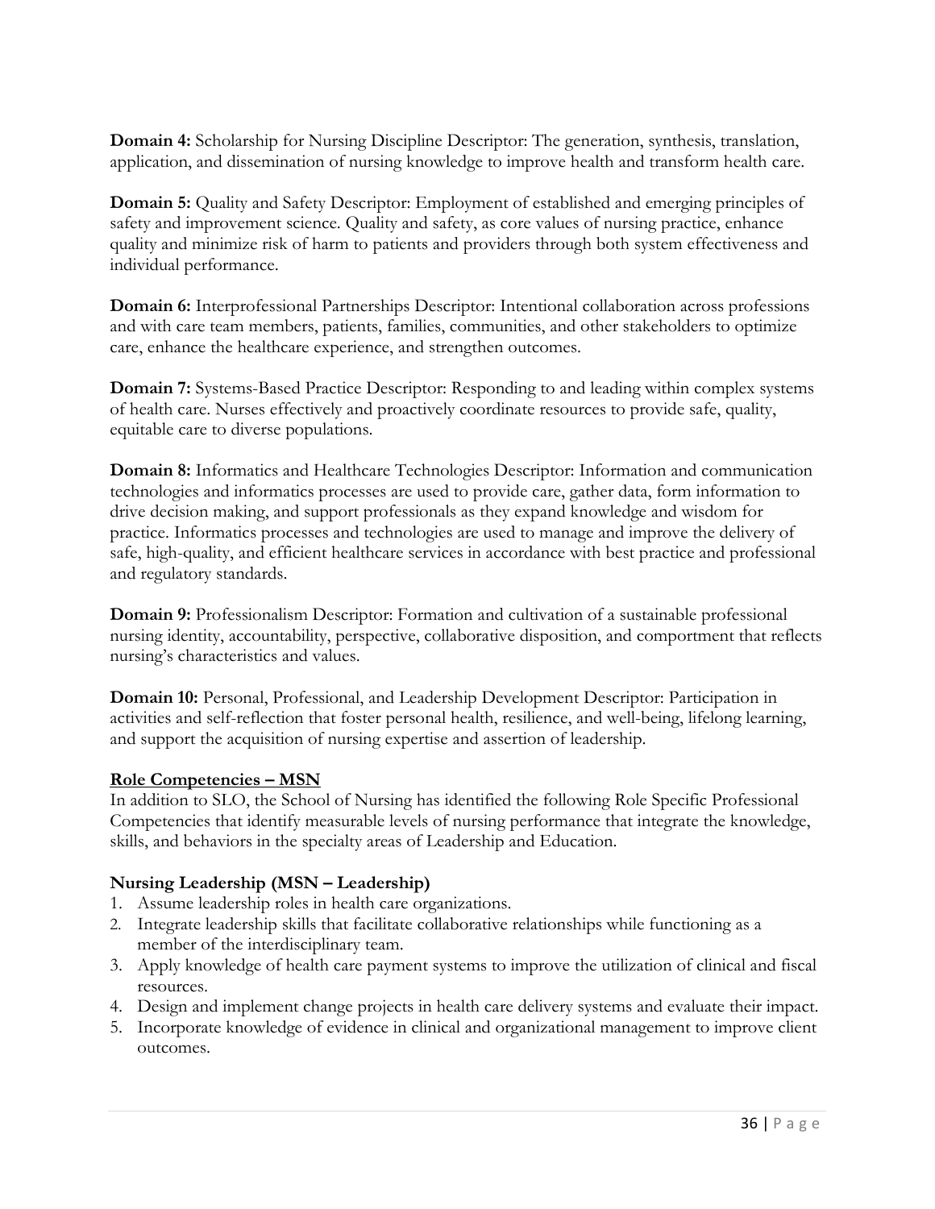**Domain 4:** Scholarship for Nursing Discipline Descriptor: The generation, synthesis, translation, application, and dissemination of nursing knowledge to improve health and transform health care.

**Domain 5:** Quality and Safety Descriptor: Employment of established and emerging principles of safety and improvement science. Quality and safety, as core values of nursing practice, enhance quality and minimize risk of harm to patients and providers through both system effectiveness and individual performance.

**Domain 6:** Interprofessional Partnerships Descriptor: Intentional collaboration across professions and with care team members, patients, families, communities, and other stakeholders to optimize care, enhance the healthcare experience, and strengthen outcomes.

**Domain 7:** Systems-Based Practice Descriptor: Responding to and leading within complex systems of health care. Nurses effectively and proactively coordinate resources to provide safe, quality, equitable care to diverse populations.

**Domain 8:** Informatics and Healthcare Technologies Descriptor: Information and communication technologies and informatics processes are used to provide care, gather data, form information to drive decision making, and support professionals as they expand knowledge and wisdom for practice. Informatics processes and technologies are used to manage and improve the delivery of safe, high-quality, and efficient healthcare services in accordance with best practice and professional and regulatory standards.

**Domain 9:** Professionalism Descriptor: Formation and cultivation of a sustainable professional nursing identity, accountability, perspective, collaborative disposition, and comportment that reflects nursing's characteristics and values.

**Domain 10:** Personal, Professional, and Leadership Development Descriptor: Participation in activities and self-reflection that foster personal health, resilience, and well-being, lifelong learning, and support the acquisition of nursing expertise and assertion of leadership.

## Role Competencies – MSN

In addition to SLO, the School of Nursing has identified the following Role Specific Professional Competencies that identify measurable levels of nursing performance that integrate the knowledge, skills, and behaviors in the specialty areas of Leadership and Education.

### Nursing Leadership (MSN – Leadership)

1. Assume leadership roles in health care organizations.
2. Integrate leadership skills that facilitate collaborative relationships while functioning as a member of the interdisciplinary team.
3. Apply knowledge of health care payment systems to improve the utilization of clinical and fiscal resources.
4. Design and implement change projects in health care delivery systems and evaluate their impact.
5. Incorporate knowledge of evidence in clinical and organizational management to improve client outcomes.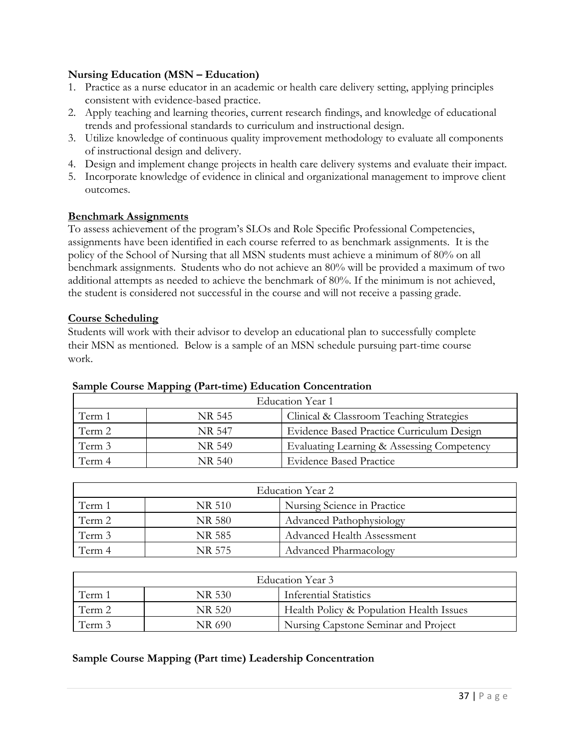**Nursing Education (MSN – Education)**

1. Practice as a nurse educator in an academic or health care delivery setting, applying principles consistent with evidence-based practice.
2. Apply teaching and learning theories, current research findings, and knowledge of educational trends and professional standards to curriculum and instructional design.
3. Utilize knowledge of continuous quality improvement methodology to evaluate all components of instructional design and delivery.
4. Design and implement change projects in health care delivery systems and evaluate their impact.
5. Incorporate knowledge of evidence in clinical and organizational management to improve client outcomes.

**Benchmark Assignments**

To assess achievement of the program's SLOs and Role Specific Professional Competencies, assignments have been identified in each course referred to as benchmark assignments. It is the policy of the School of Nursing that all MSN students must achieve a minimum of 80% on all benchmark assignments. Students who do not achieve an 80% will be provided a maximum of two additional attempts as needed to achieve the benchmark of 80%. If the minimum is not achieved, the student is considered not successful in the course and will not receive a passing grade.

**Course Scheduling**

Students will work with their advisor to develop an educational plan to successfully complete their MSN as mentioned. Below is a sample of an MSN schedule pursuing part-time course work.

**Sample Course Mapping (Part-time) Education Concentration**

| Education Year 1 | | |
|---|---|---|
| Term 1 | NR 545 | Clinical & Classroom Teaching Strategies |
| Term 2 | NR 547 | Evidence Based Practice Curriculum Design |
| Term 3 | NR 549 | Evaluating Learning & Assessing Competency |
| Term 4 | NR 540 | Evidence Based Practice |

| Education Year 2 | | |
|---|---|---|
| Term 1 | NR 510 | Nursing Science in Practice |
| Term 2 | NR 580 | Advanced Pathophysiology |
| Term 3 | NR 585 | Advanced Health Assessment |
| Term 4 | NR 575 | Advanced Pharmacology |

| Education Year 3 | | |
|---|---|---|
| Term 1 | NR 530 | Inferential Statistics |
| Term 2 | NR 520 | Health Policy & Population Health Issues |
| Term 3 | NR 690 | Nursing Capstone Seminar and Project |

**Sample Course Mapping (Part time) Leadership Concentration**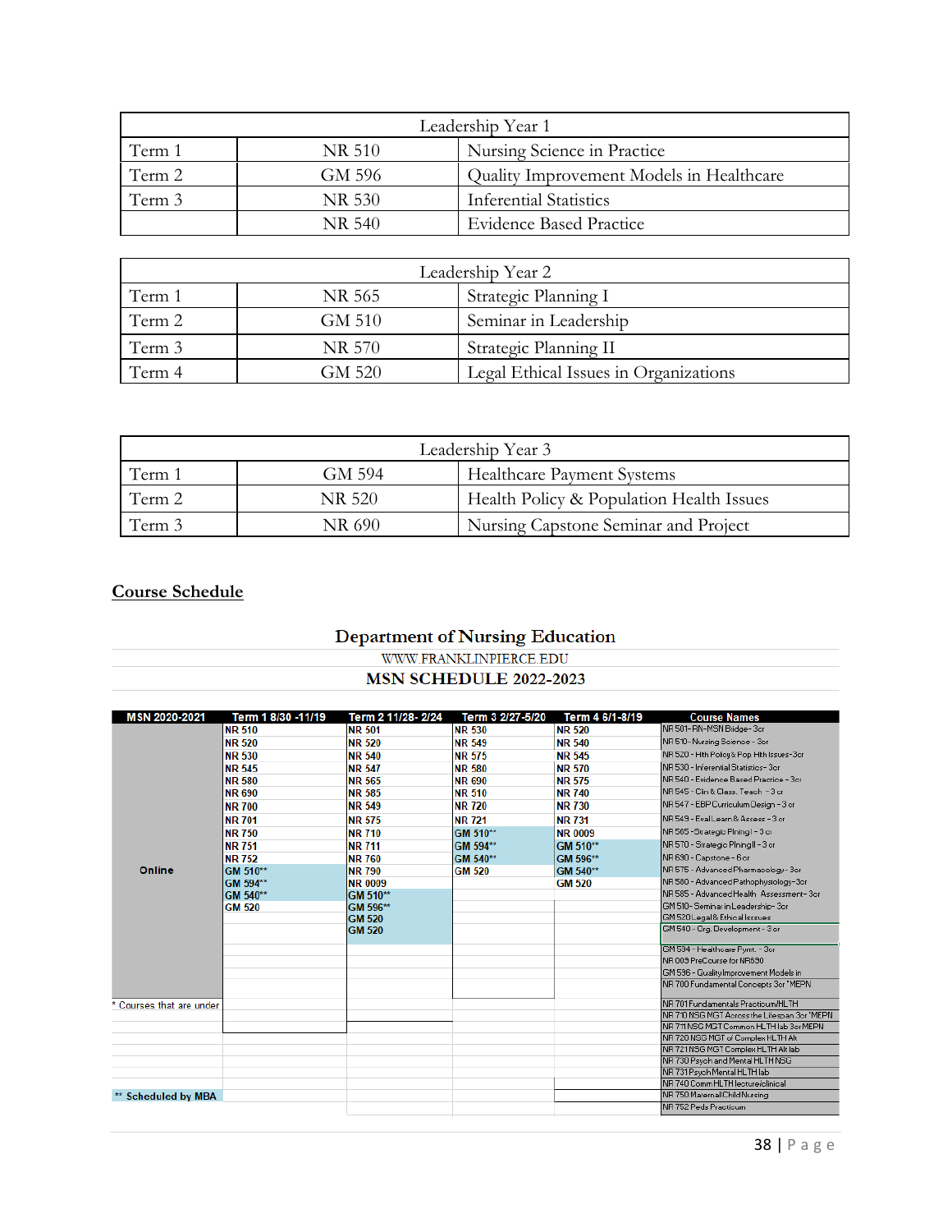| Leadership Year 1 | | |
|---|---|---|
| Term 1 | NR 510 | Nursing Science in Practice |
| Term 2 | GM 596 | Quality Improvement Models in Healthcare |
| Term 3 | NR 530 | Inferential Statistics |
| | NR 540 | Evidence Based Practice |

| Leadership Year 2 | | |
|---|---|---|
| Term 1 | NR 565 | Strategic Planning I |
| Term 2 | GM 510 | Seminar in Leadership |
| Term 3 | NR 570 | Strategic Planning II |
| Term 4 | GM 520 | Legal Ethical Issues in Organizations |

| Leadership Year 3 | | |
|---|---|---|
| Term 1 | GM 594 | Healthcare Payment Systems |
| Term 2 | NR 520 | Health Policy & Population Health Issues |
| Term 3 | NR 690 | Nursing Capstone Seminar and Project |

## Course Schedule

### Department of Nursing Education

WWW.FRANKLINPIERCE.EDU

**MSN SCHEDULE 2022-2023**

| MSN 2020-2021 | Term 1 8/30 -11/19 | Term 2 11/28- 2/24 | Term 3 2/27-5/20 | Term 4 6/1-8/19 | Course Names |
|---|---|---|---|---|---|
| | NR 510 | NR 501 | NR 530 | NR 520 | NR 501-RN-MSN Bridge- 3cr |
| | NR 520 | NR 520 | NR 549 | NR 540 | NR 510-Nursing Science - 3cr |
| | NR 530 | NR 540 | NR 575 | NR 545 | NR 520 - Hlth Policy & Pop Hlth Issues-3cr |
| | NR 545 | NR 547 | NR 580 | NR 570 | NR 530 - Inferential Statistics- 3cr |
| | NR 580 | NR 565 | NR 690 | NR 575 | NR 540 - Evidence Based Practice - 3cr |
| | NR 690 | NR 585 | NR 510 | NR 740 | NR 545 - Clin & Class. Teach - 3 cr |
| | NR 700 | NR 549 | NR 720 | NR 730 | NR 547 - EBP Curriculum Design - 3 cr |
| | NR 701 | NR 575 | NR 721 | NR 731 | NR 549 - Eval Learn & Assess - 3 cr |
| | NR 750 | NR 710 | GM 510** | NR 0009 | NR 565 -Strategic Plning I - 3 cr |
| | NR 751 | NR 711 | GM 594** | GM 510** | NR 570 - Strategic Plning II - 3 cr |
| | NR 752 | NR 760 | GM 540** | GM 596** | NR 690 - Capstone - 6cr |
| Online | GM 510** | NR 790 | GM 520 | GM 540** | NR 575 - Advanced Pharmacology- 3cr |
| | GM 594** | NR 0009 | | GM 520 | NR 580 - Advanced Pathophysiology-3cr |
| | GM 540** | GM 510** | | | NR 585 - Advanced Health Assessment- 3cr |
| | GM 520 | GM 596** | | | GM 510- Seminar in Leadership- 3cr |
| | | GM 520 | | | GM 520 Legal & Ethical Issues |
| | | GM 520 | | | GM 540 - Org. Development - 3 cr |
| | | | | | GM 594 - Healthcare Pymt. - 3cr |
| | | | | | NR 009 PreCourse for NR690 |
| | | | | | GM 596 - Quality Improvement Models in |
| | | | | | NR 700 Fundamental Concepts 3cr *MEPN |
| * Courses that are under | | | | | NR 701 Fundamentals Practicum/HLTH |
| | | | | | NR 710 NSG MGT Across the Lifespan 3cr *MEPN |
| | | | | | NR 711 NSG MGT Common HLTH lab 3cr MEPN |
| | | | | | NR 720 NSG MGT of Complex HLTH Alt |
| | | | | | NR 721 NSG MGT Complex HLTH Alt lab |
| | | | | | NR 730 Psych and Mental HLTH NSG |
| | | | | | NR 731 Psych Mental HLTH lab |
| | | | | | NR 740 Comm HLTH lecture/clinical |
| ** Scheduled by MBA | | | | | NR 750 Maternal Child Nursing |
| | | | | | NR 752 Peds Practicum |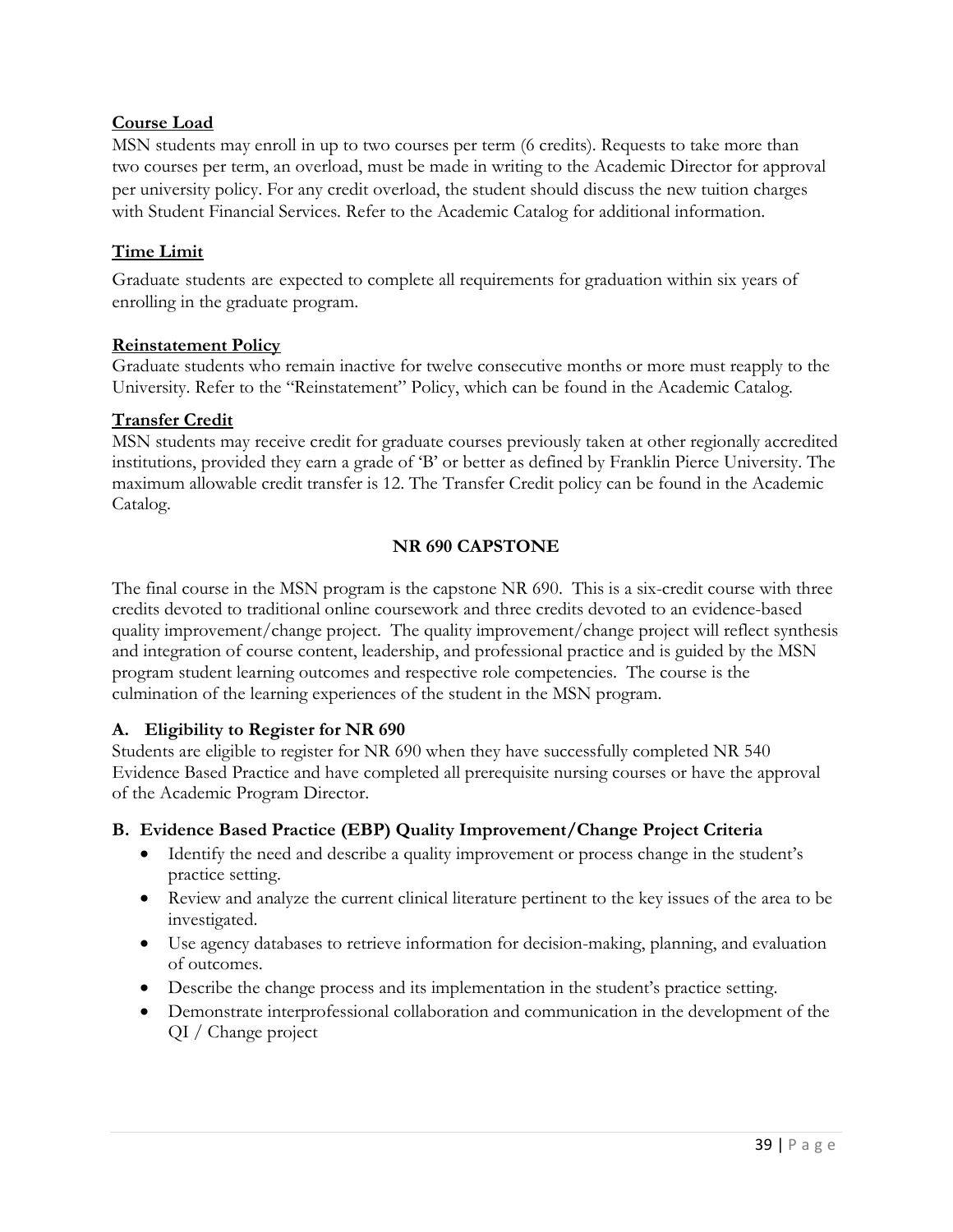**Course Load**

MSN students may enroll in up to two courses per term (6 credits). Requests to take more than two courses per term, an overload, must be made in writing to the Academic Director for approval per university policy. For any credit overload, the student should discuss the new tuition charges with Student Financial Services. Refer to the Academic Catalog for additional information.

**Time Limit**

Graduate students are expected to complete all requirements for graduation within six years of enrolling in the graduate program.

**Reinstatement Policy**

Graduate students who remain inactive for twelve consecutive months or more must reapply to the University. Refer to the "Reinstatement" Policy, which can be found in the Academic Catalog.

**Transfer Credit**

MSN students may receive credit for graduate courses previously taken at other regionally accredited institutions, provided they earn a grade of 'B' or better as defined by Franklin Pierce University. The maximum allowable credit transfer is 12. The Transfer Credit policy can be found in the Academic Catalog.

## NR 690 CAPSTONE

The final course in the MSN program is the capstone NR 690. This is a six-credit course with three credits devoted to traditional online coursework and three credits devoted to an evidence-based quality improvement/change project. The quality improvement/change project will reflect synthesis and integration of course content, leadership, and professional practice and is guided by the MSN program student learning outcomes and respective role competencies. The course is the culmination of the learning experiences of the student in the MSN program.

### A. Eligibility to Register for NR 690

Students are eligible to register for NR 690 when they have successfully completed NR 540 Evidence Based Practice and have completed all prerequisite nursing courses or have the approval of the Academic Program Director.

### B. Evidence Based Practice (EBP) Quality Improvement/Change Project Criteria

- Identify the need and describe a quality improvement or process change in the student's practice setting.
- Review and analyze the current clinical literature pertinent to the key issues of the area to be investigated.
- Use agency databases to retrieve information for decision-making, planning, and evaluation of outcomes.
- Describe the change process and its implementation in the student's practice setting.
- Demonstrate interprofessional collaboration and communication in the development of the QI / Change project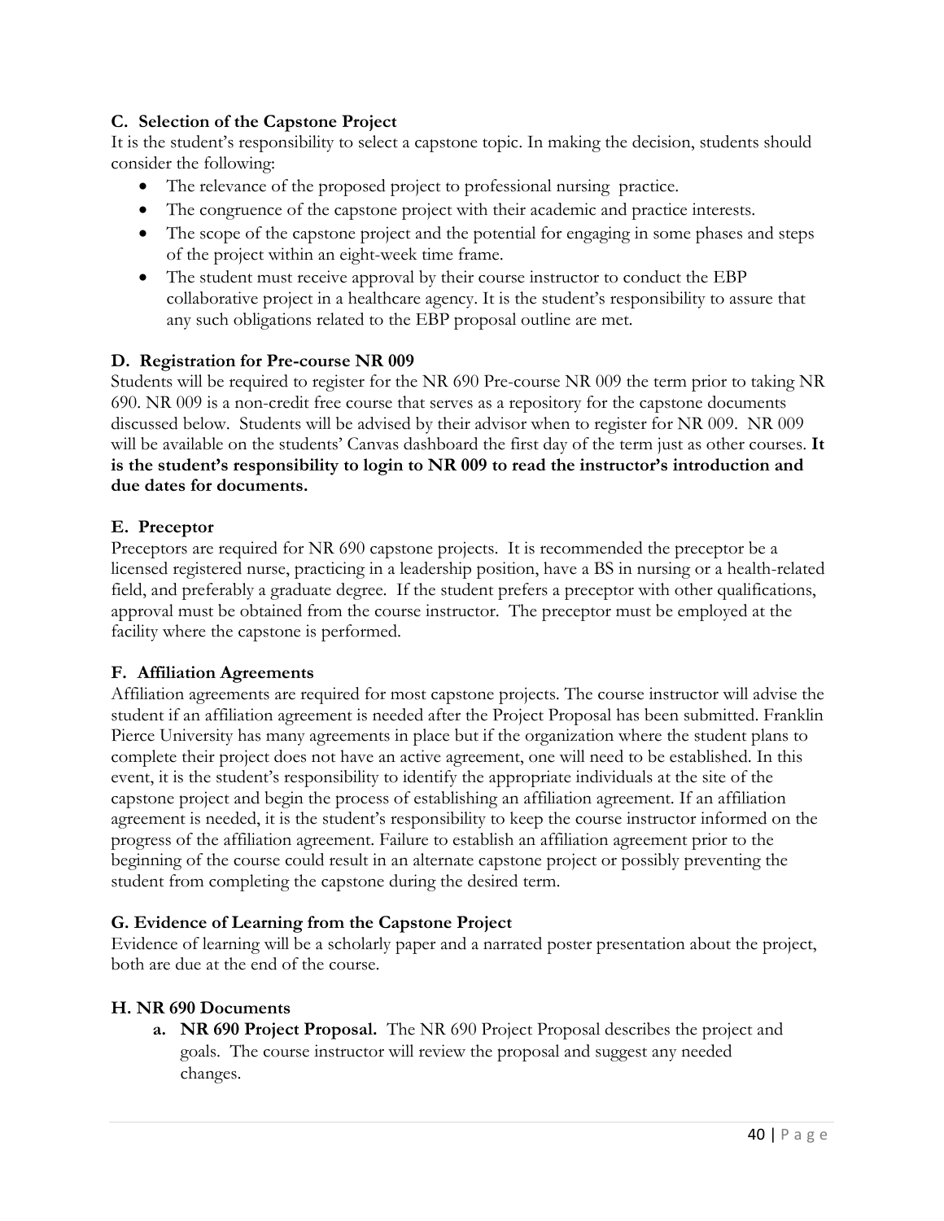### C. Selection of the Capstone Project

It is the student's responsibility to select a capstone topic. In making the decision, students should consider the following:

- The relevance of the proposed project to professional nursing practice.
- The congruence of the capstone project with their academic and practice interests.
- The scope of the capstone project and the potential for engaging in some phases and steps of the project within an eight-week time frame.
- The student must receive approval by their course instructor to conduct the EBP collaborative project in a healthcare agency. It is the student's responsibility to assure that any such obligations related to the EBP proposal outline are met.

### D. Registration for Pre-course NR 009

Students will be required to register for the NR 690 Pre-course NR 009 the term prior to taking NR 690. NR 009 is a non-credit free course that serves as a repository for the capstone documents discussed below. Students will be advised by their advisor when to register for NR 009. NR 009 will be available on the students' Canvas dashboard the first day of the term just as other courses. **It is the student's responsibility to login to NR 009 to read the instructor's introduction and due dates for documents.**

### E. Preceptor

Preceptors are required for NR 690 capstone projects. It is recommended the preceptor be a licensed registered nurse, practicing in a leadership position, have a BS in nursing or a health-related field, and preferably a graduate degree. If the student prefers a preceptor with other qualifications, approval must be obtained from the course instructor. The preceptor must be employed at the facility where the capstone is performed.

### F. Affiliation Agreements

Affiliation agreements are required for most capstone projects. The course instructor will advise the student if an affiliation agreement is needed after the Project Proposal has been submitted. Franklin Pierce University has many agreements in place but if the organization where the student plans to complete their project does not have an active agreement, one will need to be established. In this event, it is the student's responsibility to identify the appropriate individuals at the site of the capstone project and begin the process of establishing an affiliation agreement. If an affiliation agreement is needed, it is the student's responsibility to keep the course instructor informed on the progress of the affiliation agreement. Failure to establish an affiliation agreement prior to the beginning of the course could result in an alternate capstone project or possibly preventing the student from completing the capstone during the desired term.

### G. Evidence of Learning from the Capstone Project

Evidence of learning will be a scholarly paper and a narrated poster presentation about the project, both are due at the end of the course.

### H. NR 690 Documents

a. **NR 690 Project Proposal.** The NR 690 Project Proposal describes the project and goals. The course instructor will review the proposal and suggest any needed changes.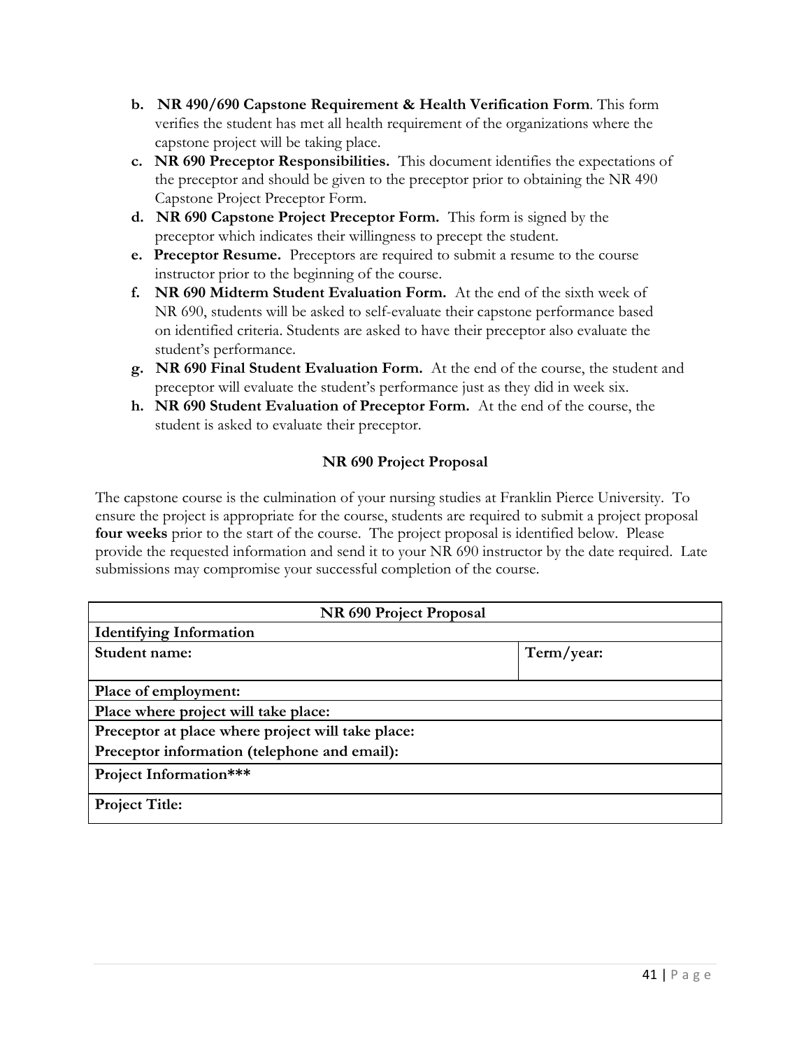b. **NR 490/690 Capstone Requirement & Health Verification Form**. This form verifies the student has met all health requirement of the organizations where the capstone project will be taking place.
c. **NR 690 Preceptor Responsibilities.** This document identifies the expectations of the preceptor and should be given to the preceptor prior to obtaining the NR 490 Capstone Project Preceptor Form.
d. **NR 690 Capstone Project Preceptor Form.** This form is signed by the preceptor which indicates their willingness to precept the student.
e. **Preceptor Resume.** Preceptors are required to submit a resume to the course instructor prior to the beginning of the course.
f. **NR 690 Midterm Student Evaluation Form.** At the end of the sixth week of NR 690, students will be asked to self-evaluate their capstone performance based on identified criteria. Students are asked to have their preceptor also evaluate the student's performance.
g. **NR 690 Final Student Evaluation Form.** At the end of the course, the student and preceptor will evaluate the student's performance just as they did in week six.
h. **NR 690 Student Evaluation of Preceptor Form.** At the end of the course, the student is asked to evaluate their preceptor.

### NR 690 Project Proposal

The capstone course is the culmination of your nursing studies at Franklin Pierce University. To ensure the project is appropriate for the course, students are required to submit a project proposal **four weeks** prior to the start of the course. The project proposal is identified below. Please provide the requested information and send it to your NR 690 instructor by the date required. Late submissions may compromise your successful completion of the course.

| **NR 690 Project Proposal** | |
|---|---|
| **Identifying Information** | |
| **Student name:** | **Term/year:** |
| **Place of employment:** | |
| **Place where project will take place:** | |
| **Preceptor at place where project will take place:** | |
| **Preceptor information (telephone and email):** | |
| **Project Information*\*\*** | |
| **Project Title:** | |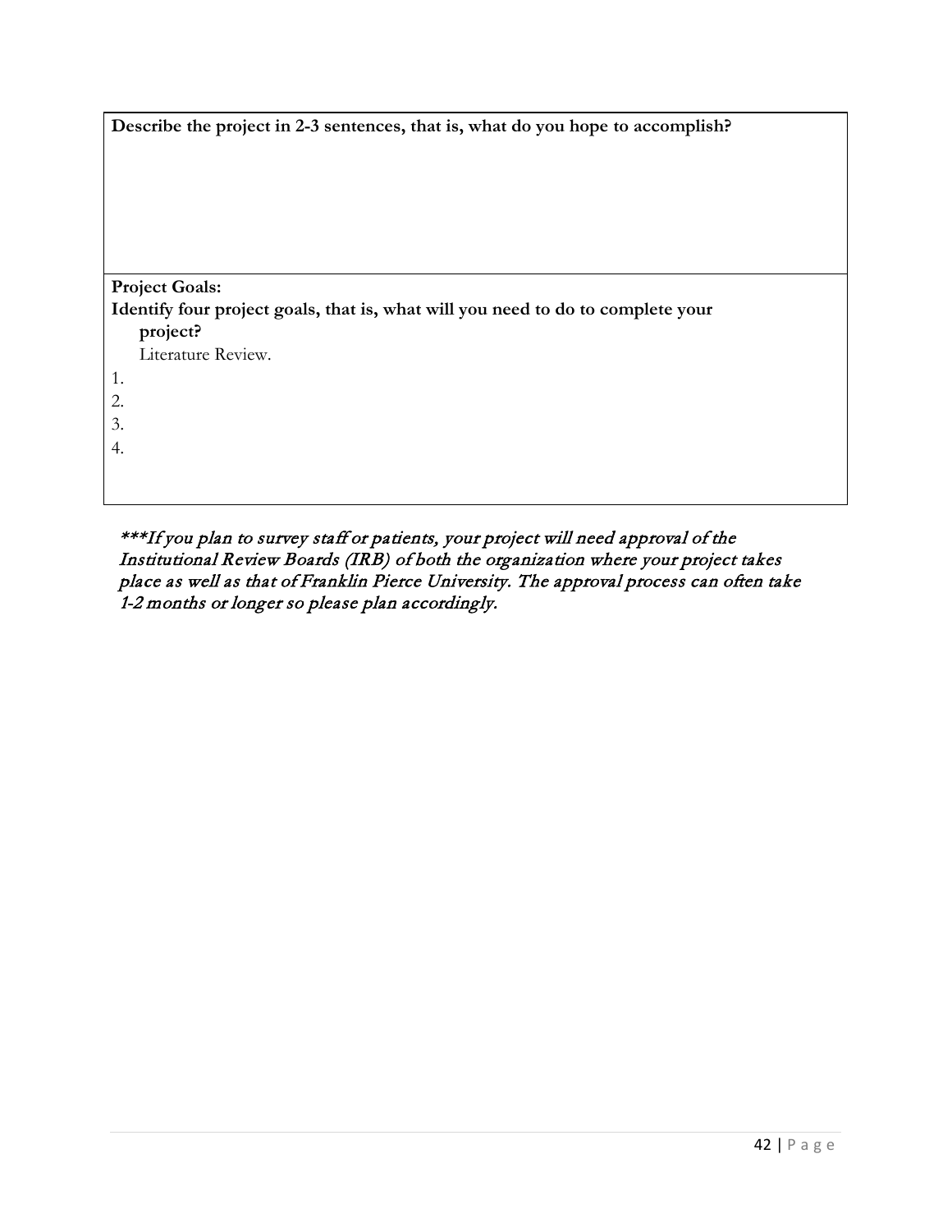| **Describe the project in 2-3 sentences, that is, what do you hope to accomplish?** |
|---|
| |
| **Project Goals:**<br>**Identify four project goals, that is, what will you need to do to complete your project?**<br>Literature Review.<br>1.<br>2.<br>3.<br>4. |

*\*\*\*If you plan to survey staff or patients, your project will need approval of the Institutional Review Boards (IRB) of both the organization where your project takes place as well as that of Franklin Pierce University. The approval process can often take 1-2 months or longer so please plan accordingly.*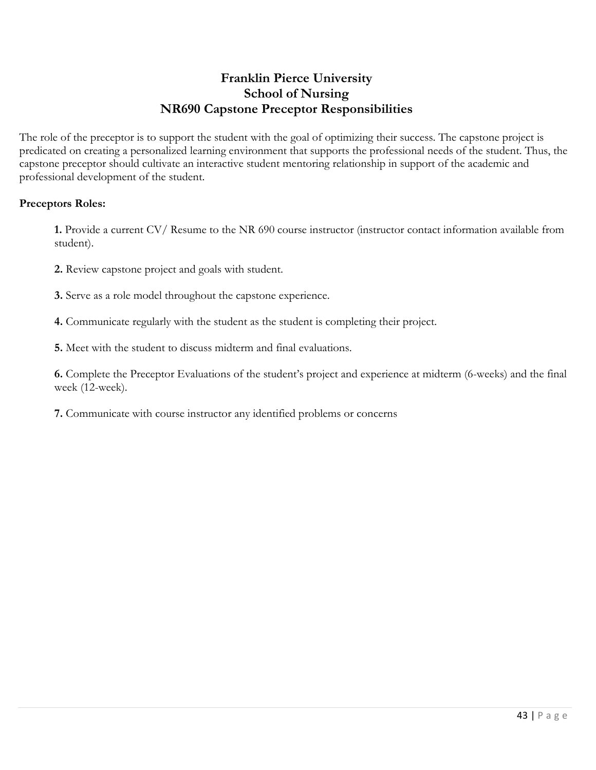# Franklin Pierce University
## School of Nursing
## NR690 Capstone Preceptor Responsibilities

The role of the preceptor is to support the student with the goal of optimizing their success. The capstone project is predicated on creating a personalized learning environment that supports the professional needs of the student. Thus, the capstone preceptor should cultivate an interactive student mentoring relationship in support of the academic and professional development of the student.

**Preceptors Roles:**

**1.** Provide a current CV/ Resume to the NR 690 course instructor (instructor contact information available from student).

**2.** Review capstone project and goals with student.

**3.** Serve as a role model throughout the capstone experience.

**4.** Communicate regularly with the student as the student is completing their project.

**5.** Meet with the student to discuss midterm and final evaluations.

**6.** Complete the Preceptor Evaluations of the student's project and experience at midterm (6-weeks) and the final week (12-week).

**7.** Communicate with course instructor any identified problems or concerns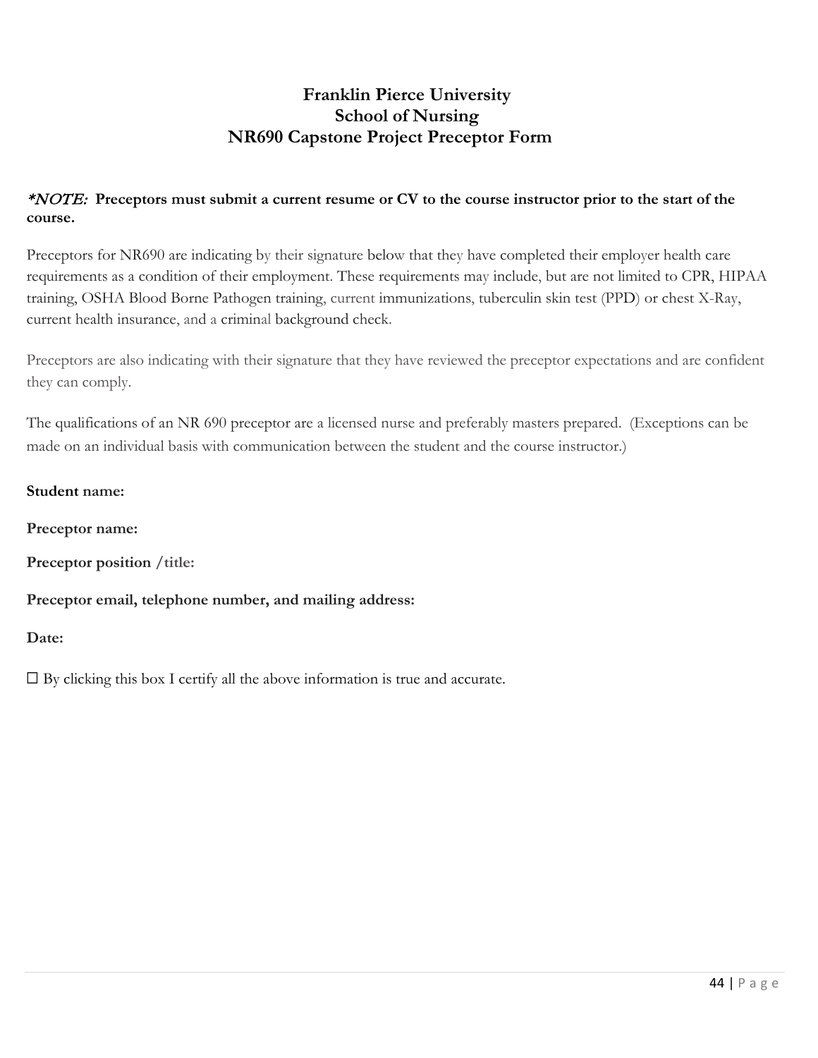# Franklin Pierce University
## School of Nursing
## NR690 Capstone Project Preceptor Form

***NOTE:* Preceptors must submit a current resume or CV to the course instructor prior to the start of the course.**

Preceptors for NR690 are indicating by their signature below that they have completed their employer health care requirements as a condition of their employment. These requirements may include, but are not limited to CPR, HIPAA training, OSHA Blood Borne Pathogen training, current immunizations, tuberculin skin test (PPD) or chest X-Ray, current health insurance, and a criminal background check.

Preceptors are also indicating with their signature that they have reviewed the preceptor expectations and are confident they can comply.

The qualifications of an NR 690 preceptor are a licensed nurse and preferably masters prepared. (Exceptions can be made on an individual basis with communication between the student and the course instructor.)

**Student name:**

**Preceptor name:**

**Preceptor position /title:**

**Preceptor email, telephone number, and mailing address:**

**Date:**

☐ By clicking this box I certify all the above information is true and accurate.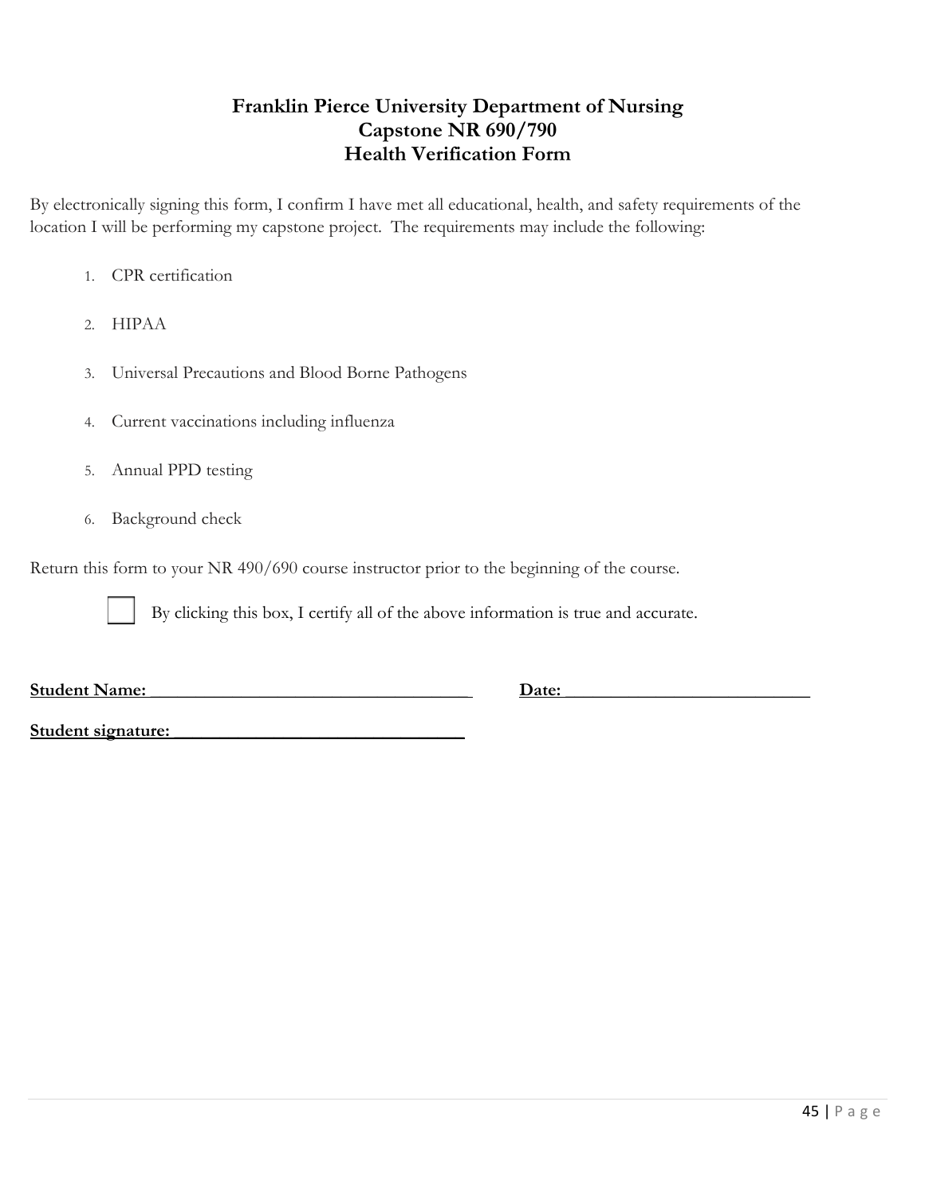# Franklin Pierce University Department of Nursing
## Capstone NR 690/790
## Health Verification Form

By electronically signing this form, I confirm I have met all educational, health, and safety requirements of the location I will be performing my capstone project. The requirements may include the following:

1. CPR certification
2. HIPAA
3. Universal Precautions and Blood Borne Pathogens
4. Current vaccinations including influenza
5. Annual PPD testing
6. Background check

Return this form to your NR 490/690 course instructor prior to the beginning of the course.

☐ By clicking this box, I certify all of the above information is true and accurate.

**Student Name:** ___________________________________ **Date:** ___________________________

**Student signature:** ________________________________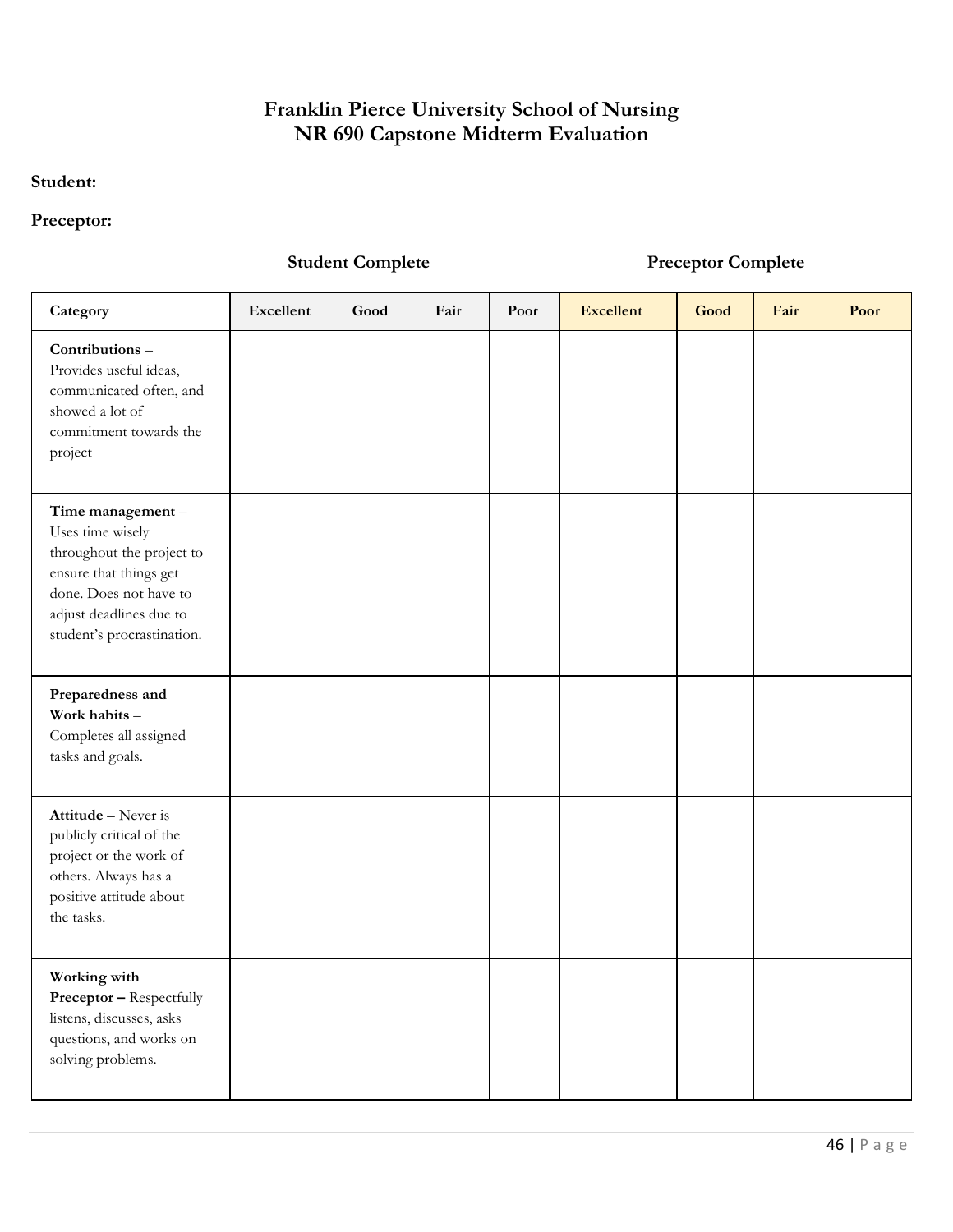# Franklin Pierce University School of Nursing
# NR 690 Capstone Midterm Evaluation

**Student:**

**Preceptor:**

| | Student Complete | | | | Preceptor Complete | | | |
|---|---|---|---|---|---|---|---|---|
| **Category** | **Excellent** | **Good** | **Fair** | **Poor** | **Excellent** | **Good** | **Fair** | **Poor** |
| **Contributions** – Provides useful ideas, communicated often, and showed a lot of commitment towards the project | | | | | | | | |
| **Time management** – Uses time wisely throughout the project to ensure that things get done. Does not have to adjust deadlines due to student's procrastination. | | | | | | | | |
| **Preparedness and Work habits** – Completes all assigned tasks and goals. | | | | | | | | |
| **Attitude** – Never is publicly critical of the project or the work of others. Always has a positive attitude about the tasks. | | | | | | | | |
| **Working with Preceptor –** Respectfully listens, discusses, asks questions, and works on solving problems. | | | | | | | | |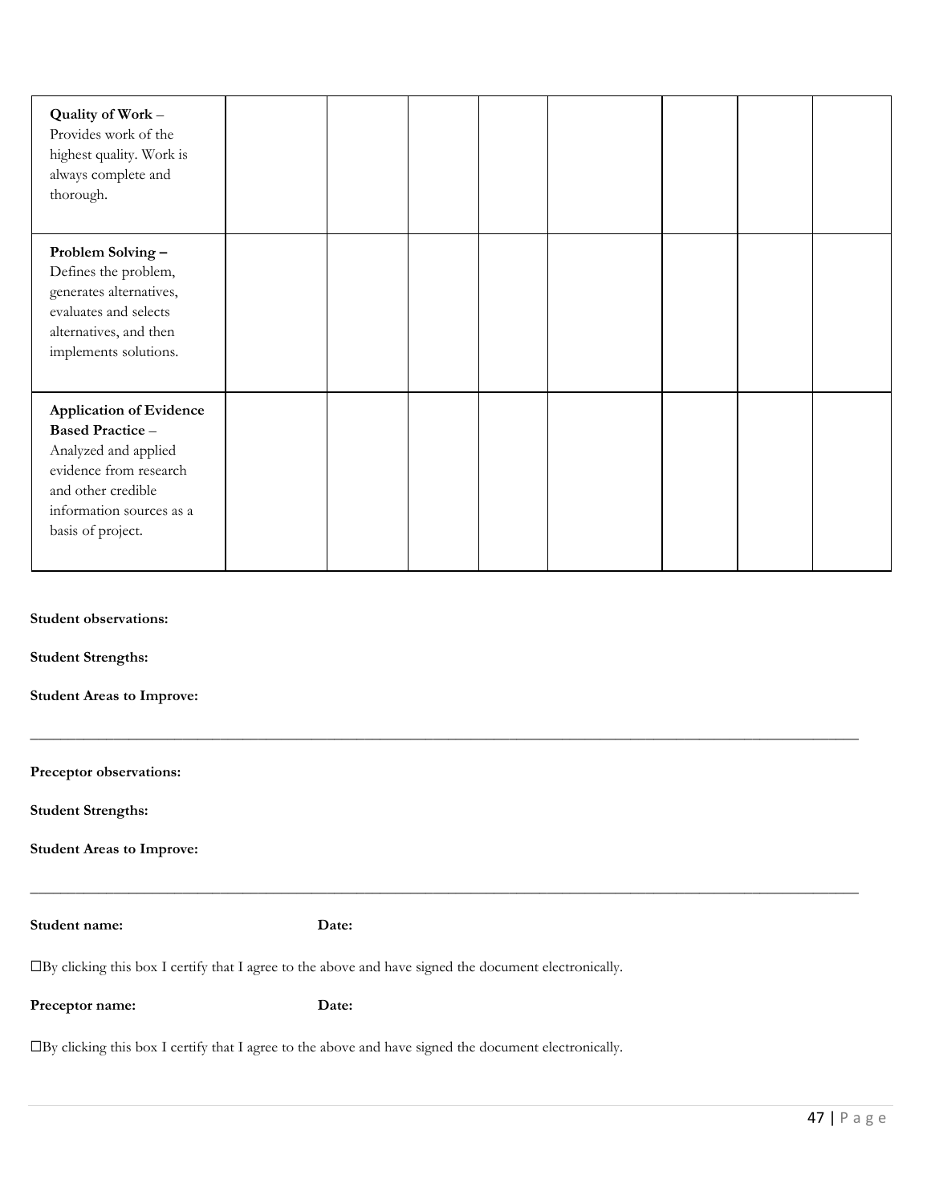| | | | | | | | | |
|---|---|---|---|---|---|---|---|---|
| **Quality of Work** – Provides work of the highest quality. Work is always complete and thorough. | | | | | | | | |
| **Problem Solving –** Defines the problem, generates alternatives, evaluates and selects alternatives, and then implements solutions. | | | | | | | | |
| **Application of Evidence Based Practice** – Analyzed and applied evidence from research and other credible information sources as a basis of project. | | | | | | | | |

**Student observations:**

**Student Strengths:**

**Student Areas to Improve:**

---

**Preceptor observations:**

**Student Strengths:**

**Student Areas to Improve:**

---

**Student name:** **Date:**

☐By clicking this box I certify that I agree to the above and have signed the document electronically.

**Preceptor name:** **Date:**

☐By clicking this box I certify that I agree to the above and have signed the document electronically.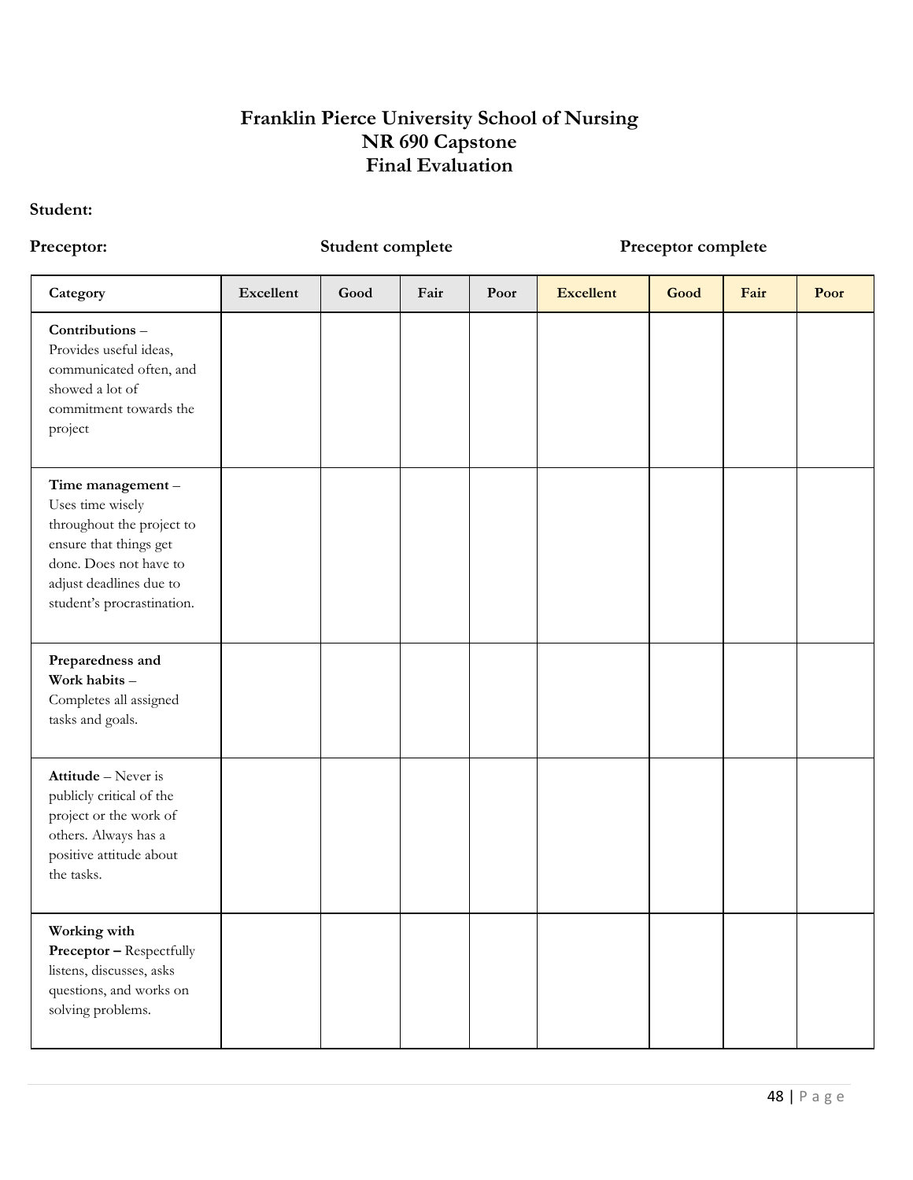# Franklin Pierce University School of Nursing
# NR 690 Capstone
# Final Evaluation

**Student:**

**Preceptor:**

| Category | Student complete | | | | Preceptor complete | | | |
|---|---|---|---|---|---|---|---|---|
| | **Excellent** | **Good** | **Fair** | **Poor** | **Excellent** | **Good** | **Fair** | **Poor** |
| **Contributions** – Provides useful ideas, communicated often, and showed a lot of commitment towards the project | | | | | | | | |
| **Time management** – Uses time wisely throughout the project to ensure that things get done. Does not have to adjust deadlines due to student's procrastination. | | | | | | | | |
| **Preparedness and Work habits** – Completes all assigned tasks and goals. | | | | | | | | |
| **Attitude** – Never is publicly critical of the project or the work of others. Always has a positive attitude about the tasks. | | | | | | | | |
| **Working with Preceptor** – Respectfully listens, discusses, asks questions, and works on solving problems. | | | | | | | | |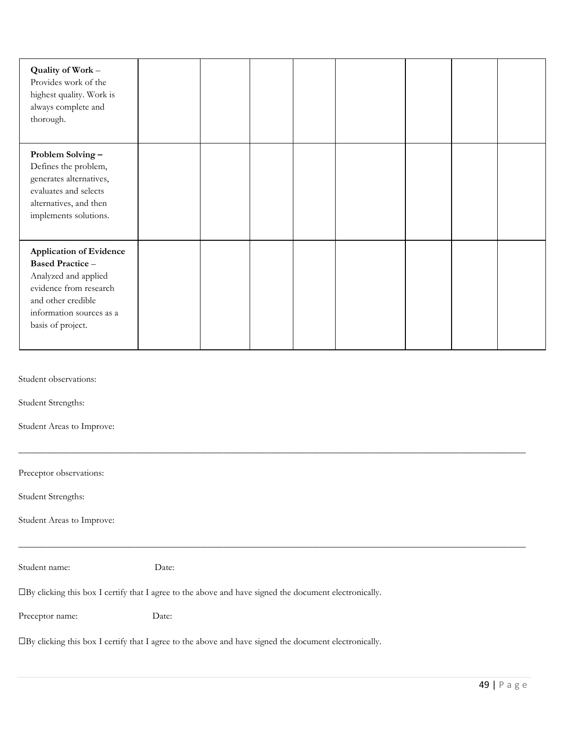| | | | | | | | | |
|---|---|---|---|---|---|---|---|---|
| **Quality of Work** – Provides work of the highest quality. Work is always complete and thorough. | | | | | | | | |
| **Problem Solving** – Defines the problem, generates alternatives, evaluates and selects alternatives, and then implements solutions. | | | | | | | | |
| **Application of Evidence Based Practice** – Analyzed and applied evidence from research and other credible information sources as a basis of project. | | | | | | | | |

Student observations:

Student Strengths:

Student Areas to Improve:

---

Preceptor observations:

Student Strengths:

Student Areas to Improve:

---

Student name: Date:

☐By clicking this box I certify that I agree to the above and have signed the document electronically.

Preceptor name: Date:

☐By clicking this box I certify that I agree to the above and have signed the document electronically.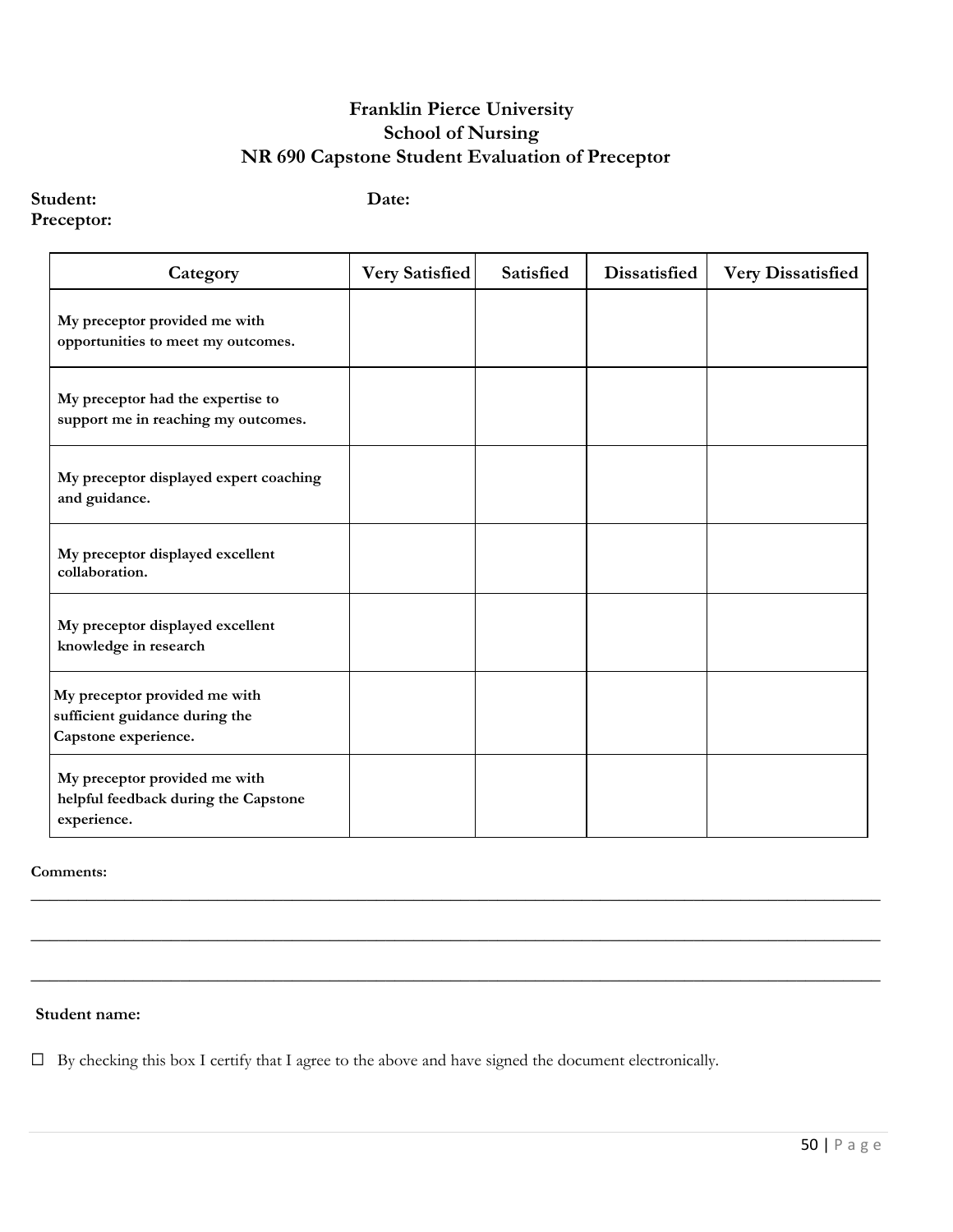# Franklin Pierce University
## School of Nursing
## NR 690 Capstone Student Evaluation of Preceptor

**Student:** **Date:**
**Preceptor:**

| Category | Very Satisfied | Satisfied | Dissatisfied | Very Dissatisfied |
|---|---|---|---|---|
| My preceptor provided me with opportunities to meet my outcomes. | | | | |
| My preceptor had the expertise to support me in reaching my outcomes. | | | | |
| My preceptor displayed expert coaching and guidance. | | | | |
| My preceptor displayed excellent collaboration. | | | | |
| My preceptor displayed excellent knowledge in research | | | | |
| My preceptor provided me with sufficient guidance during the Capstone experience. | | | | |
| My preceptor provided me with helpful feedback during the Capstone experience. | | | | |

**Comments:**

______________________________________________________________________________

______________________________________________________________________________

______________________________________________________________________________

**Student name:**

☐ By checking this box I certify that I agree to the above and have signed the document electronically.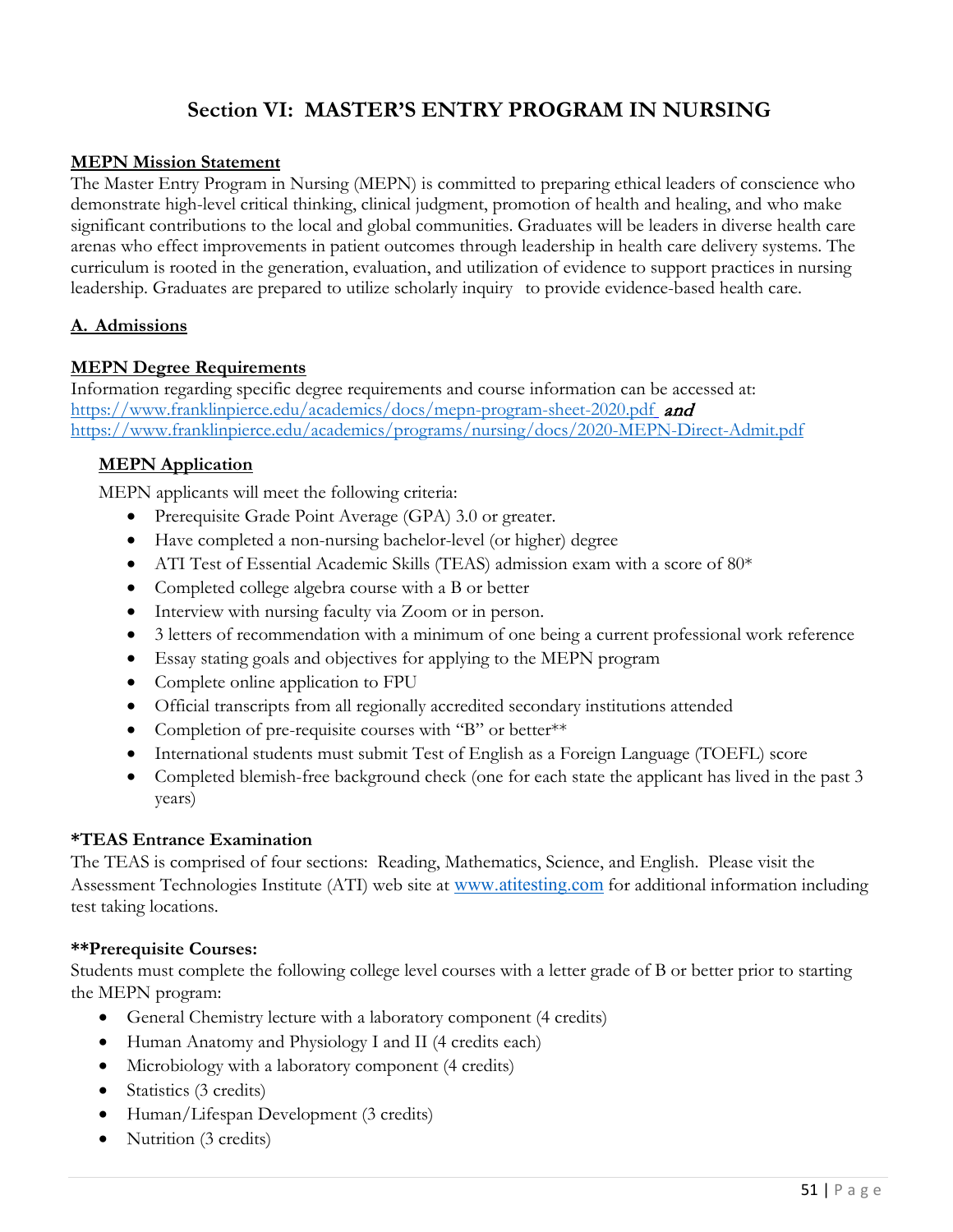# Section VI: MASTER'S ENTRY PROGRAM IN NURSING

**MEPN Mission Statement**

The Master Entry Program in Nursing (MEPN) is committed to preparing ethical leaders of conscience who demonstrate high-level critical thinking, clinical judgment, promotion of health and healing, and who make significant contributions to the local and global communities. Graduates will be leaders in diverse health care arenas who effect improvements in patient outcomes through leadership in health care delivery systems. The curriculum is rooted in the generation, evaluation, and utilization of evidence to support practices in nursing leadership. Graduates are prepared to utilize scholarly inquiry to provide evidence-based health care.

## A. Admissions

**MEPN Degree Requirements**

Information regarding specific degree requirements and course information can be accessed at: https://www.franklinpierce.edu/academics/docs/mepn-program-sheet-2020.pdf ***and*** https://www.franklinpierce.edu/academics/programs/nursing/docs/2020-MEPN-Direct-Admit.pdf

**MEPN Application**

MEPN applicants will meet the following criteria:

- Prerequisite Grade Point Average (GPA) 3.0 or greater.
- Have completed a non-nursing bachelor-level (or higher) degree
- ATI Test of Essential Academic Skills (TEAS) admission exam with a score of 80*
- Completed college algebra course with a B or better
- Interview with nursing faculty via Zoom or in person.
- 3 letters of recommendation with a minimum of one being a current professional work reference
- Essay stating goals and objectives for applying to the MEPN program
- Complete online application to FPU
- Official transcripts from all regionally accredited secondary institutions attended
- Completion of pre-requisite courses with "B" or better**
- International students must submit Test of English as a Foreign Language (TOEFL) score
- Completed blemish-free background check (one for each state the applicant has lived in the past 3 years)

**\*TEAS Entrance Examination**

The TEAS is comprised of four sections: Reading, Mathematics, Science, and English. Please visit the Assessment Technologies Institute (ATI) web site at www.atitesting.com for additional information including test taking locations.

**\*\*Prerequisite Courses:**

Students must complete the following college level courses with a letter grade of B or better prior to starting the MEPN program:

- General Chemistry lecture with a laboratory component (4 credits)
- Human Anatomy and Physiology I and II (4 credits each)
- Microbiology with a laboratory component (4 credits)
- Statistics (3 credits)
- Human/Lifespan Development (3 credits)
- Nutrition (3 credits)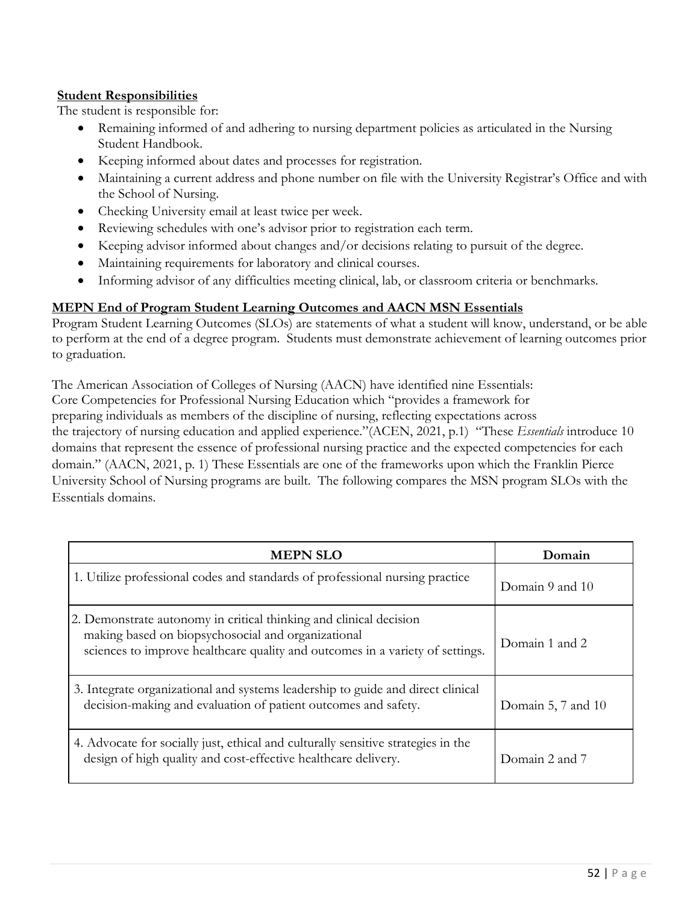**Student Responsibilities**

The student is responsible for:

- Remaining informed of and adhering to nursing department policies as articulated in the Nursing Student Handbook.
- Keeping informed about dates and processes for registration.
- Maintaining a current address and phone number on file with the University Registrar's Office and with the School of Nursing.
- Checking University email at least twice per week.
- Reviewing schedules with one's advisor prior to registration each term.
- Keeping advisor informed about changes and/or decisions relating to pursuit of the degree.
- Maintaining requirements for laboratory and clinical courses.
- Informing advisor of any difficulties meeting clinical, lab, or classroom criteria or benchmarks.

**MEPN End of Program Student Learning Outcomes and AACN MSN Essentials**

Program Student Learning Outcomes (SLOs) are statements of what a student will know, understand, or be able to perform at the end of a degree program. Students must demonstrate achievement of learning outcomes prior to graduation.

The American Association of Colleges of Nursing (AACN) have identified nine Essentials: Core Competencies for Professional Nursing Education which "provides a framework for preparing individuals as members of the discipline of nursing, reflecting expectations across the trajectory of nursing education and applied experience."(ACEN, 2021, p.1) "These *Essentials* introduce 10 domains that represent the essence of professional nursing practice and the expected competencies for each domain." (AACN, 2021, p. 1) These Essentials are one of the frameworks upon which the Franklin Pierce University School of Nursing programs are built. The following compares the MSN program SLOs with the Essentials domains.

| MEPN SLO | Domain |
|---|---|
| 1. Utilize professional codes and standards of professional nursing practice | Domain 9 and 10 |
| 2. Demonstrate autonomy in critical thinking and clinical decision making based on biopsychosocial and organizational sciences to improve healthcare quality and outcomes in a variety of settings. | Domain 1 and 2 |
| 3. Integrate organizational and systems leadership to guide and direct clinical decision-making and evaluation of patient outcomes and safety. | Domain 5, 7 and 10 |
| 4. Advocate for socially just, ethical and culturally sensitive strategies in the design of high quality and cost-effective healthcare delivery. | Domain 2 and 7 |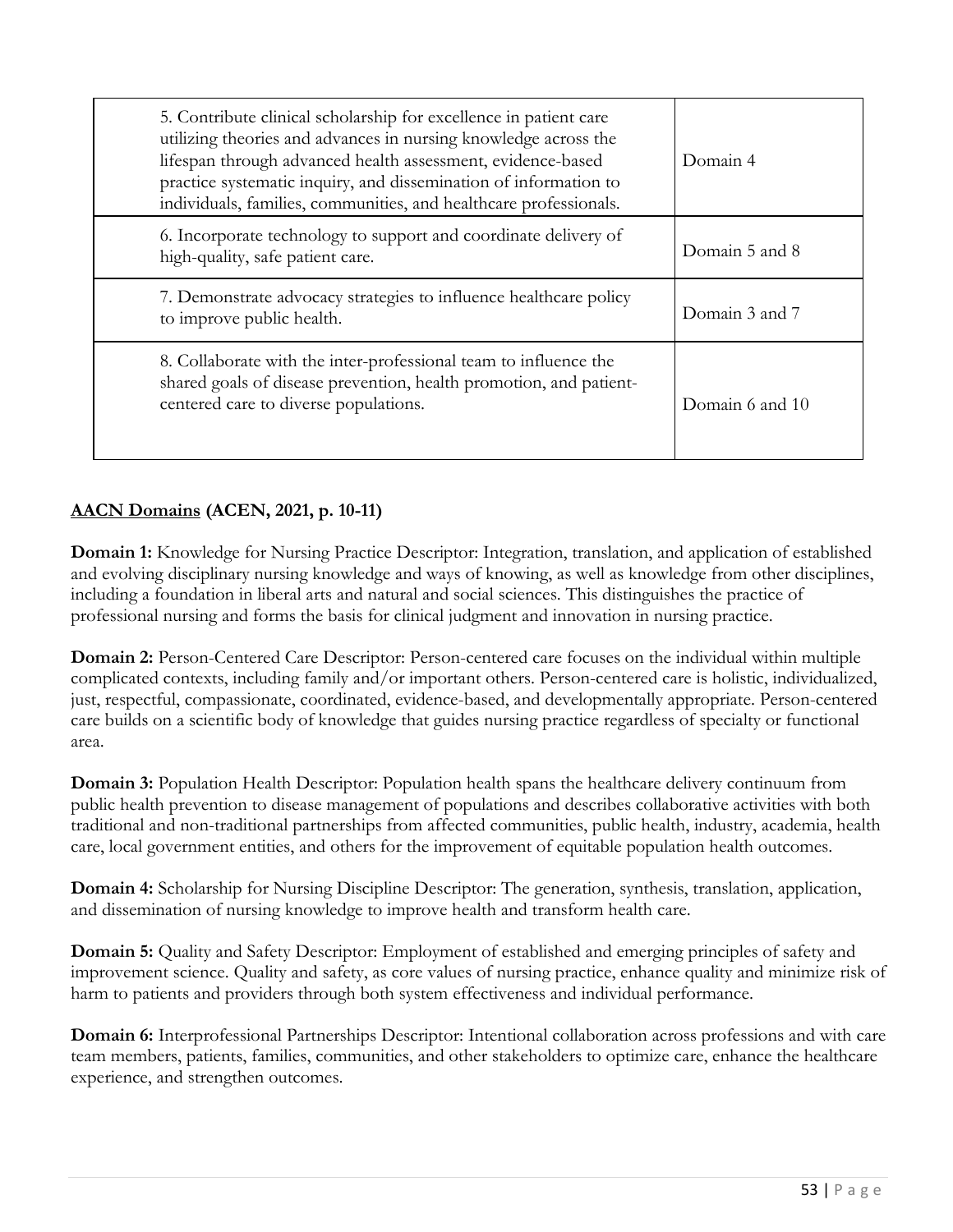| | |
|---|---|
| 5. Contribute clinical scholarship for excellence in patient care utilizing theories and advances in nursing knowledge across the lifespan through advanced health assessment, evidence-based practice systematic inquiry, and dissemination of information to individuals, families, communities, and healthcare professionals. | Domain 4 |
| 6. Incorporate technology to support and coordinate delivery of high-quality, safe patient care. | Domain 5 and 8 |
| 7. Demonstrate advocacy strategies to influence healthcare policy to improve public health. | Domain 3 and 7 |
| 8. Collaborate with the inter-professional team to influence the shared goals of disease prevention, health promotion, and patient-centered care to diverse populations. | Domain 6 and 10 |

**AACN Domains (ACEN, 2021, p. 10-11)**

**Domain 1:** Knowledge for Nursing Practice Descriptor: Integration, translation, and application of established and evolving disciplinary nursing knowledge and ways of knowing, as well as knowledge from other disciplines, including a foundation in liberal arts and natural and social sciences. This distinguishes the practice of professional nursing and forms the basis for clinical judgment and innovation in nursing practice.

**Domain 2:** Person-Centered Care Descriptor: Person-centered care focuses on the individual within multiple complicated contexts, including family and/or important others. Person-centered care is holistic, individualized, just, respectful, compassionate, coordinated, evidence-based, and developmentally appropriate. Person-centered care builds on a scientific body of knowledge that guides nursing practice regardless of specialty or functional area.

**Domain 3:** Population Health Descriptor: Population health spans the healthcare delivery continuum from public health prevention to disease management of populations and describes collaborative activities with both traditional and non-traditional partnerships from affected communities, public health, industry, academia, health care, local government entities, and others for the improvement of equitable population health outcomes.

**Domain 4:** Scholarship for Nursing Discipline Descriptor: The generation, synthesis, translation, application, and dissemination of nursing knowledge to improve health and transform health care.

**Domain 5:** Quality and Safety Descriptor: Employment of established and emerging principles of safety and improvement science. Quality and safety, as core values of nursing practice, enhance quality and minimize risk of harm to patients and providers through both system effectiveness and individual performance.

**Domain 6:** Interprofessional Partnerships Descriptor: Intentional collaboration across professions and with care team members, patients, families, communities, and other stakeholders to optimize care, enhance the healthcare experience, and strengthen outcomes.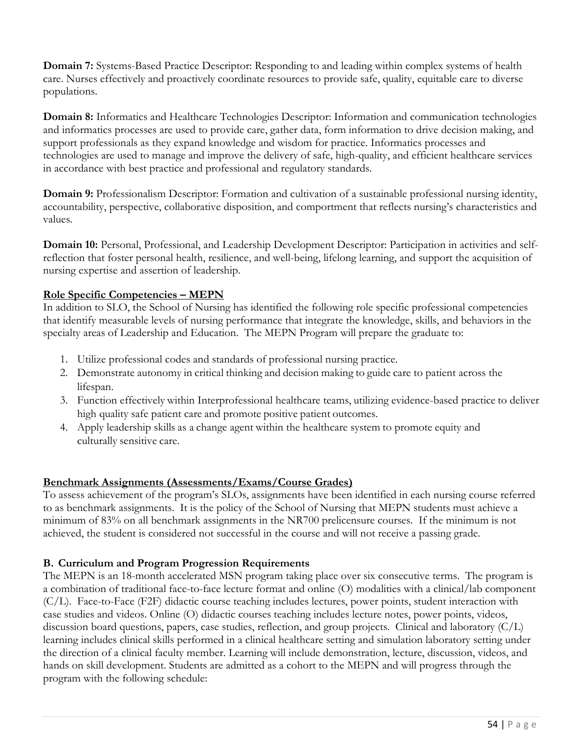**Domain 7:** Systems-Based Practice Descriptor: Responding to and leading within complex systems of health care. Nurses effectively and proactively coordinate resources to provide safe, quality, equitable care to diverse populations.

**Domain 8:** Informatics and Healthcare Technologies Descriptor: Information and communication technologies and informatics processes are used to provide care, gather data, form information to drive decision making, and support professionals as they expand knowledge and wisdom for practice. Informatics processes and technologies are used to manage and improve the delivery of safe, high-quality, and efficient healthcare services in accordance with best practice and professional and regulatory standards.

**Domain 9:** Professionalism Descriptor: Formation and cultivation of a sustainable professional nursing identity, accountability, perspective, collaborative disposition, and comportment that reflects nursing's characteristics and values.

**Domain 10:** Personal, Professional, and Leadership Development Descriptor: Participation in activities and self-reflection that foster personal health, resilience, and well-being, lifelong learning, and support the acquisition of nursing expertise and assertion of leadership.

**Role Specific Competencies – MEPN**

In addition to SLO, the School of Nursing has identified the following role specific professional competencies that identify measurable levels of nursing performance that integrate the knowledge, skills, and behaviors in the specialty areas of Leadership and Education. The MEPN Program will prepare the graduate to:

1. Utilize professional codes and standards of professional nursing practice.
2. Demonstrate autonomy in critical thinking and decision making to guide care to patient across the lifespan.
3. Function effectively within Interprofessional healthcare teams, utilizing evidence-based practice to deliver high quality safe patient care and promote positive patient outcomes.
4. Apply leadership skills as a change agent within the healthcare system to promote equity and culturally sensitive care.

**Benchmark Assignments (Assessments/Exams/Course Grades)**

To assess achievement of the program's SLOs, assignments have been identified in each nursing course referred to as benchmark assignments. It is the policy of the School of Nursing that MEPN students must achieve a minimum of 83% on all benchmark assignments in the NR700 prelicensure courses. If the minimum is not achieved, the student is considered not successful in the course and will not receive a passing grade.

### B. Curriculum and Program Progression Requirements

The MEPN is an 18-month accelerated MSN program taking place over six consecutive terms. The program is a combination of traditional face-to-face lecture format and online (O) modalities with a clinical/lab component (C/L). Face-to-Face (F2F) didactic course teaching includes lectures, power points, student interaction with case studies and videos. Online (O) didactic courses teaching includes lecture notes, power points, videos, discussion board questions, papers, case studies, reflection, and group projects. Clinical and laboratory (C/L) learning includes clinical skills performed in a clinical healthcare setting and simulation laboratory setting under the direction of a clinical faculty member. Learning will include demonstration, lecture, discussion, videos, and hands on skill development. Students are admitted as a cohort to the MEPN and will progress through the program with the following schedule: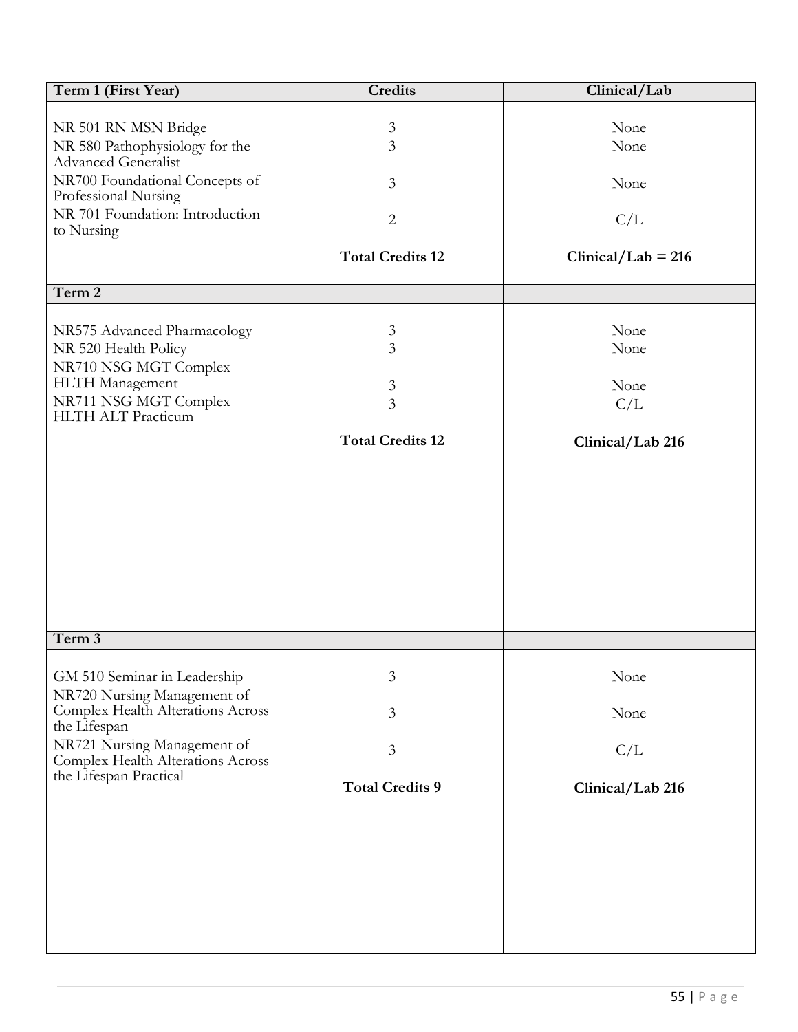| Term 1 (First Year) | Credits | Clinical/Lab |
|---|---|---|
| NR 501 RN MSN Bridge | 3 | None |
| NR 580 Pathophysiology for the Advanced Generalist | 3 | None |
| NR700 Foundational Concepts of Professional Nursing | 3 | None |
| NR 701 Foundation: Introduction to Nursing | 2 | C/L |
| | **Total Credits 12** | **Clinical/Lab = 216** |
| **Term 2** | | |
| NR575 Advanced Pharmacology | 3 | None |
| NR 520 Health Policy | 3 | None |
| NR710 NSG MGT Complex HLTH Management | 3 | None |
| NR711 NSG MGT Complex HLTH ALT Practicum | 3 | C/L |
| | **Total Credits 12** | **Clinical/Lab 216** |
| **Term 3** | | |
| GM 510 Seminar in Leadership | 3 | None |
| NR720 Nursing Management of Complex Health Alterations Across the Lifespan | 3 | None |
| NR721 Nursing Management of Complex Health Alterations Across the Lifespan Practical | 3 | C/L |
| | **Total Credits 9** | **Clinical/Lab 216** |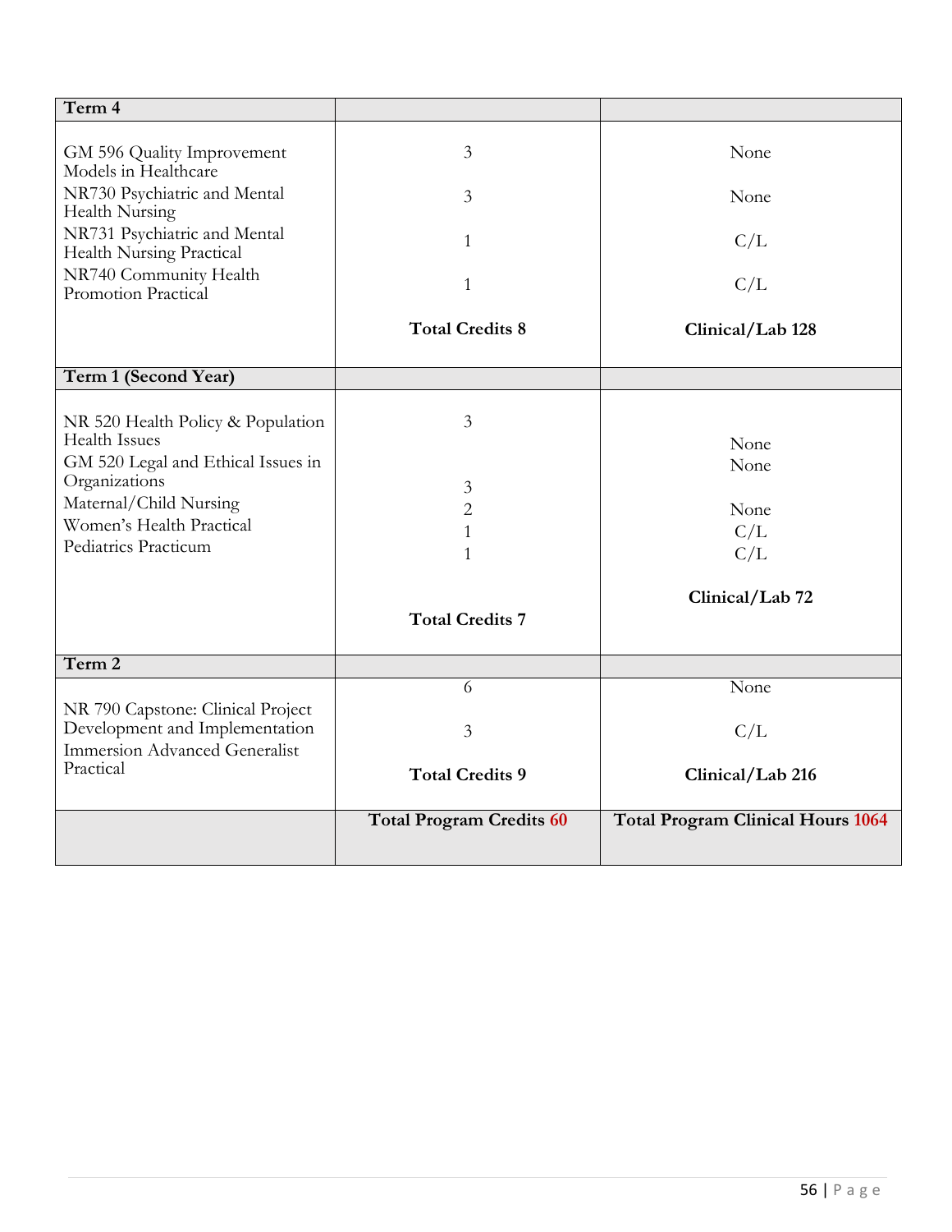| Term 4 | | |
|---|---|---|
| GM 596 Quality Improvement Models in Healthcare | 3 | None |
| NR730 Psychiatric and Mental Health Nursing | 3 | None |
| NR731 Psychiatric and Mental Health Nursing Practical | 1 | C/L |
| NR740 Community Health Promotion Practical | 1 | C/L |
| | **Total Credits 8** | **Clinical/Lab 128** |
| **Term 1 (Second Year)** | | |
| NR 520 Health Policy & Population Health Issues | 3 | None |
| GM 520 Legal and Ethical Issues in Organizations | 3 | None |
| Maternal/Child Nursing | 2 | None |
| Women's Health Practical | 1 | C/L |
| Pediatrics Practicum | 1 | C/L |
| | **Total Credits 7** | **Clinical/Lab 72** |
| **Term 2** | | |
| NR 790 Capstone: Clinical Project Development and Implementation | 6 | None |
| Immersion Advanced Generalist Practical | 3 | C/L |
| | **Total Credits 9** | **Clinical/Lab 216** |
| | **Total Program Credits 60** | **Total Program Clinical Hours 1064** |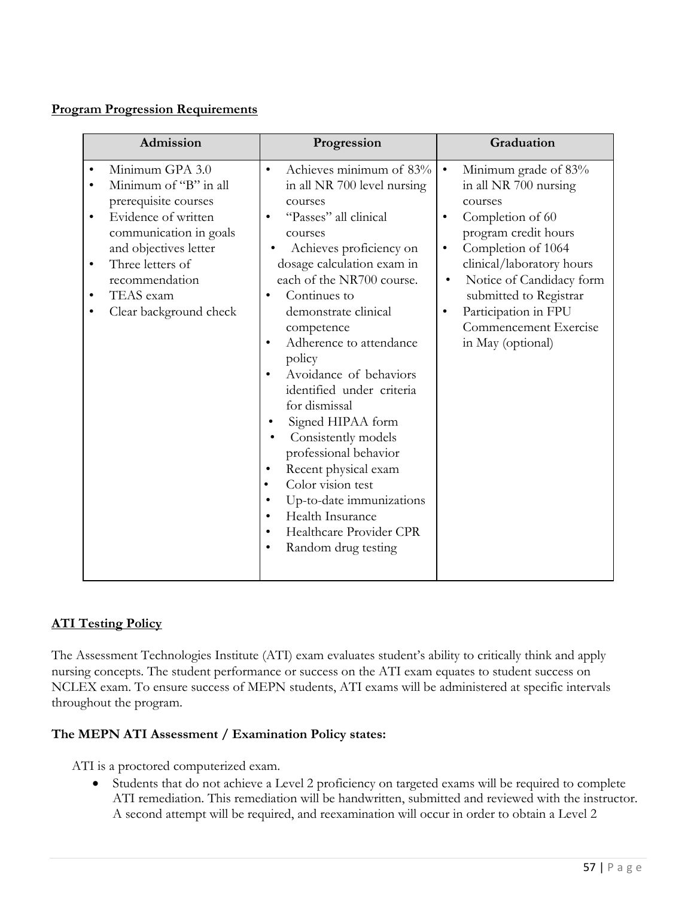**Program Progression Requirements**

| Admission | Progression | Graduation |
|---|---|---|
| • Minimum GPA 3.0<br>• Minimum of "B" in all prerequisite courses<br>• Evidence of written communication in goals and objectives letter<br>• Three letters of recommendation<br>• TEAS exam<br>• Clear background check | • Achieves minimum of 83% in all NR 700 level nursing courses<br>• "Passes" all clinical courses<br>• Achieves proficiency on dosage calculation exam in each of the NR700 course.<br>• Continues to demonstrate clinical competence<br>• Adherence to attendance policy<br>• Avoidance of behaviors identified under criteria for dismissal<br>• Signed HIPAA form<br>• Consistently models professional behavior<br>• Recent physical exam<br>• Color vision test<br>• Up-to-date immunizations<br>• Health Insurance<br>• Healthcare Provider CPR<br>• Random drug testing | • Minimum grade of 83% in all NR 700 nursing courses<br>• Completion of 60 program credit hours<br>• Completion of 1064 clinical/laboratory hours<br>• Notice of Candidacy form submitted to Registrar<br>• Participation in FPU Commencement Exercise in May (optional) |

**ATI Testing Policy**

The Assessment Technologies Institute (ATI) exam evaluates student's ability to critically think and apply nursing concepts. The student performance or success on the ATI exam equates to student success on NCLEX exam. To ensure success of MEPN students, ATI exams will be administered at specific intervals throughout the program.

**The MEPN ATI Assessment / Examination Policy states:**

ATI is a proctored computerized exam.

- Students that do not achieve a Level 2 proficiency on targeted exams will be required to complete ATI remediation. This remediation will be handwritten, submitted and reviewed with the instructor. A second attempt will be required, and reexamination will occur in order to obtain a Level 2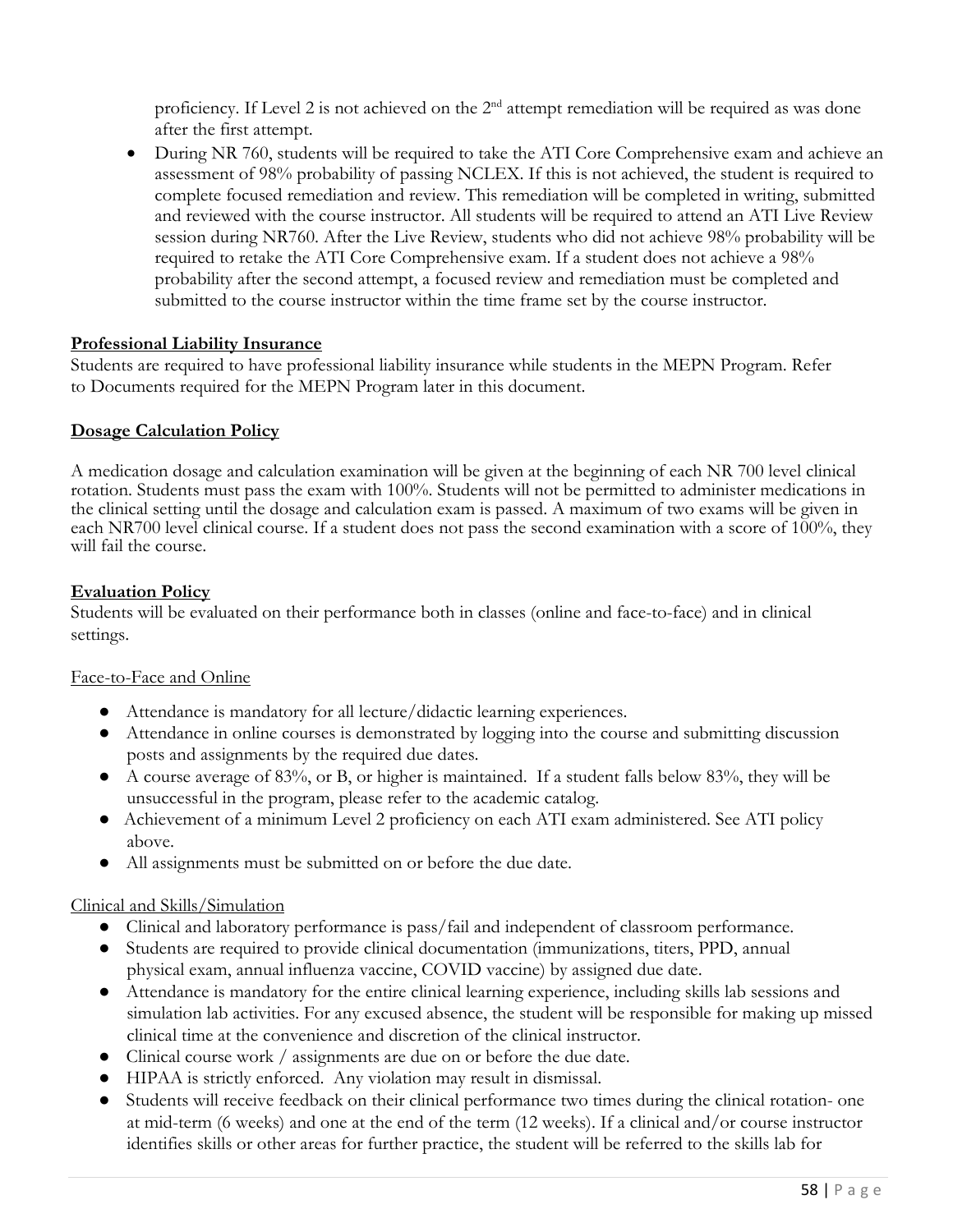proficiency. If Level 2 is not achieved on the 2nd attempt remediation will be required as was done after the first attempt.

- During NR 760, students will be required to take the ATI Core Comprehensive exam and achieve an assessment of 98% probability of passing NCLEX. If this is not achieved, the student is required to complete focused remediation and review. This remediation will be completed in writing, submitted and reviewed with the course instructor. All students will be required to attend an ATI Live Review session during NR760. After the Live Review, students who did not achieve 98% probability will be required to retake the ATI Core Comprehensive exam. If a student does not achieve a 98% probability after the second attempt, a focused review and remediation must be completed and submitted to the course instructor within the time frame set by the course instructor.

**Professional Liability Insurance**

Students are required to have professional liability insurance while students in the MEPN Program. Refer to Documents required for the MEPN Program later in this document.

**Dosage Calculation Policy**

A medication dosage and calculation examination will be given at the beginning of each NR 700 level clinical rotation. Students must pass the exam with 100%. Students will not be permitted to administer medications in the clinical setting until the dosage and calculation exam is passed. A maximum of two exams will be given in each NR700 level clinical course. If a student does not pass the second examination with a score of 100%, they will fail the course.

**Evaluation Policy**

Students will be evaluated on their performance both in classes (online and face-to-face) and in clinical settings.

Face-to-Face and Online

- Attendance is mandatory for all lecture/didactic learning experiences.
- Attendance in online courses is demonstrated by logging into the course and submitting discussion posts and assignments by the required due dates.
- A course average of 83%, or B, or higher is maintained. If a student falls below 83%, they will be unsuccessful in the program, please refer to the academic catalog.
- Achievement of a minimum Level 2 proficiency on each ATI exam administered. See ATI policy above.
- All assignments must be submitted on or before the due date.

Clinical and Skills/Simulation

- Clinical and laboratory performance is pass/fail and independent of classroom performance.
- Students are required to provide clinical documentation (immunizations, titers, PPD, annual physical exam, annual influenza vaccine, COVID vaccine) by assigned due date.
- Attendance is mandatory for the entire clinical learning experience, including skills lab sessions and simulation lab activities. For any excused absence, the student will be responsible for making up missed clinical time at the convenience and discretion of the clinical instructor.
- Clinical course work / assignments are due on or before the due date.
- HIPAA is strictly enforced. Any violation may result in dismissal.
- Students will receive feedback on their clinical performance two times during the clinical rotation- one at mid-term (6 weeks) and one at the end of the term (12 weeks). If a clinical and/or course instructor identifies skills or other areas for further practice, the student will be referred to the skills lab for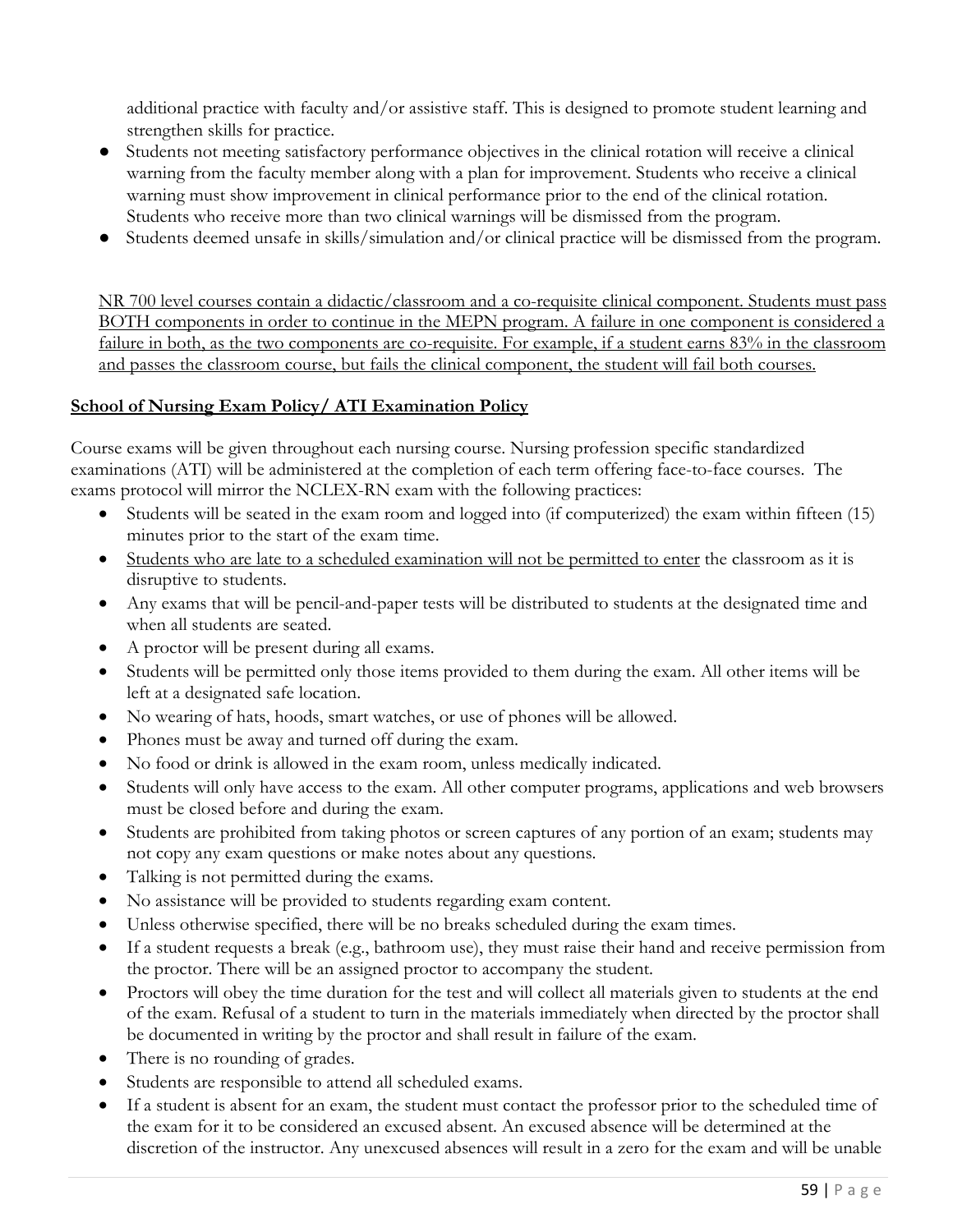additional practice with faculty and/or assistive staff. This is designed to promote student learning and strengthen skills for practice.

- Students not meeting satisfactory performance objectives in the clinical rotation will receive a clinical warning from the faculty member along with a plan for improvement. Students who receive a clinical warning must show improvement in clinical performance prior to the end of the clinical rotation. Students who receive more than two clinical warnings will be dismissed from the program.
- Students deemed unsafe in skills/simulation and/or clinical practice will be dismissed from the program.

<u>NR 700 level courses contain a didactic/classroom and a co-requisite clinical component. Students must pass BOTH components in order to continue in the MEPN program. A failure in one component is considered a failure in both, as the two components are co-requisite. For example, if a student earns 83% in the classroom and passes the classroom course, but fails the clinical component, the student will fail both courses.</u>

**<u>School of Nursing Exam Policy/ ATI Examination Policy</u>**

Course exams will be given throughout each nursing course. Nursing profession specific standardized examinations (ATI) will be administered at the completion of each term offering face-to-face courses. The exams protocol will mirror the NCLEX-RN exam with the following practices:

- Students will be seated in the exam room and logged into (if computerized) the exam within fifteen (15) minutes prior to the start of the exam time.
- <u>Students who are late to a scheduled examination will not be permitted to enter</u> the classroom as it is disruptive to students.
- Any exams that will be pencil-and-paper tests will be distributed to students at the designated time and when all students are seated.
- A proctor will be present during all exams.
- Students will be permitted only those items provided to them during the exam. All other items will be left at a designated safe location.
- No wearing of hats, hoods, smart watches, or use of phones will be allowed.
- Phones must be away and turned off during the exam.
- No food or drink is allowed in the exam room, unless medically indicated.
- Students will only have access to the exam. All other computer programs, applications and web browsers must be closed before and during the exam.
- Students are prohibited from taking photos or screen captures of any portion of an exam; students may not copy any exam questions or make notes about any questions.
- Talking is not permitted during the exams.
- No assistance will be provided to students regarding exam content.
- Unless otherwise specified, there will be no breaks scheduled during the exam times.
- If a student requests a break (e.g., bathroom use), they must raise their hand and receive permission from the proctor. There will be an assigned proctor to accompany the student.
- Proctors will obey the time duration for the test and will collect all materials given to students at the end of the exam. Refusal of a student to turn in the materials immediately when directed by the proctor shall be documented in writing by the proctor and shall result in failure of the exam.
- There is no rounding of grades.
- Students are responsible to attend all scheduled exams.
- If a student is absent for an exam, the student must contact the professor prior to the scheduled time of the exam for it to be considered an excused absent. An excused absence will be determined at the discretion of the instructor. Any unexcused absences will result in a zero for the exam and will be unable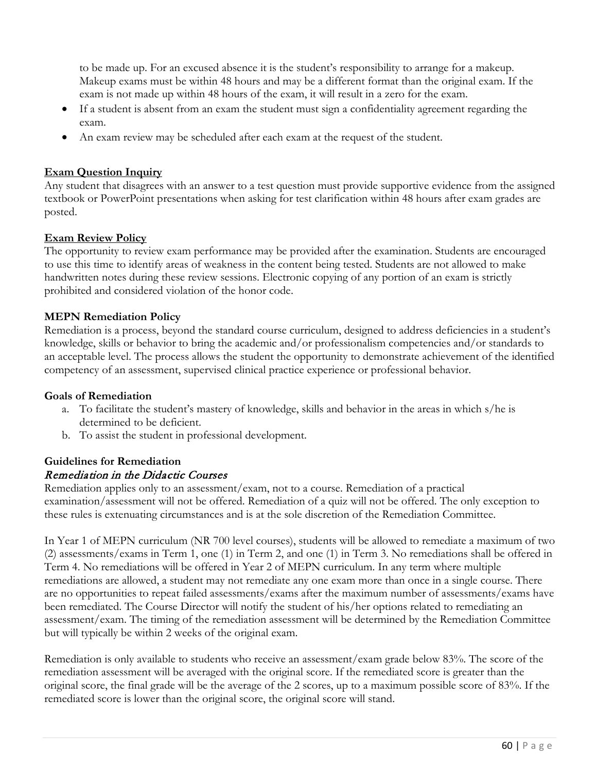to be made up. For an excused absence it is the student's responsibility to arrange for a makeup. Makeup exams must be within 48 hours and may be a different format than the original exam. If the exam is not made up within 48 hours of the exam, it will result in a zero for the exam.

- If a student is absent from an exam the student must sign a confidentiality agreement regarding the exam.
- An exam review may be scheduled after each exam at the request of the student.

**Exam Question Inquiry**

Any student that disagrees with an answer to a test question must provide supportive evidence from the assigned textbook or PowerPoint presentations when asking for test clarification within 48 hours after exam grades are posted.

**Exam Review Policy**

The opportunity to review exam performance may be provided after the examination. Students are encouraged to use this time to identify areas of weakness in the content being tested. Students are not allowed to make handwritten notes during these review sessions. Electronic copying of any portion of an exam is strictly prohibited and considered violation of the honor code.

**MEPN Remediation Policy**

Remediation is a process, beyond the standard course curriculum, designed to address deficiencies in a student's knowledge, skills or behavior to bring the academic and/or professionalism competencies and/or standards to an acceptable level. The process allows the student the opportunity to demonstrate achievement of the identified competency of an assessment, supervised clinical practice experience or professional behavior.

**Goals of Remediation**

a. To facilitate the student's mastery of knowledge, skills and behavior in the areas in which s/he is determined to be deficient.
b. To assist the student in professional development.

**Guidelines for Remediation**

*Remediation in the Didactic Courses*

Remediation applies only to an assessment/exam, not to a course. Remediation of a practical examination/assessment will not be offered. Remediation of a quiz will not be offered. The only exception to these rules is extenuating circumstances and is at the sole discretion of the Remediation Committee.

In Year 1 of MEPN curriculum (NR 700 level courses), students will be allowed to remediate a maximum of two (2) assessments/exams in Term 1, one (1) in Term 2, and one (1) in Term 3. No remediations shall be offered in Term 4. No remediations will be offered in Year 2 of MEPN curriculum. In any term where multiple remediations are allowed, a student may not remediate any one exam more than once in a single course. There are no opportunities to repeat failed assessments/exams after the maximum number of assessments/exams have been remediated. The Course Director will notify the student of his/her options related to remediating an assessment/exam. The timing of the remediation assessment will be determined by the Remediation Committee but will typically be within 2 weeks of the original exam.

Remediation is only available to students who receive an assessment/exam grade below 83%. The score of the remediation assessment will be averaged with the original score. If the remediated score is greater than the original score, the final grade will be the average of the 2 scores, up to a maximum possible score of 83%. If the remediated score is lower than the original score, the original score will stand.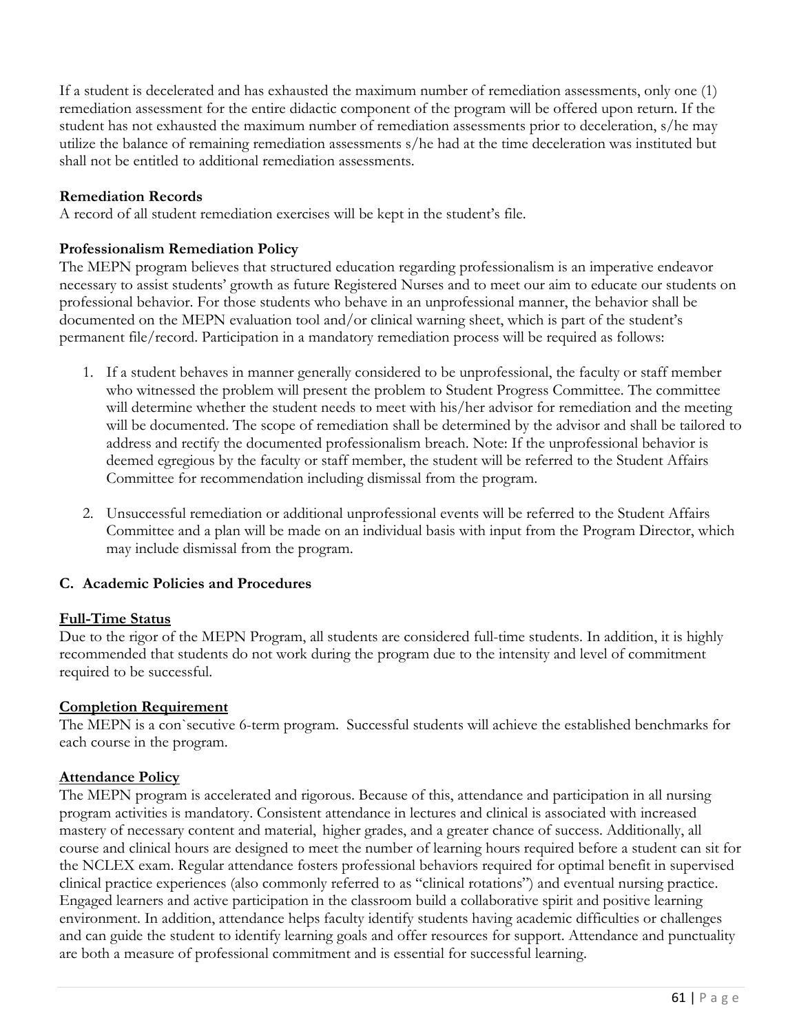If a student is decelerated and has exhausted the maximum number of remediation assessments, only one (1) remediation assessment for the entire didactic component of the program will be offered upon return. If the student has not exhausted the maximum number of remediation assessments prior to deceleration, s/he may utilize the balance of remaining remediation assessments s/he had at the time deceleration was instituted but shall not be entitled to additional remediation assessments.

**Remediation Records**

A record of all student remediation exercises will be kept in the student's file.

**Professionalism Remediation Policy**

The MEPN program believes that structured education regarding professionalism is an imperative endeavor necessary to assist students' growth as future Registered Nurses and to meet our aim to educate our students on professional behavior. For those students who behave in an unprofessional manner, the behavior shall be documented on the MEPN evaluation tool and/or clinical warning sheet, which is part of the student's permanent file/record. Participation in a mandatory remediation process will be required as follows:

1. If a student behaves in manner generally considered to be unprofessional, the faculty or staff member who witnessed the problem will present the problem to Student Progress Committee. The committee will determine whether the student needs to meet with his/her advisor for remediation and the meeting will be documented. The scope of remediation shall be determined by the advisor and shall be tailored to address and rectify the documented professionalism breach. Note: If the unprofessional behavior is deemed egregious by the faculty or staff member, the student will be referred to the Student Affairs Committee for recommendation including dismissal from the program.

2. Unsuccessful remediation or additional unprofessional events will be referred to the Student Affairs Committee and a plan will be made on an individual basis with input from the Program Director, which may include dismissal from the program.

### C. Academic Policies and Procedures

**Full-Time Status**

Due to the rigor of the MEPN Program, all students are considered full-time students. In addition, it is highly recommended that students do not work during the program due to the intensity and level of commitment required to be successful.

**Completion Requirement**

The MEPN is a con`secutive 6-term program. Successful students will achieve the established benchmarks for each course in the program.

**Attendance Policy**

The MEPN program is accelerated and rigorous. Because of this, attendance and participation in all nursing program activities is mandatory. Consistent attendance in lectures and clinical is associated with increased mastery of necessary content and material, higher grades, and a greater chance of success. Additionally, all course and clinical hours are designed to meet the number of learning hours required before a student can sit for the NCLEX exam. Regular attendance fosters professional behaviors required for optimal benefit in supervised clinical practice experiences (also commonly referred to as "clinical rotations") and eventual nursing practice. Engaged learners and active participation in the classroom build a collaborative spirit and positive learning environment. In addition, attendance helps faculty identify students having academic difficulties or challenges and can guide the student to identify learning goals and offer resources for support. Attendance and punctuality are both a measure of professional commitment and is essential for successful learning.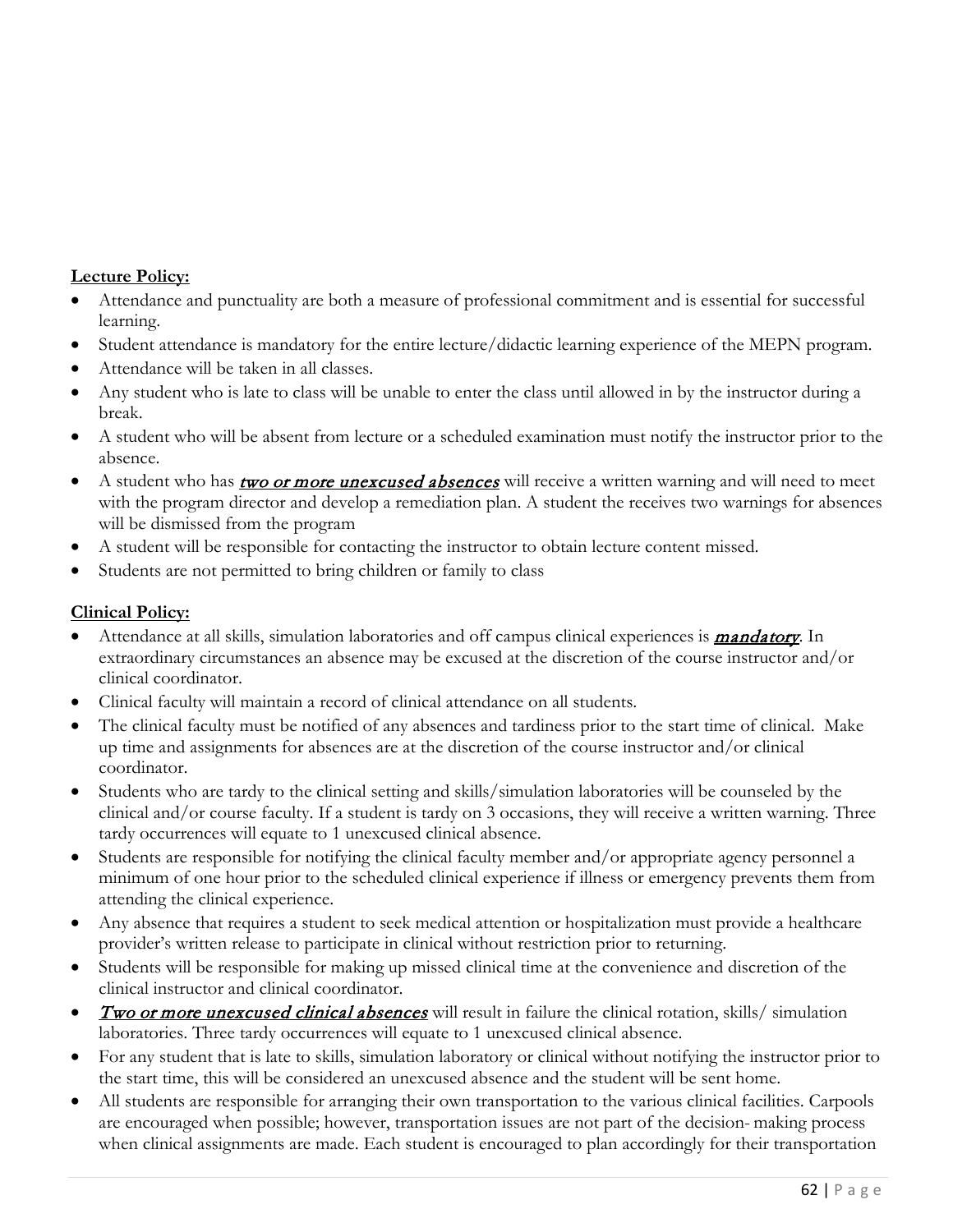**Lecture Policy:**

- Attendance and punctuality are both a measure of professional commitment and is essential for successful learning.
- Student attendance is mandatory for the entire lecture/didactic learning experience of the MEPN program.
- Attendance will be taken in all classes.
- Any student who is late to class will be unable to enter the class until allowed in by the instructor during a break.
- A student who will be absent from lecture or a scheduled examination must notify the instructor prior to the absence.
- A student who has ***two or more unexcused absences*** will receive a written warning and will need to meet with the program director and develop a remediation plan. A student the receives two warnings for absences will be dismissed from the program
- A student will be responsible for contacting the instructor to obtain lecture content missed.
- Students are not permitted to bring children or family to class

**Clinical Policy:**

- Attendance at all skills, simulation laboratories and off campus clinical experiences is ***mandatory***. In extraordinary circumstances an absence may be excused at the discretion of the course instructor and/or clinical coordinator.
- Clinical faculty will maintain a record of clinical attendance on all students.
- The clinical faculty must be notified of any absences and tardiness prior to the start time of clinical. Make up time and assignments for absences are at the discretion of the course instructor and/or clinical coordinator.
- Students who are tardy to the clinical setting and skills/simulation laboratories will be counseled by the clinical and/or course faculty. If a student is tardy on 3 occasions, they will receive a written warning. Three tardy occurrences will equate to 1 unexcused clinical absence.
- Students are responsible for notifying the clinical faculty member and/or appropriate agency personnel a minimum of one hour prior to the scheduled clinical experience if illness or emergency prevents them from attending the clinical experience.
- Any absence that requires a student to seek medical attention or hospitalization must provide a healthcare provider's written release to participate in clinical without restriction prior to returning.
- Students will be responsible for making up missed clinical time at the convenience and discretion of the clinical instructor and clinical coordinator.
- ***Two or more unexcused clinical absences*** will result in failure the clinical rotation, skills/ simulation laboratories. Three tardy occurrences will equate to 1 unexcused clinical absence.
- For any student that is late to skills, simulation laboratory or clinical without notifying the instructor prior to the start time, this will be considered an unexcused absence and the student will be sent home.
- All students are responsible for arranging their own transportation to the various clinical facilities. Carpools are encouraged when possible; however, transportation issues are not part of the decision- making process when clinical assignments are made. Each student is encouraged to plan accordingly for their transportation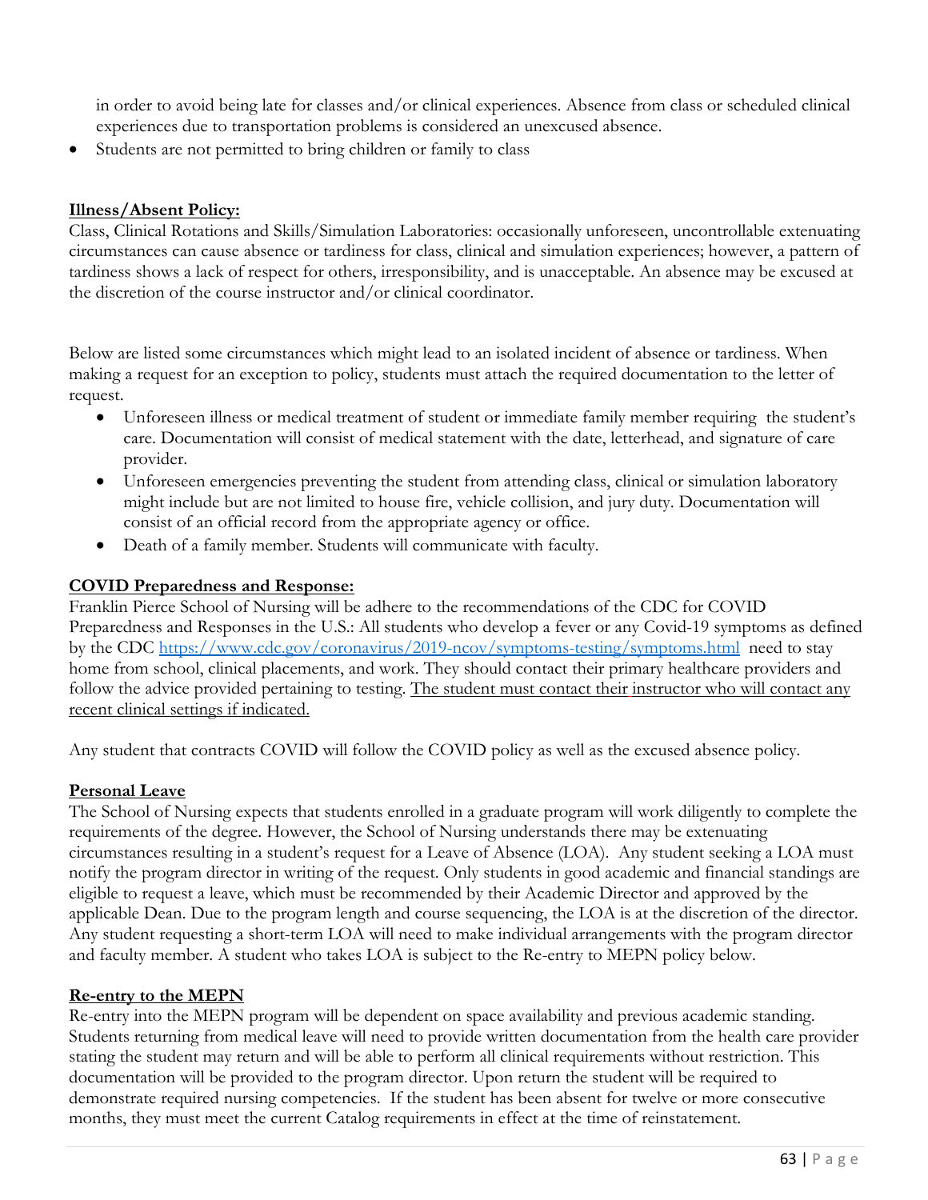in order to avoid being late for classes and/or clinical experiences. Absence from class or scheduled clinical experiences due to transportation problems is considered an unexcused absence.

- Students are not permitted to bring children or family to class

**Illness/Absent Policy:**

Class, Clinical Rotations and Skills/Simulation Laboratories: occasionally unforeseen, uncontrollable extenuating circumstances can cause absence or tardiness for class, clinical and simulation experiences; however, a pattern of tardiness shows a lack of respect for others, irresponsibility, and is unacceptable. An absence may be excused at the discretion of the course instructor and/or clinical coordinator.

Below are listed some circumstances which might lead to an isolated incident of absence or tardiness. When making a request for an exception to policy, students must attach the required documentation to the letter of request.

- Unforeseen illness or medical treatment of student or immediate family member requiring the student's care. Documentation will consist of medical statement with the date, letterhead, and signature of care provider.
- Unforeseen emergencies preventing the student from attending class, clinical or simulation laboratory might include but are not limited to house fire, vehicle collision, and jury duty. Documentation will consist of an official record from the appropriate agency or office.
- Death of a family member. Students will communicate with faculty.

**COVID Preparedness and Response:**

Franklin Pierce School of Nursing will be adhere to the recommendations of the CDC for COVID Preparedness and Responses in the U.S.: All students who develop a fever or any Covid-19 symptoms as defined by the CDC https://www.cdc.gov/coronavirus/2019-ncov/symptoms-testing/symptoms.html need to stay home from school, clinical placements, and work. They should contact their primary healthcare providers and follow the advice provided pertaining to testing. The student must contact their instructor who will contact any recent clinical settings if indicated.

Any student that contracts COVID will follow the COVID policy as well as the excused absence policy.

**Personal Leave**

The School of Nursing expects that students enrolled in a graduate program will work diligently to complete the requirements of the degree. However, the School of Nursing understands there may be extenuating circumstances resulting in a student's request for a Leave of Absence (LOA). Any student seeking a LOA must notify the program director in writing of the request. Only students in good academic and financial standings are eligible to request a leave, which must be recommended by their Academic Director and approved by the applicable Dean. Due to the program length and course sequencing, the LOA is at the discretion of the director. Any student requesting a short-term LOA will need to make individual arrangements with the program director and faculty member. A student who takes LOA is subject to the Re-entry to MEPN policy below.

**Re-entry to the MEPN**

Re-entry into the MEPN program will be dependent on space availability and previous academic standing. Students returning from medical leave will need to provide written documentation from the health care provider stating the student may return and will be able to perform all clinical requirements without restriction. This documentation will be provided to the program director. Upon return the student will be required to demonstrate required nursing competencies. If the student has been absent for twelve or more consecutive months, they must meet the current Catalog requirements in effect at the time of reinstatement.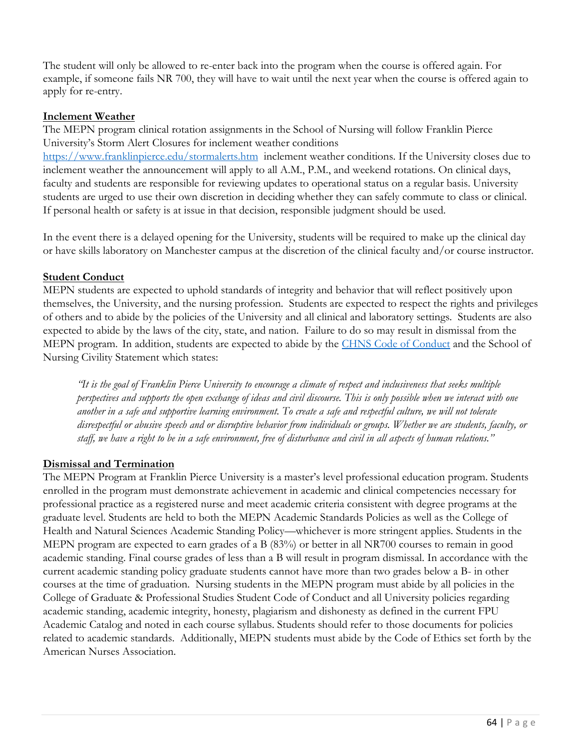The student will only be allowed to re-enter back into the program when the course is offered again. For example, if someone fails NR 700, they will have to wait until the next year when the course is offered again to apply for re-entry.

## Inclement Weather

The MEPN program clinical rotation assignments in the School of Nursing will follow Franklin Pierce University's Storm Alert Closures for inclement weather conditions [https://www.franklinpierce.edu/stormalerts.htm](https://www.franklinpierce.edu/stormalerts.htm) inclement weather conditions. If the University closes due to inclement weather the announcement will apply to all A.M., P.M., and weekend rotations. On clinical days, faculty and students are responsible for reviewing updates to operational status on a regular basis. University students are urged to use their own discretion in deciding whether they can safely commute to class or clinical. If personal health or safety is at issue in that decision, responsible judgment should be used.

In the event there is a delayed opening for the University, students will be required to make up the clinical day or have skills laboratory on Manchester campus at the discretion of the clinical faculty and/or course instructor.

## Student Conduct

MEPN students are expected to uphold standards of integrity and behavior that will reflect positively upon themselves, the University, and the nursing profession. Students are expected to respect the rights and privileges of others and to abide by the policies of the University and all clinical and laboratory settings. Students are also expected to abide by the laws of the city, state, and nation. Failure to do so may result in dismissal from the MEPN program. In addition, students are expected to abide by the CHNS Code of Conduct and the School of Nursing Civility Statement which states:

> *"It is the goal of Franklin Pierce University to encourage a climate of respect and inclusiveness that seeks multiple perspectives and supports the open exchange of ideas and civil discourse. This is only possible when we interact with one another in a safe and supportive learning environment. To create a safe and respectful culture, we will not tolerate disrespectful or abusive speech and or disruptive behavior from individuals or groups. Whether we are students, faculty, or staff, we have a right to be in a safe environment, free of disturbance and civil in all aspects of human relations."*

## Dismissal and Termination

The MEPN Program at Franklin Pierce University is a master's level professional education program. Students enrolled in the program must demonstrate achievement in academic and clinical competencies necessary for professional practice as a registered nurse and meet academic criteria consistent with degree programs at the graduate level. Students are held to both the MEPN Academic Standards Policies as well as the College of Health and Natural Sciences Academic Standing Policy—whichever is more stringent applies. Students in the MEPN program are expected to earn grades of a B (83%) or better in all NR700 courses to remain in good academic standing. Final course grades of less than a B will result in program dismissal. In accordance with the current academic standing policy graduate students cannot have more than two grades below a B- in other courses at the time of graduation. Nursing students in the MEPN program must abide by all policies in the College of Graduate & Professional Studies Student Code of Conduct and all University policies regarding academic standing, academic integrity, honesty, plagiarism and dishonesty as defined in the current FPU Academic Catalog and noted in each course syllabus. Students should refer to those documents for policies related to academic standards. Additionally, MEPN students must abide by the Code of Ethics set forth by the American Nurses Association.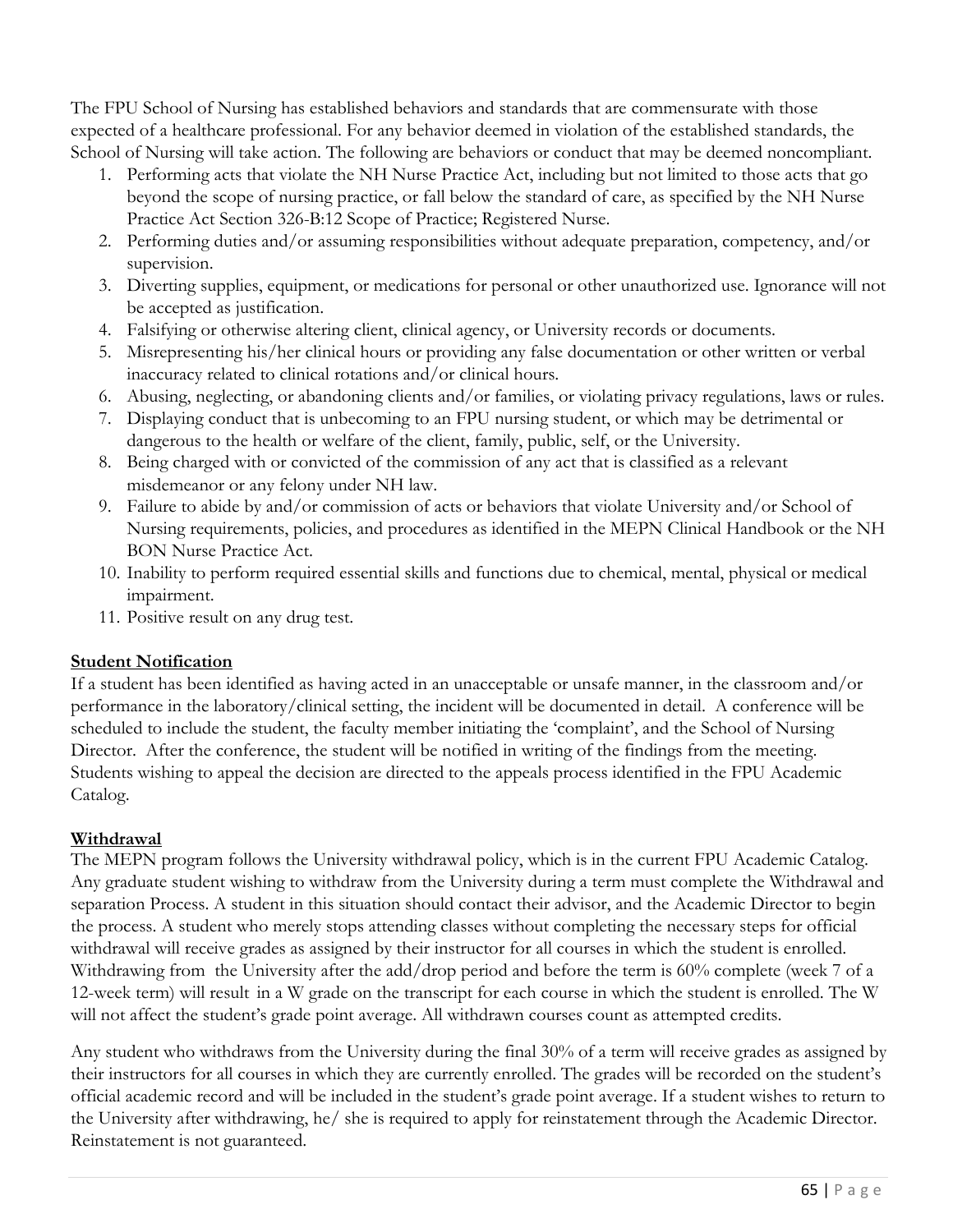The FPU School of Nursing has established behaviors and standards that are commensurate with those expected of a healthcare professional. For any behavior deemed in violation of the established standards, the School of Nursing will take action. The following are behaviors or conduct that may be deemed noncompliant.

1. Performing acts that violate the NH Nurse Practice Act, including but not limited to those acts that go beyond the scope of nursing practice, or fall below the standard of care, as specified by the NH Nurse Practice Act Section 326-B:12 Scope of Practice; Registered Nurse.
2. Performing duties and/or assuming responsibilities without adequate preparation, competency, and/or supervision.
3. Diverting supplies, equipment, or medications for personal or other unauthorized use. Ignorance will not be accepted as justification.
4. Falsifying or otherwise altering client, clinical agency, or University records or documents.
5. Misrepresenting his/her clinical hours or providing any false documentation or other written or verbal inaccuracy related to clinical rotations and/or clinical hours.
6. Abusing, neglecting, or abandoning clients and/or families, or violating privacy regulations, laws or rules.
7. Displaying conduct that is unbecoming to an FPU nursing student, or which may be detrimental or dangerous to the health or welfare of the client, family, public, self, or the University.
8. Being charged with or convicted of the commission of any act that is classified as a relevant misdemeanor or any felony under NH law.
9. Failure to abide by and/or commission of acts or behaviors that violate University and/or School of Nursing requirements, policies, and procedures as identified in the MEPN Clinical Handbook or the NH BON Nurse Practice Act.
10. Inability to perform required essential skills and functions due to chemical, mental, physical or medical impairment.
11. Positive result on any drug test.

## Student Notification

If a student has been identified as having acted in an unacceptable or unsafe manner, in the classroom and/or performance in the laboratory/clinical setting, the incident will be documented in detail. A conference will be scheduled to include the student, the faculty member initiating the 'complaint', and the School of Nursing Director. After the conference, the student will be notified in writing of the findings from the meeting. Students wishing to appeal the decision are directed to the appeals process identified in the FPU Academic Catalog.

## Withdrawal

The MEPN program follows the University withdrawal policy, which is in the current FPU Academic Catalog. Any graduate student wishing to withdraw from the University during a term must complete the Withdrawal and separation Process. A student in this situation should contact their advisor, and the Academic Director to begin the process. A student who merely stops attending classes without completing the necessary steps for official withdrawal will receive grades as assigned by their instructor for all courses in which the student is enrolled. Withdrawing from the University after the add/drop period and before the term is 60% complete (week 7 of a 12-week term) will result in a W grade on the transcript for each course in which the student is enrolled. The W will not affect the student's grade point average. All withdrawn courses count as attempted credits.

Any student who withdraws from the University during the final 30% of a term will receive grades as assigned by their instructors for all courses in which they are currently enrolled. The grades will be recorded on the student's official academic record and will be included in the student's grade point average. If a student wishes to return to the University after withdrawing, he/ she is required to apply for reinstatement through the Academic Director. Reinstatement is not guaranteed.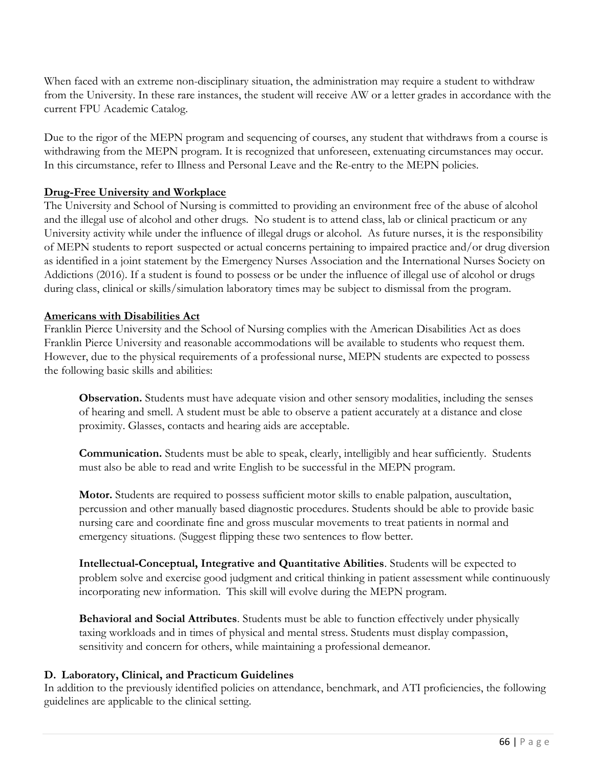When faced with an extreme non-disciplinary situation, the administration may require a student to withdraw from the University. In these rare instances, the student will receive AW or a letter grades in accordance with the current FPU Academic Catalog.

Due to the rigor of the MEPN program and sequencing of courses, any student that withdraws from a course is withdrawing from the MEPN program. It is recognized that unforeseen, extenuating circumstances may occur. In this circumstance, refer to Illness and Personal Leave and the Re-entry to the MEPN policies.

**Drug-Free University and Workplace**

The University and School of Nursing is committed to providing an environment free of the abuse of alcohol and the illegal use of alcohol and other drugs. No student is to attend class, lab or clinical practicum or any University activity while under the influence of illegal drugs or alcohol. As future nurses, it is the responsibility of MEPN students to report suspected or actual concerns pertaining to impaired practice and/or drug diversion as identified in a joint statement by the Emergency Nurses Association and the International Nurses Society on Addictions (2016). If a student is found to possess or be under the influence of illegal use of alcohol or drugs during class, clinical or skills/simulation laboratory times may be subject to dismissal from the program.

**Americans with Disabilities Act**

Franklin Pierce University and the School of Nursing complies with the American Disabilities Act as does Franklin Pierce University and reasonable accommodations will be available to students who request them. However, due to the physical requirements of a professional nurse, MEPN students are expected to possess the following basic skills and abilities:

**Observation.** Students must have adequate vision and other sensory modalities, including the senses of hearing and smell. A student must be able to observe a patient accurately at a distance and close proximity. Glasses, contacts and hearing aids are acceptable.

**Communication.** Students must be able to speak, clearly, intelligibly and hear sufficiently. Students must also be able to read and write English to be successful in the MEPN program.

**Motor.** Students are required to possess sufficient motor skills to enable palpation, auscultation, percussion and other manually based diagnostic procedures. Students should be able to provide basic nursing care and coordinate fine and gross muscular movements to treat patients in normal and emergency situations. (Suggest flipping these two sentences to flow better.

**Intellectual-Conceptual, Integrative and Quantitative Abilities**. Students will be expected to problem solve and exercise good judgment and critical thinking in patient assessment while continuously incorporating new information. This skill will evolve during the MEPN program.

**Behavioral and Social Attributes**. Students must be able to function effectively under physically taxing workloads and in times of physical and mental stress. Students must display compassion, sensitivity and concern for others, while maintaining a professional demeanor.

### D. Laboratory, Clinical, and Practicum Guidelines

In addition to the previously identified policies on attendance, benchmark, and ATI proficiencies, the following guidelines are applicable to the clinical setting.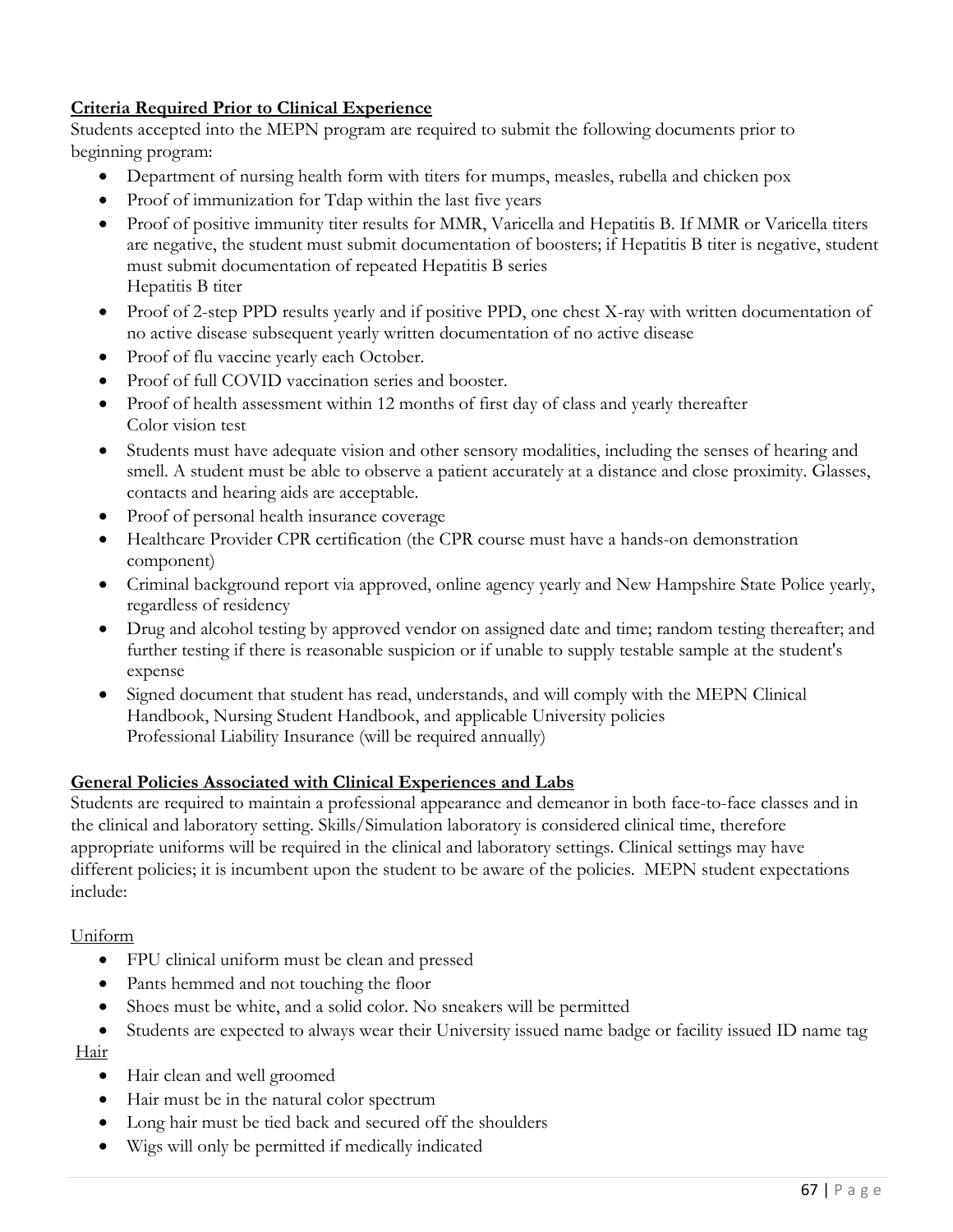**Criteria Required Prior to Clinical Experience**

Students accepted into the MEPN program are required to submit the following documents prior to beginning program:

- Department of nursing health form with titers for mumps, measles, rubella and chicken pox
- Proof of immunization for Tdap within the last five years
- Proof of positive immunity titer results for MMR, Varicella and Hepatitis B. If MMR or Varicella titers are negative, the student must submit documentation of boosters; if Hepatitis B titer is negative, student must submit documentation of repeated Hepatitis B series
  Hepatitis B titer
- Proof of 2-step PPD results yearly and if positive PPD, one chest X-ray with written documentation of no active disease subsequent yearly written documentation of no active disease
- Proof of flu vaccine yearly each October.
- Proof of full COVID vaccination series and booster.
- Proof of health assessment within 12 months of first day of class and yearly thereafter
  Color vision test
- Students must have adequate vision and other sensory modalities, including the senses of hearing and smell. A student must be able to observe a patient accurately at a distance and close proximity. Glasses, contacts and hearing aids are acceptable.
- Proof of personal health insurance coverage
- Healthcare Provider CPR certification (the CPR course must have a hands-on demonstration component)
- Criminal background report via approved, online agency yearly and New Hampshire State Police yearly, regardless of residency
- Drug and alcohol testing by approved vendor on assigned date and time; random testing thereafter; and further testing if there is reasonable suspicion or if unable to supply testable sample at the student's expense
- Signed document that student has read, understands, and will comply with the MEPN Clinical Handbook, Nursing Student Handbook, and applicable University policies
  Professional Liability Insurance (will be required annually)

**General Policies Associated with Clinical Experiences and Labs**

Students are required to maintain a professional appearance and demeanor in both face-to-face classes and in the clinical and laboratory setting. Skills/Simulation laboratory is considered clinical time, therefore appropriate uniforms will be required in the clinical and laboratory settings. Clinical settings may have different policies; it is incumbent upon the student to be aware of the policies. MEPN student expectations include:

Uniform

- FPU clinical uniform must be clean and pressed
- Pants hemmed and not touching the floor
- Shoes must be white, and a solid color. No sneakers will be permitted
- Students are expected to always wear their University issued name badge or facility issued ID name tag

Hair

- Hair clean and well groomed
- Hair must be in the natural color spectrum
- Long hair must be tied back and secured off the shoulders
- Wigs will only be permitted if medically indicated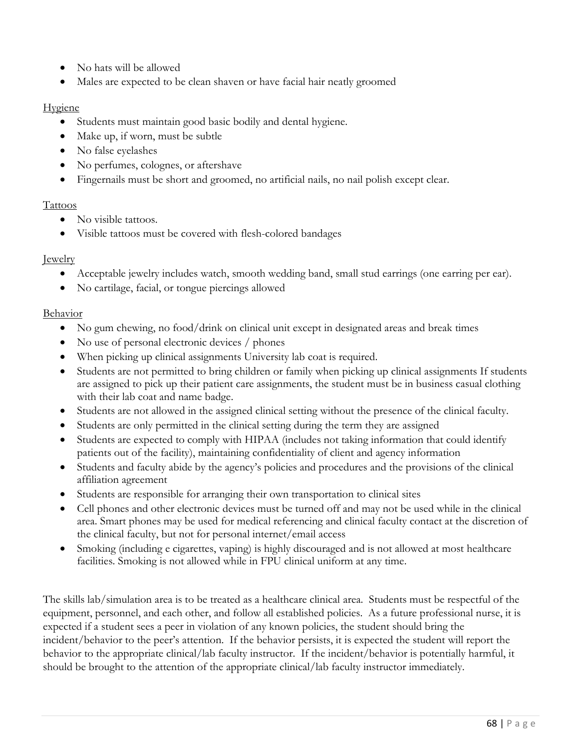- No hats will be allowed
- Males are expected to be clean shaven or have facial hair neatly groomed

Hygiene

- Students must maintain good basic bodily and dental hygiene.
- Make up, if worn, must be subtle
- No false eyelashes
- No perfumes, colognes, or aftershave
- Fingernails must be short and groomed, no artificial nails, no nail polish except clear.

Tattoos

- No visible tattoos.
- Visible tattoos must be covered with flesh-colored bandages

Jewelry

- Acceptable jewelry includes watch, smooth wedding band, small stud earrings (one earring per ear).
- No cartilage, facial, or tongue piercings allowed

Behavior

- No gum chewing, no food/drink on clinical unit except in designated areas and break times
- No use of personal electronic devices / phones
- When picking up clinical assignments University lab coat is required.
- Students are not permitted to bring children or family when picking up clinical assignments If students are assigned to pick up their patient care assignments, the student must be in business casual clothing with their lab coat and name badge.
- Students are not allowed in the assigned clinical setting without the presence of the clinical faculty.
- Students are only permitted in the clinical setting during the term they are assigned
- Students are expected to comply with HIPAA (includes not taking information that could identify patients out of the facility), maintaining confidentiality of client and agency information
- Students and faculty abide by the agency's policies and procedures and the provisions of the clinical affiliation agreement
- Students are responsible for arranging their own transportation to clinical sites
- Cell phones and other electronic devices must be turned off and may not be used while in the clinical area. Smart phones may be used for medical referencing and clinical faculty contact at the discretion of the clinical faculty, but not for personal internet/email access
- Smoking (including e cigarettes, vaping) is highly discouraged and is not allowed at most healthcare facilities. Smoking is not allowed while in FPU clinical uniform at any time.

The skills lab/simulation area is to be treated as a healthcare clinical area. Students must be respectful of the equipment, personnel, and each other, and follow all established policies. As a future professional nurse, it is expected if a student sees a peer in violation of any known policies, the student should bring the incident/behavior to the peer's attention. If the behavior persists, it is expected the student will report the behavior to the appropriate clinical/lab faculty instructor. If the incident/behavior is potentially harmful, it should be brought to the attention of the appropriate clinical/lab faculty instructor immediately.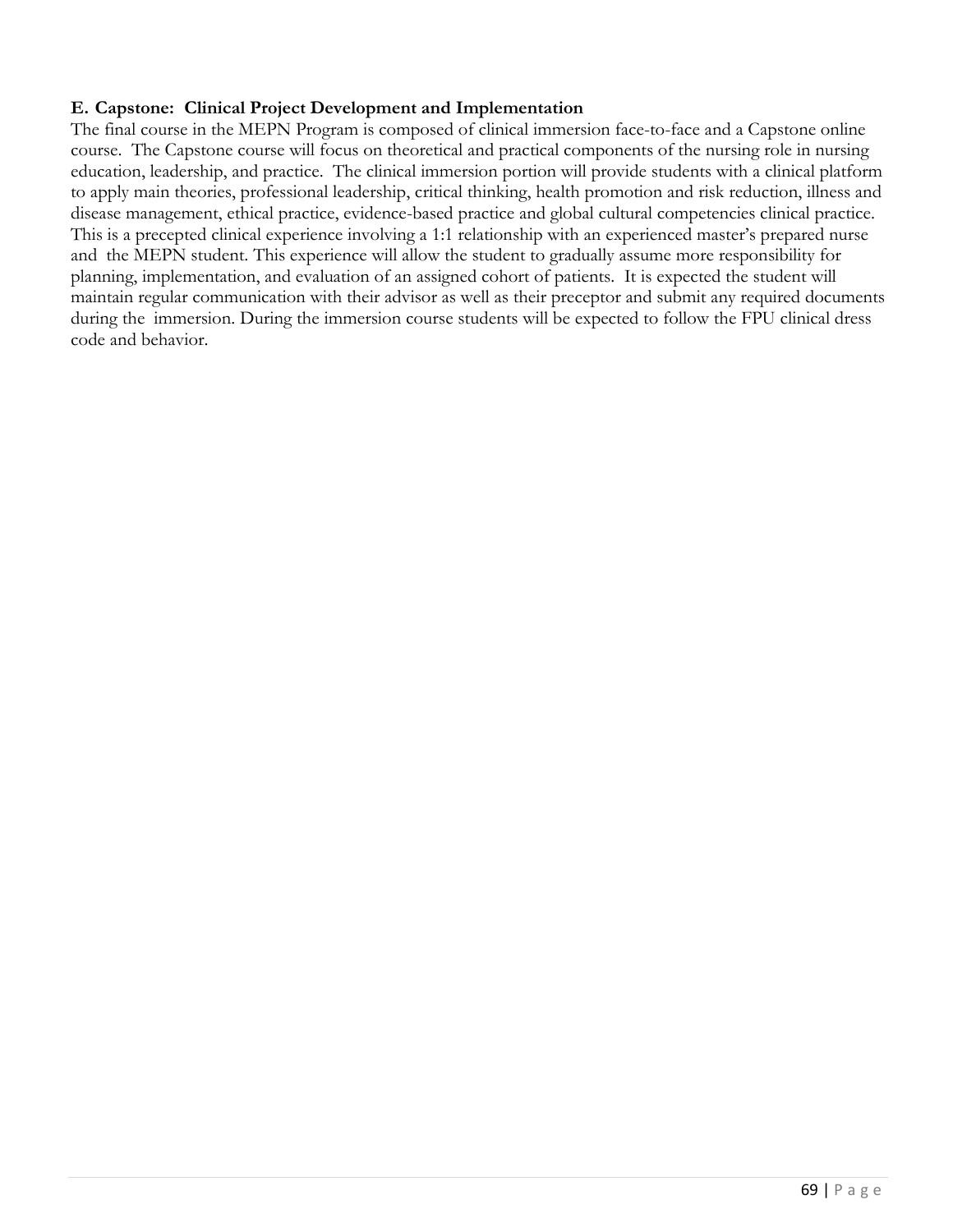**E. Capstone: Clinical Project Development and Implementation**

The final course in the MEPN Program is composed of clinical immersion face-to-face and a Capstone online course. The Capstone course will focus on theoretical and practical components of the nursing role in nursing education, leadership, and practice. The clinical immersion portion will provide students with a clinical platform to apply main theories, professional leadership, critical thinking, health promotion and risk reduction, illness and disease management, ethical practice, evidence-based practice and global cultural competencies clinical practice. This is a precepted clinical experience involving a 1:1 relationship with an experienced master's prepared nurse and the MEPN student. This experience will allow the student to gradually assume more responsibility for planning, implementation, and evaluation of an assigned cohort of patients. It is expected the student will maintain regular communication with their advisor as well as their preceptor and submit any required documents during the immersion. During the immersion course students will be expected to follow the FPU clinical dress code and behavior.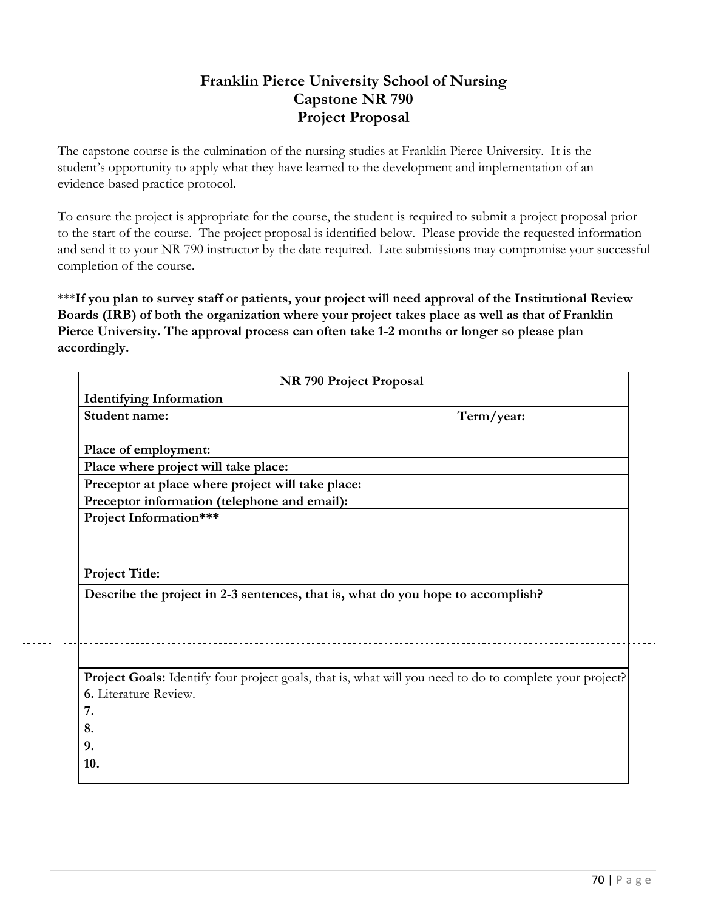# Franklin Pierce University School of Nursing
# Capstone NR 790
# Project Proposal

The capstone course is the culmination of the nursing studies at Franklin Pierce University. It is the student's opportunity to apply what they have learned to the development and implementation of an evidence-based practice protocol.

To ensure the project is appropriate for the course, the student is required to submit a project proposal prior to the start of the course. The project proposal is identified below. Please provide the requested information and send it to your NR 790 instructor by the date required. Late submissions may compromise your successful completion of the course.

***__If you plan to survey staff or patients, your project will need approval of the Institutional Review Boards (IRB) of both the organization where your project takes place as well as that of Franklin Pierce University. The approval process can often take 1-2 months or longer so please plan accordingly.__**

| **NR 790 Project Proposal** | |
|---|---|
| **Identifying Information** | |
| **Student name:** | **Term/year:** |
| **Place of employment:** | |
| **Place where project will take place:** | |
| **Preceptor at place where project will take place:**<br>**Preceptor information (telephone and email):** | |
| **Project Information***** | |
| **Project Title:** | |
| **Describe the project in 2-3 sentences, that is, what do you hope to accomplish?** | |
| **Project Goals:** Identify four project goals, that is, what will you need to do to complete your project?<br>**6.** Literature Review.<br>**7.**<br>**8.**<br>**9.**<br>**10.** | |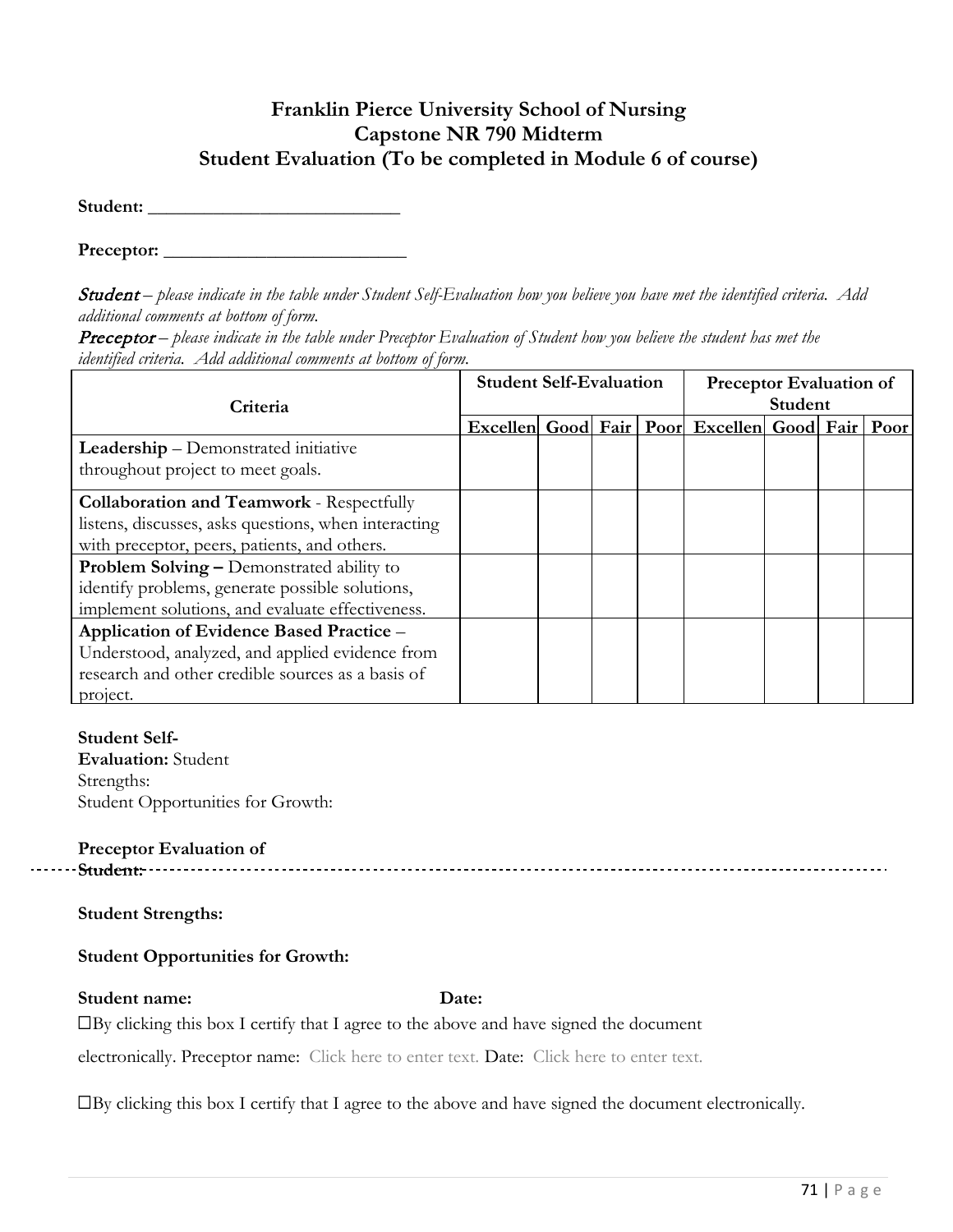**Franklin Pierce University School of Nursing**
**Capstone NR 790 Midterm**
**Student Evaluation (To be completed in Module 6 of course)**

**Student:** ___________________________

**Preceptor:** __________________________

***Student*** *– please indicate in the table under Student Self-Evaluation how you believe you have met the identified criteria. Add additional comments at bottom of form.*

***Preceptor*** *– please indicate in the table under Preceptor Evaluation of Student how you believe the student has met the identified criteria. Add additional comments at bottom of form.*

| Criteria | Student Self-Evaluation | | | | Preceptor Evaluation of Student | | | |
|---|---|---|---|---|---|---|---|---|
| | Excellen | Good | Fair | Poor | Excellen | Good | Fair | Poor |
| **Leadership** – Demonstrated initiative throughout project to meet goals. | | | | | | | | |
| **Collaboration and Teamwork** - Respectfully listens, discusses, asks questions, when interacting with preceptor, peers, patients, and others. | | | | | | | | |
| **Problem Solving –** Demonstrated ability to identify problems, generate possible solutions, implement solutions, and evaluate effectiveness. | | | | | | | | |
| **Application of Evidence Based Practice** – Understood, analyzed, and applied evidence from research and other credible sources as a basis of project. | | | | | | | | |

**Student Self-Evaluation:** Student Strengths:
Student Opportunities for Growth:

**Preceptor Evaluation of Student:**

**Student Strengths:**

**Student Opportunities for Growth:**

**Student name:** **Date:**

☐By clicking this box I certify that I agree to the above and have signed the document electronically. Preceptor name: Click here to enter text. Date: Click here to enter text.

☐By clicking this box I certify that I agree to the above and have signed the document electronically.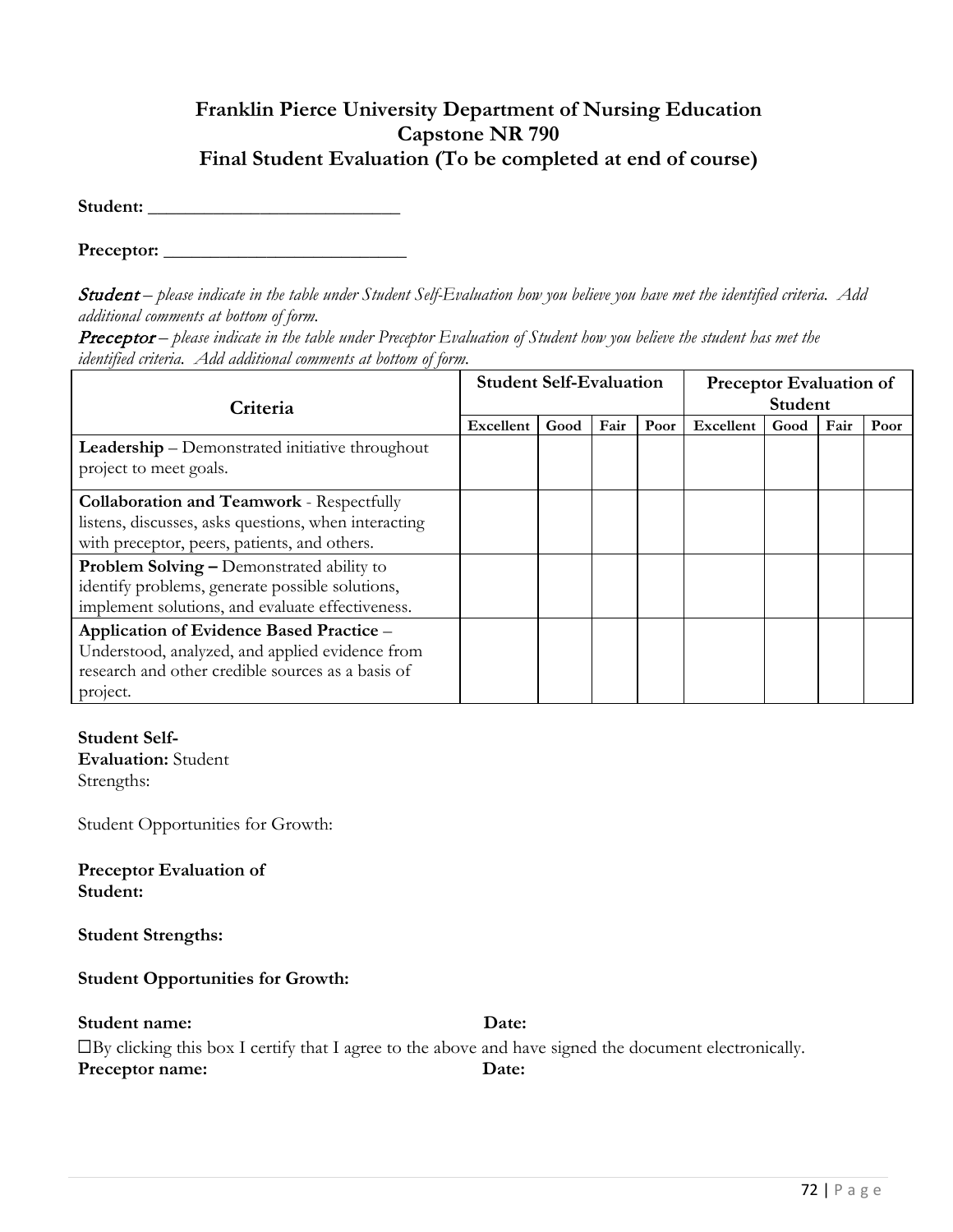# Franklin Pierce University Department of Nursing Education
## Capstone NR 790
## Final Student Evaluation (To be completed at end of course)

**Student:** ___________________________

**Preceptor:** __________________________

***Student*** *– please indicate in the table under Student Self-Evaluation how you believe you have met the identified criteria. Add additional comments at bottom of form.*
***Preceptor*** *– please indicate in the table under Preceptor Evaluation of Student how you believe the student has met the identified criteria. Add additional comments at bottom of form.*

| Criteria | Student Self-Evaluation | | | | Preceptor Evaluation of Student | | | |
|---|---|---|---|---|---|---|---|---|
| | **Excellent** | **Good** | **Fair** | **Poor** | **Excellent** | **Good** | **Fair** | **Poor** |
| **Leadership** – Demonstrated initiative throughout project to meet goals. | | | | | | | | |
| **Collaboration and Teamwork** - Respectfully listens, discusses, asks questions, when interacting with preceptor, peers, patients, and others. | | | | | | | | |
| **Problem Solving –** Demonstrated ability to identify problems, generate possible solutions, implement solutions, and evaluate effectiveness. | | | | | | | | |
| **Application of Evidence Based Practice** – Understood, analyzed, and applied evidence from research and other credible sources as a basis of project. | | | | | | | | |

**Student Self-Evaluation:** Student Strengths:

Student Opportunities for Growth:

**Preceptor Evaluation of Student:**

**Student Strengths:**

**Student Opportunities for Growth:**

**Student name:** **Date:**

☐By clicking this box I certify that I agree to the above and have signed the document electronically.

**Preceptor name:** **Date:**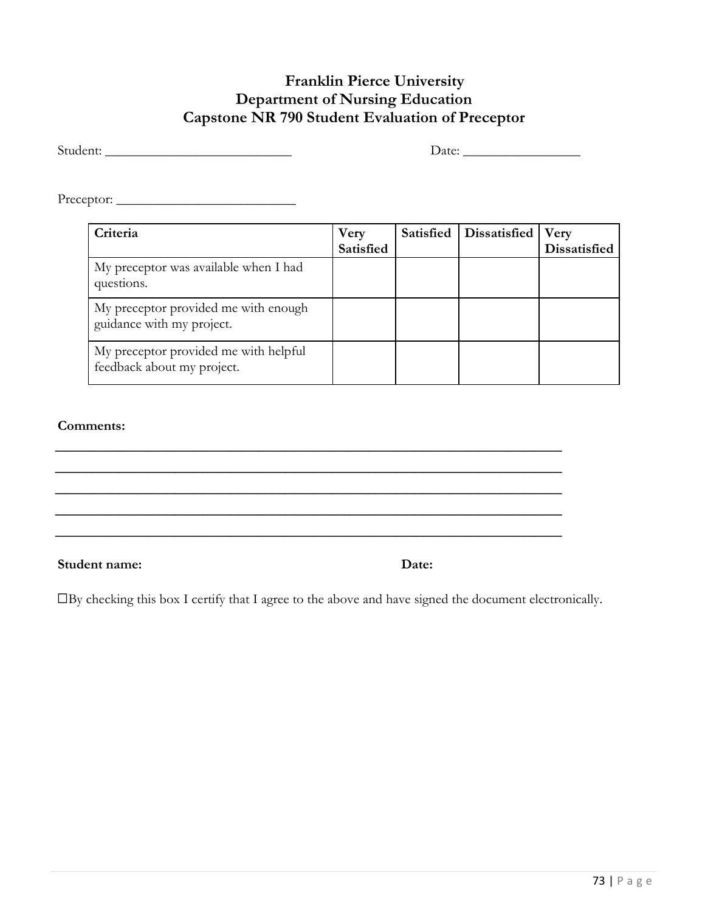# Franklin Pierce University
## Department of Nursing Education
## Capstone NR 790 Student Evaluation of Preceptor

Student: ____________________________ Date: _________________

Preceptor: ___________________________

| Criteria | Very Satisfied | Satisfied | Dissatisfied | Very Dissatisfied |
|---|---|---|---|---|
| My preceptor was available when I had questions. | | | | |
| My preceptor provided me with enough guidance with my project. | | | | |
| My preceptor provided me with helpful feedback about my project. | | | | |

**Comments:**

___________________________________________________________________________

___________________________________________________________________________

___________________________________________________________________________

___________________________________________________________________________

___________________________________________________________________________

**Student name:** **Date:**

☐By checking this box I certify that I agree to the above and have signed the document electronically.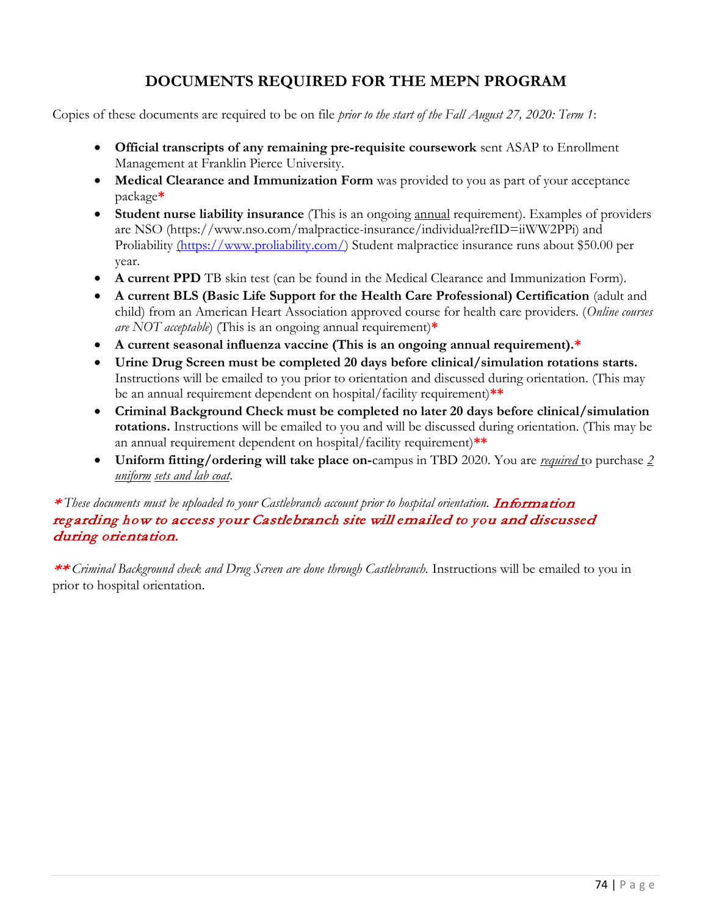## DOCUMENTS REQUIRED FOR THE MEPN PROGRAM

Copies of these documents are required to be on file *prior to the start of the Fall August 27, 2020: Term 1*:

- **Official transcripts of any remaining pre-requisite coursework** sent ASAP to Enrollment Management at Franklin Pierce University.
- **Medical Clearance and Immunization Form** was provided to you as part of your acceptance package*
- **Student nurse liability insurance** (This is an ongoing annual requirement). Examples of providers are NSO (https://www.nso.com/malpractice-insurance/individual?refID=iiWW2PPi) and Proliability (https://www.proliability.com/) Student malpractice insurance runs about $50.00 per year.
- **A current PPD** TB skin test (can be found in the Medical Clearance and Immunization Form).
- **A current BLS (Basic Life Support for the Health Care Professional) Certification** (adult and child) from an American Heart Association approved course for health care providers. (*Online courses are NOT acceptable*) (This is an ongoing annual requirement)*
- **A current seasonal influenza vaccine (This is an ongoing annual requirement).***
- **Urine Drug Screen must be completed 20 days before clinical/simulation rotations starts.** Instructions will be emailed to you prior to orientation and discussed during orientation. (This may be an annual requirement dependent on hospital/facility requirement)**
- **Criminal Background Check must be completed no later 20 days before clinical/simulation rotations.** Instructions will be emailed to you and will be discussed during orientation. (This may be an annual requirement dependent on hospital/facility requirement)**
- **Uniform fitting/ordering will take place on-**campus in TBD 2020. You are ***required*** to purchase *2 uniform sets and lab coat*.

**\*** *These documents must be uploaded to your Castlebranch account prior to hospital orientation.* ***Information regarding how to access your Castlebranch site will emailed to you and discussed during orientation.***

**\*\*** *Criminal Background check and Drug Screen are done through Castlebranch.* Instructions will be emailed to you in prior to hospital orientation.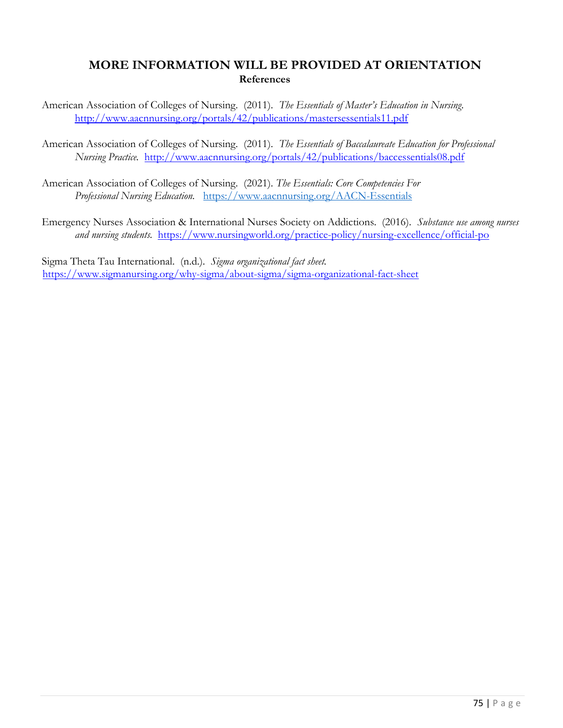## MORE INFORMATION WILL BE PROVIDED AT ORIENTATION

### References

American Association of Colleges of Nursing. (2011). *The Essentials of Master's Education in Nursing.* http://www.aacnnursing.org/portals/42/publications/mastersessentials11.pdf

American Association of Colleges of Nursing. (2011). *The Essentials of Baccalaureate Education for Professional Nursing Practice.* http://www.aacnnursing.org/portals/42/publications/baccessentials08.pdf

American Association of Colleges of Nursing. (2021). *The Essentials: Core Competencies For Professional Nursing Education.* https://www.aacnnursing.org/AACN-Essentials

Emergency Nurses Association & International Nurses Society on Addictions. (2016). *Substance use among nurses and nursing students.* https://www.nursingworld.org/practice-policy/nursing-excellence/official-po

Sigma Theta Tau International. (n.d.). *Sigma organizational fact sheet.* https://www.sigmanursing.org/why-sigma/about-sigma/sigma-organizational-fact-sheet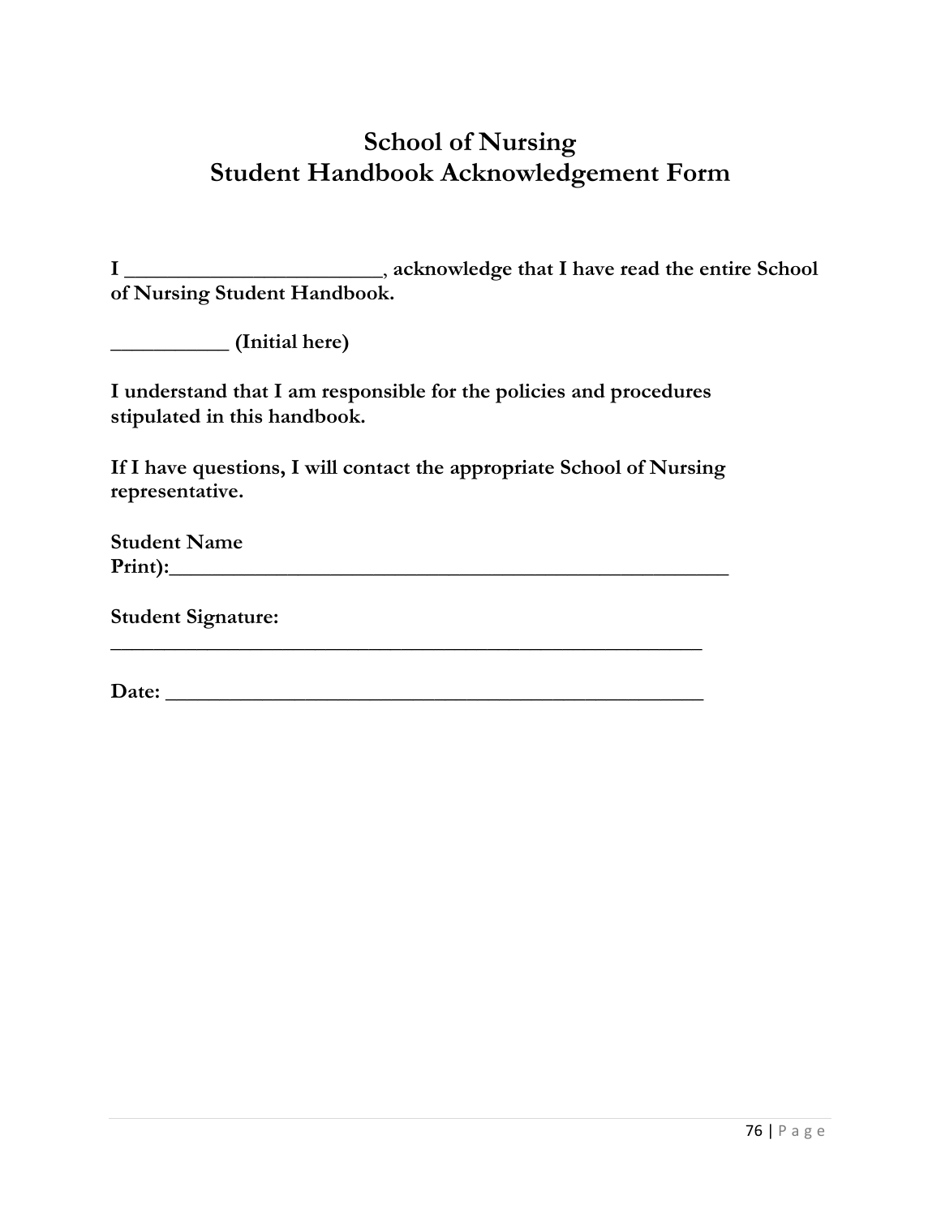# School of Nursing
# Student Handbook Acknowledgement Form

**I _________________________, acknowledge that I have read the entire School of Nursing Student Handbook.**

**___________ (Initial here)**

**I understand that I am responsible for the policies and procedures stipulated in this handbook.**

**If I have questions, I will contact the appropriate School of Nursing representative.**

**Student Name Print):_______________________________________________________**

**Student Signature: ___________________________________________________________**

**Date: ____________________________________________________**